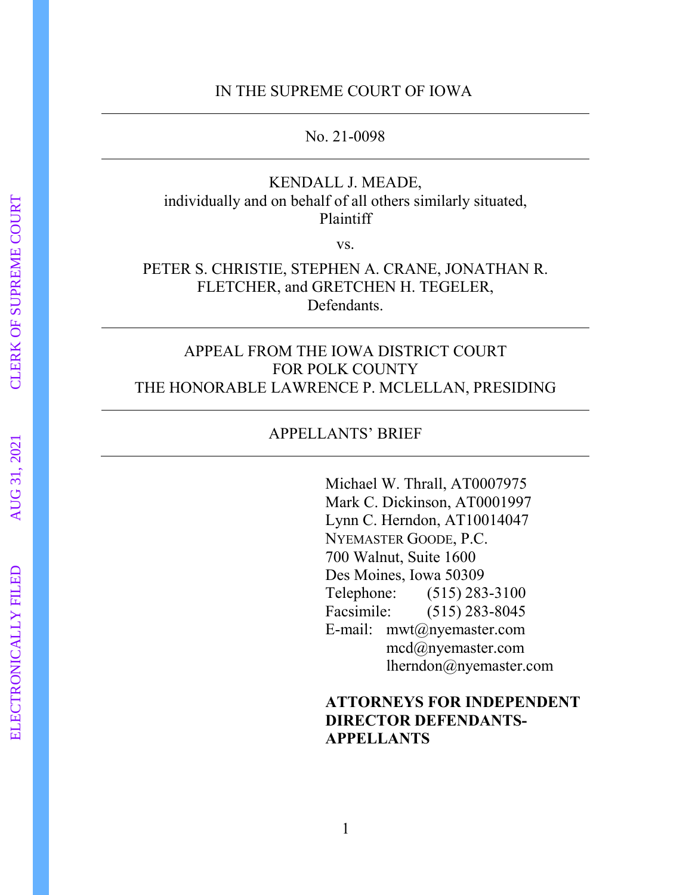IN THE SUPREME COURT OF IOWA

---

No. 21-0098

---

KENDALL J. MEADE,
individually and on behalf of all others similarly situated,
Plaintiff

vs.

PETER S. CHRISTIE, STEPHEN A. CRANE, JONATHAN R. FLETCHER, and GRETCHEN H. TEGELER,
Defendants.

---

APPEAL FROM THE IOWA DISTRICT COURT
FOR POLK COUNTY
THE HONORABLE LAWRENCE P. MCLELLAN, PRESIDING

---

APPELLANTS' BRIEF

---

Michael W. Thrall, AT0007975
Mark C. Dickinson, AT0001997
Lynn C. Herndon, AT10014047
NYEMASTER GOODE, P.C.
700 Walnut, Suite 1600
Des Moines, Iowa 50309
Telephone: (515) 283-3100
Facsimile: (515) 283-8045
E-mail: mwt@nyemaster.com
mcd@nyemaster.com
lherndon@nyemaster.com

**ATTORNEYS FOR INDEPENDENT DIRECTOR DEFENDANTS-APPELLANTS**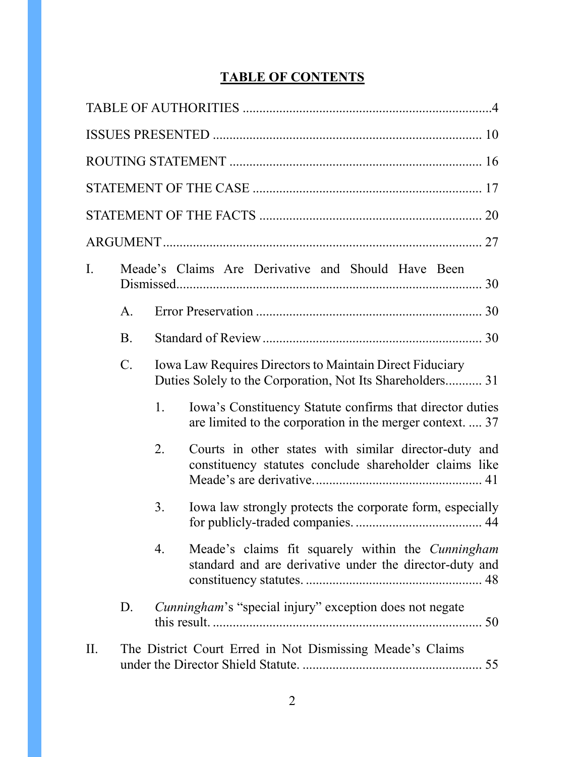# TABLE OF CONTENTS

TABLE OF AUTHORITIES .......................................................................... 4

ISSUES PRESENTED ............................................................................... 10

ROUTING STATEMENT .......................................................................... 16

STATEMENT OF THE CASE .................................................................... 17

STATEMENT OF THE FACTS .................................................................. 20

ARGUMENT ............................................................................................. 27

I. Meade's Claims Are Derivative and Should Have Been Dismissed ........................................................................................... 30

   A. Error Preservation .................................................................. 30

   B. Standard of Review ................................................................. 30

   C. Iowa Law Requires Directors to Maintain Direct Fiduciary Duties Solely to the Corporation, Not Its Shareholders........... 31

      1. Iowa's Constituency Statute confirms that director duties are limited to the corporation in the merger context. .... 37

      2. Courts in other states with similar director-duty and constituency statutes conclude shareholder claims like Meade's are derivative. ................................................. 41

      3. Iowa law strongly protects the corporate form, especially for publicly-traded companies. ..................................... 44

      4. Meade's claims fit squarely within the *Cunningham* standard and are derivative under the director-duty and constituency statutes. .................................................... 48

   D. *Cunningham*'s "special injury" exception does not negate this result. ............................................................................... 50

II. The District Court Erred in Not Dismissing Meade's Claims under the Director Shield Statute. ..................................................... 55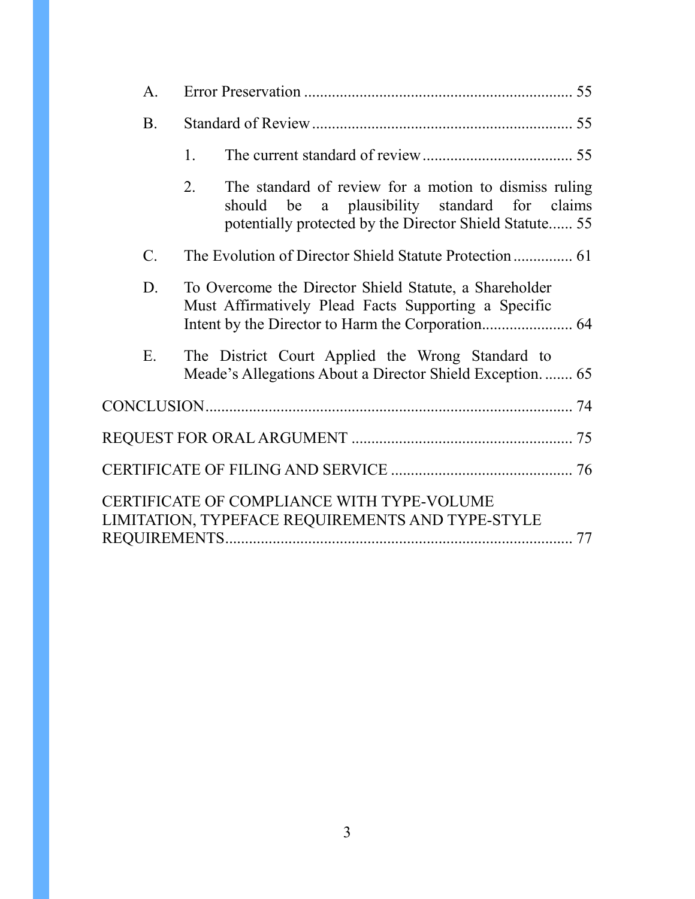A. Error Preservation ........................................................................ 55

B. Standard of Review ........................................................................ 55

1. The current standard of review ...................................... 55

2. The standard of review for a motion to dismiss ruling should be a plausibility standard for claims potentially protected by the Director Shield Statute...... 55

C. The Evolution of Director Shield Statute Protection ............... 61

D. To Overcome the Director Shield Statute, a Shareholder Must Affirmatively Plead Facts Supporting a Specific Intent by the Director to Harm the Corporation....................... 64

E. The District Court Applied the Wrong Standard to Meade's Allegations About a Director Shield Exception. ....... 65

CONCLUSION.............................................................................................. 74

REQUEST FOR ORAL ARGUMENT ........................................................ 75

CERTIFICATE OF FILING AND SERVICE .............................................. 76

CERTIFICATE OF COMPLIANCE WITH TYPE-VOLUME LIMITATION, TYPEFACE REQUIREMENTS AND TYPE-STYLE REQUIREMENTS........................................................................................ 77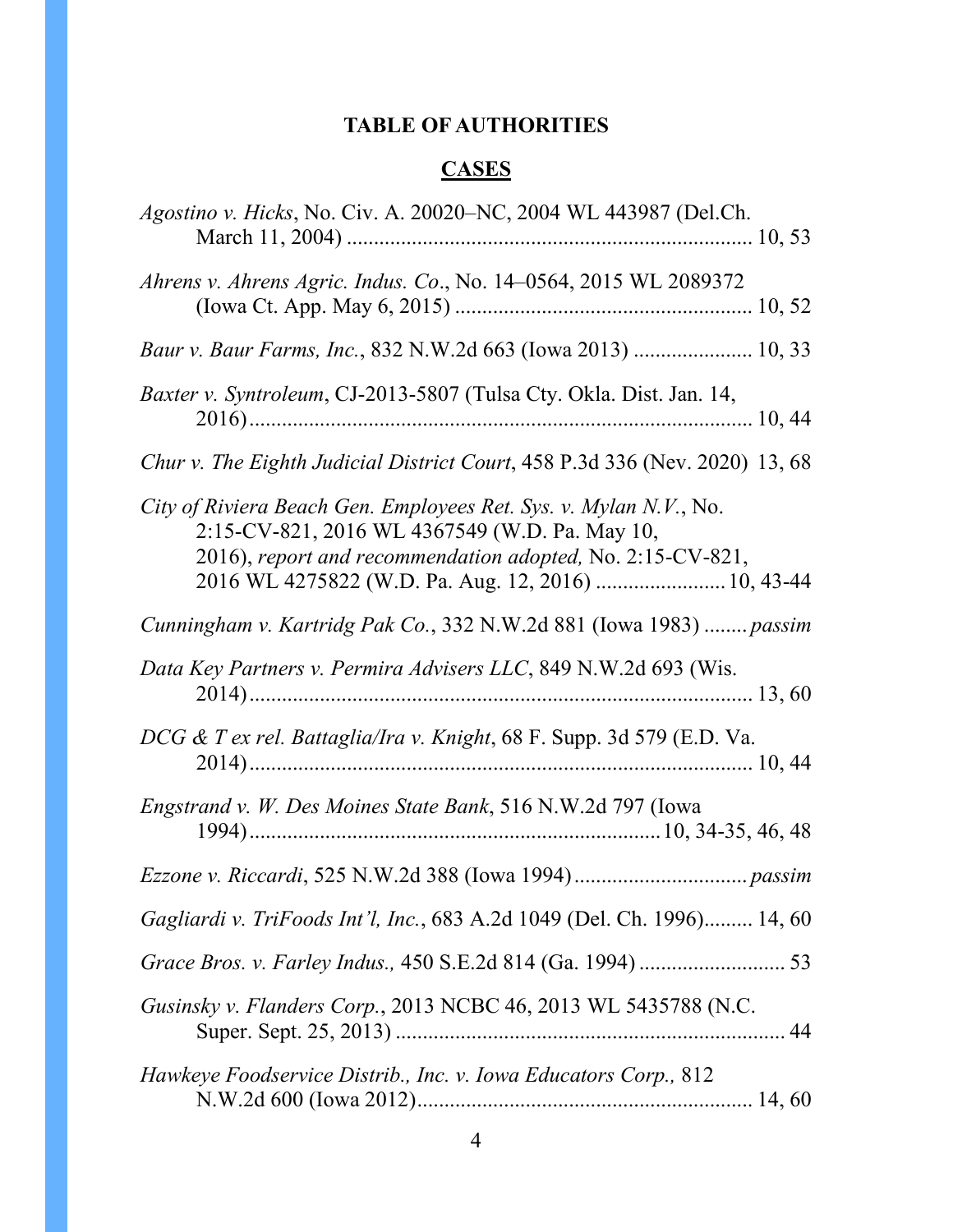# TABLE OF AUTHORITIES

## CASES

*Agostino v. Hicks*, No. Civ. A. 20020–NC, 2004 WL 443987 (Del.Ch. March 11, 2004) .......... 10, 53

*Ahrens v. Ahrens Agric. Indus. Co*., No. 14–0564, 2015 WL 2089372 (Iowa Ct. App. May 6, 2015) .......... 10, 52

*Baur v. Baur Farms, Inc.*, 832 N.W.2d 663 (Iowa 2013) .......... 10, 33

*Baxter v. Syntroleum*, CJ-2013-5807 (Tulsa Cty. Okla. Dist. Jan. 14, 2016) .......... 10, 44

*Chur v. The Eighth Judicial District Court*, 458 P.3d 336 (Nev. 2020) 13, 68

*City of Riviera Beach Gen. Employees Ret. Sys. v. Mylan N.V.*, No. 2:15-CV-821, 2016 WL 4367549 (W.D. Pa. May 10, 2016), *report and recommendation adopted,* No. 2:15-CV-821, 2016 WL 4275822 (W.D. Pa. Aug. 12, 2016) .......... 10, 43-44

*Cunningham v. Kartridg Pak Co.*, 332 N.W.2d 881 (Iowa 1983) .......... *passim*

*Data Key Partners v. Permira Advisers LLC*, 849 N.W.2d 693 (Wis. 2014) .......... 13, 60

*DCG & T ex rel. Battaglia/Ira v. Knight*, 68 F. Supp. 3d 579 (E.D. Va. 2014) .......... 10, 44

*Engstrand v. W. Des Moines State Bank*, 516 N.W.2d 797 (Iowa 1994) .......... 10, 34-35, 46, 48

*Ezzone v. Riccardi*, 525 N.W.2d 388 (Iowa 1994) .......... *passim*

*Gagliardi v. TriFoods Int'l, Inc.*, 683 A.2d 1049 (Del. Ch. 1996) .......... 14, 60

*Grace Bros. v. Farley Indus.,* 450 S.E.2d 814 (Ga. 1994) .......... 53

*Gusinsky v. Flanders Corp.*, 2013 NCBC 46, 2013 WL 5435788 (N.C. Super. Sept. 25, 2013) .......... 44

*Hawkeye Foodservice Distrib., Inc. v. Iowa Educators Corp.,* 812 N.W.2d 600 (Iowa 2012) .......... 14, 60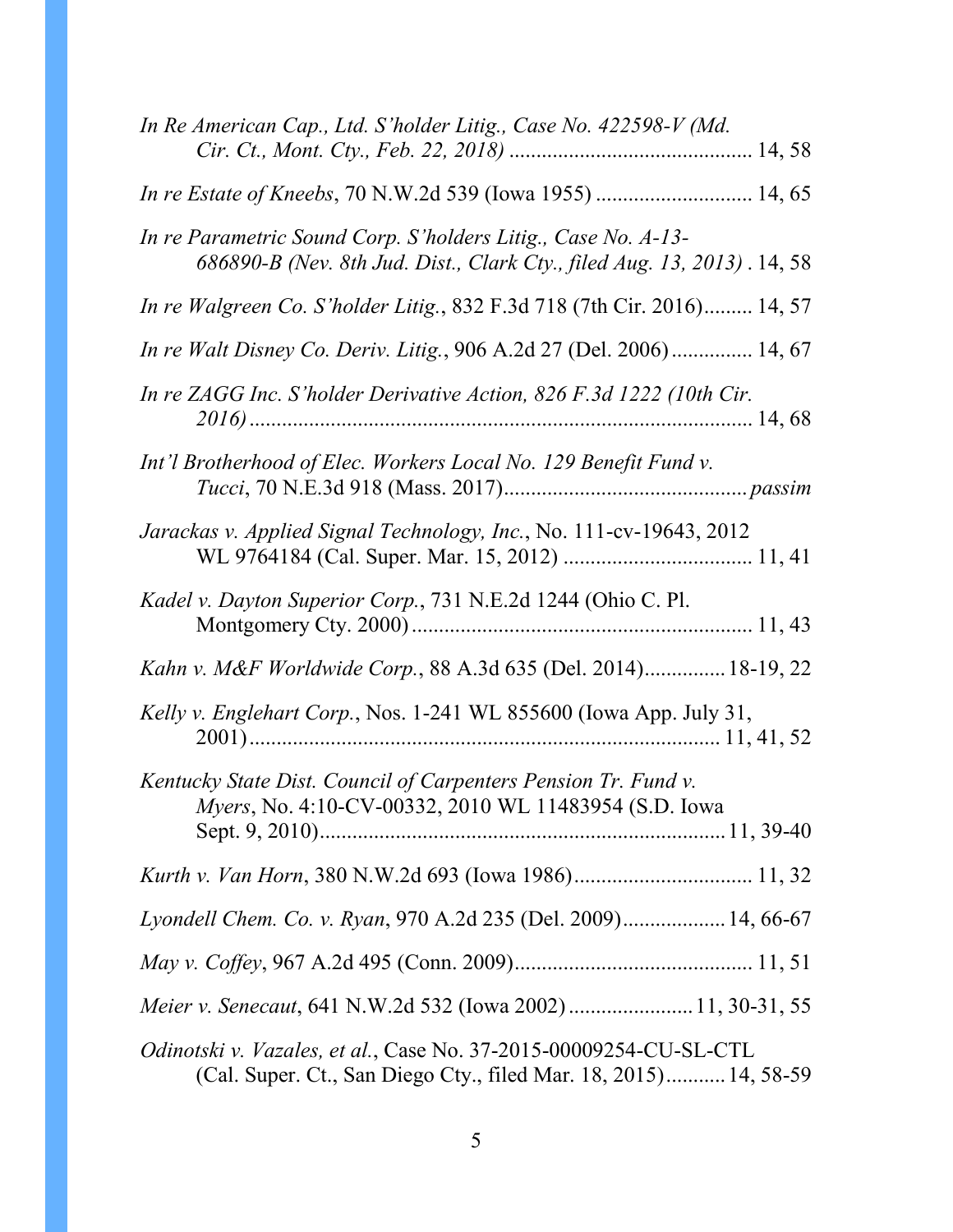*In Re American Cap., Ltd. S'holder Litig., Case No. 422598-V (Md. Cir. Ct., Mont. Cty., Feb. 22, 2018)* ............................................ 14, 58

*In re Estate of Kneebs*, 70 N.W.2d 539 (Iowa 1955) ............................ 14, 65

*In re Parametric Sound Corp. S'holders Litig., Case No. A-13-686890-B (Nev. 8th Jud. Dist., Clark Cty., filed Aug. 13, 2013)* . 14, 58

*In re Walgreen Co. S'holder Litig.*, 832 F.3d 718 (7th Cir. 2016)......... 14, 57

*In re Walt Disney Co. Deriv. Litig.*, 906 A.2d 27 (Del. 2006)............... 14, 67

*In re ZAGG Inc. S'holder Derivative Action, 826 F.3d 1222 (10th Cir. 2016)*............................................................................................ 14, 68

*Int'l Brotherhood of Elec. Workers Local No. 129 Benefit Fund v. Tucci*, 70 N.E.3d 918 (Mass. 2017)............................................*passim*

*Jarackas v. Applied Signal Technology, Inc.*, No. 111-cv-19643, 2012 WL 9764184 (Cal. Super. Mar. 15, 2012) .................................. 11, 41

*Kadel v. Dayton Superior Corp.*, 731 N.E.2d 1244 (Ohio C. Pl. Montgomery Cty. 2000).............................................................. 11, 43

*Kahn v. M&F Worldwide Corp.*, 88 A.3d 635 (Del. 2014)...............18-19, 22

*Kelly v. Englehart Corp.*, Nos. 1-241 WL 855600 (Iowa App. July 31, 2001)...................................................................................... 11, 41, 52

*Kentucky State Dist. Council of Carpenters Pension Tr. Fund v. Myers*, No. 4:10-CV-00332, 2010 WL 11483954 (S.D. Iowa Sept. 9, 2010)..........................................................................11, 39-40

*Kurth v. Van Horn*, 380 N.W.2d 693 (Iowa 1986)................................ 11, 32

*Lyondell Chem. Co. v. Ryan*, 970 A.2d 235 (Del. 2009)..................14, 66-67

*May v. Coffey*, 967 A.2d 495 (Conn. 2009)........................................... 11, 51

*Meier v. Senecaut*, 641 N.W.2d 532 (Iowa 2002).......................11, 30-31, 55

*Odinotski v. Vazales, et al.*, Case No. 37-2015-00009254-CU-SL-CTL (Cal. Super. Ct., San Diego Cty., filed Mar. 18, 2015)...........14, 58-59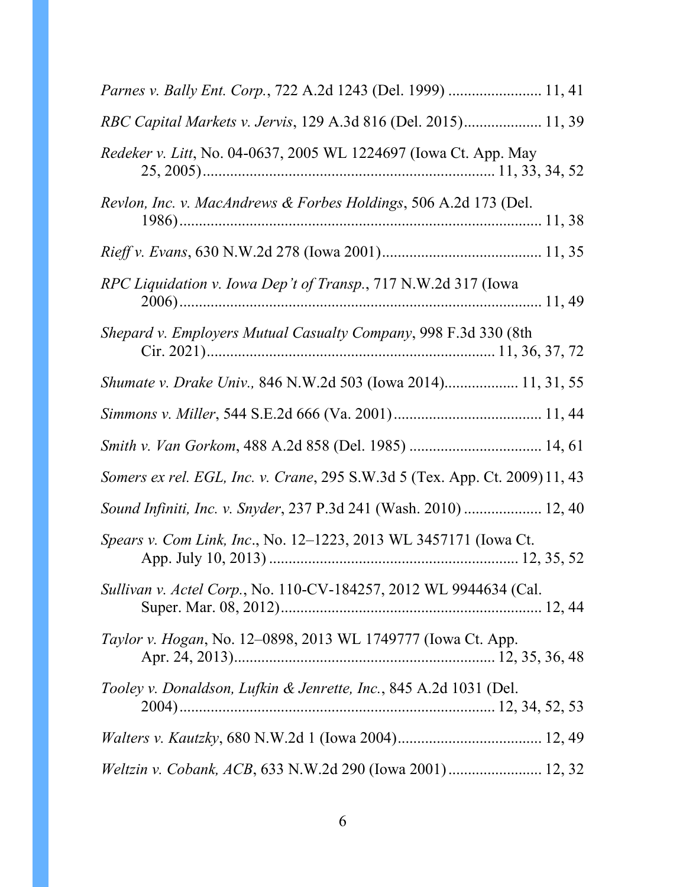*Parnes v. Bally Ent. Corp.*, 722 A.2d 1243 (Del. 1999) ........................ 11, 41

*RBC Capital Markets v. Jervis*, 129 A.3d 816 (Del. 2015)................... 11, 39

*Redeker v. Litt*, No. 04-0637, 2005 WL 1224697 (Iowa Ct. App. May 25, 2005)........................................................................ 11, 33, 34, 52

*Revlon, Inc. v. MacAndrews & Forbes Holdings*, 506 A.2d 173 (Del. 1986)............................................................................................ 11, 38

*Rieff v. Evans*, 630 N.W.2d 278 (Iowa 2001)......................................... 11, 35

*RPC Liquidation v. Iowa Dep't of Transp.*, 717 N.W.2d 317 (Iowa 2006)............................................................................................ 11, 49

*Shepard v. Employers Mutual Casualty Company*, 998 F.3d 330 (8th Cir. 2021)........................................................................ 11, 36, 37, 72

*Shumate v. Drake Univ.,* 846 N.W.2d 503 (Iowa 2014).................. 11, 31, 55

*Simmons v. Miller*, 544 S.E.2d 666 (Va. 2001)..................................... 11, 44

*Smith v. Van Gorkom*, 488 A.2d 858 (Del. 1985) ................................. 14, 61

*Somers ex rel. EGL, Inc. v. Crane*, 295 S.W.3d 5 (Tex. App. Ct. 2009) 11, 43

*Sound Infiniti, Inc. v. Snyder*, 237 P.3d 241 (Wash. 2010) .................... 12, 40

*Spears v. Com Link, Inc*., No. 12–1223, 2013 WL 3457171 (Iowa Ct. App. July 10, 2013) ................................................................ 12, 35, 52

*Sullivan v. Actel Corp.*, No. 110-CV-184257, 2012 WL 9944634 (Cal. Super. Mar. 08, 2012).................................................................. 12, 44

*Taylor v. Hogan*, No. 12–0898, 2013 WL 1749777 (Iowa Ct. App. Apr. 24, 2013)................................................................. 12, 35, 36, 48

*Tooley v. Donaldson, Lufkin & Jenrette, Inc.*, 845 A.2d 1031 (Del. 2004)............................................................................... 12, 34, 52, 53

*Walters v. Kautzky*, 680 N.W.2d 1 (Iowa 2004).................................... 12, 49

*Weltzin v. Cobank, ACB*, 633 N.W.2d 290 (Iowa 2001)....................... 12, 32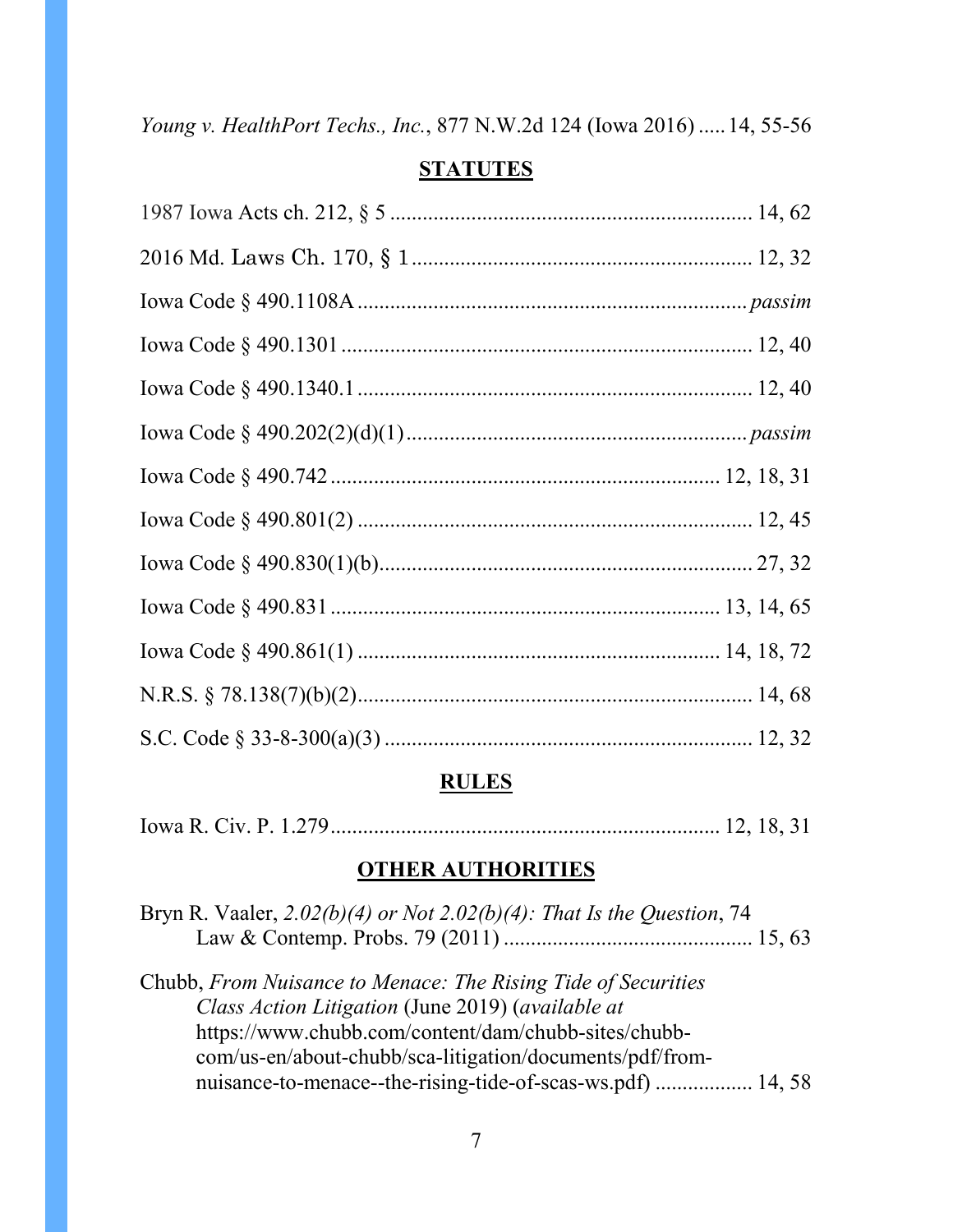*Young v. HealthPort Techs., Inc.*, 877 N.W.2d 124 (Iowa 2016) ..... 14, 55-56

## STATUTES

1987 Iowa Acts ch. 212, § 5 .................................................................. 14, 62

2016 Md. Laws Ch. 170, § 1 .............................................................. 12, 32

Iowa Code § 490.1108A ...................................................................... *passim*

Iowa Code § 490.1301 .......................................................................... 12, 40

Iowa Code § 490.1340.1 ....................................................................... 12, 40

Iowa Code § 490.202(2)(d)(1) .............................................................. *passim*

Iowa Code § 490.742 ....................................................................... 12, 18, 31

Iowa Code § 490.801(2) ........................................................................ 12, 45

Iowa Code § 490.830(1)(b) .................................................................... 27, 32

Iowa Code § 490.831 ....................................................................... 13, 14, 65

Iowa Code § 490.861(1) .................................................................. 14, 18, 72

N.R.S. § 78.138(7)(b)(2) ......................................................................... 14, 68

S.C. Code § 33-8-300(a)(3) .................................................................... 12, 32

## RULES

Iowa R. Civ. P. 1.279 ....................................................................... 12, 18, 31

## OTHER AUTHORITIES

Bryn R. Vaaler, *2.02(b)(4) or Not 2.02(b)(4): That Is the Question*, 74 Law & Contemp. Probs. 79 (2011) ............................................. 15, 63

Chubb, *From Nuisance to Menace: The Rising Tide of Securities Class Action Litigation* (June 2019) (*available at* https://www.chubb.com/content/dam/chubb-sites/chubb-com/us-en/about-chubb/sca-litigation/documents/pdf/from-nuisance-to-menace--the-rising-tide-of-scas-ws.pdf) ................. 14, 58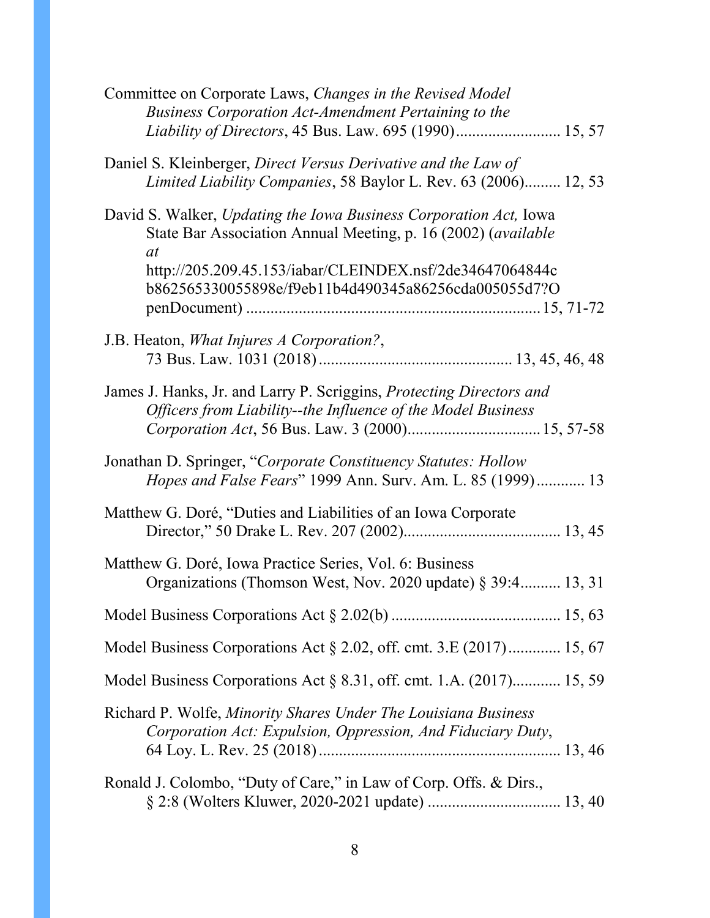Committee on Corporate Laws, *Changes in the Revised Model Business Corporation Act-Amendment Pertaining to the Liability of Directors*, 45 Bus. Law. 695 (1990).......................... 15, 57

Daniel S. Kleinberger, *Direct Versus Derivative and the Law of Limited Liability Companies*, 58 Baylor L. Rev. 63 (2006)......... 12, 53

David S. Walker, *Updating the Iowa Business Corporation Act,* Iowa State Bar Association Annual Meeting, p. 16 (2002) (*available at* http://205.209.45.153/iabar/CLEINDEX.nsf/2de34647064844cb862565330055898e/f9eb11b4d490345a86256cda005055d7?OpenDocument) ........................................................................ 15, 71-72

J.B. Heaton, *What Injures A Corporation?*, 73 Bus. Law. 1031 (2018)............................................... 13, 45, 46, 48

James J. Hanks, Jr. and Larry P. Scriggins, *Protecting Directors and Officers from Liability--the Influence of the Model Business Corporation Act*, 56 Bus. Law. 3 (2000)................................. 15, 57-58

Jonathan D. Springer, "*Corporate Constituency Statutes: Hollow Hopes and False Fears*" 1999 Ann. Surv. Am. L. 85 (1999)............ 13

Matthew G. Doré, "Duties and Liabilities of an Iowa Corporate Director," 50 Drake L. Rev. 207 (2002)...................................... 13, 45

Matthew G. Doré, Iowa Practice Series, Vol. 6: Business Organizations (Thomson West, Nov. 2020 update) § 39:4.......... 13, 31

Model Business Corporations Act § 2.02(b) .......................................... 15, 63

Model Business Corporations Act § 2.02, off. cmt. 3.E (2017)............. 15, 67

Model Business Corporations Act § 8.31, off. cmt. 1.A. (2017)............ 15, 59

Richard P. Wolfe, *Minority Shares Under The Louisiana Business Corporation Act: Expulsion, Oppression, And Fiduciary Duty*, 64 Loy. L. Rev. 25 (2018)........................................................... 13, 46

Ronald J. Colombo, "Duty of Care," in Law of Corp. Offs. & Dirs., § 2:8 (Wolters Kluwer, 2020-2021 update) ................................ 13, 40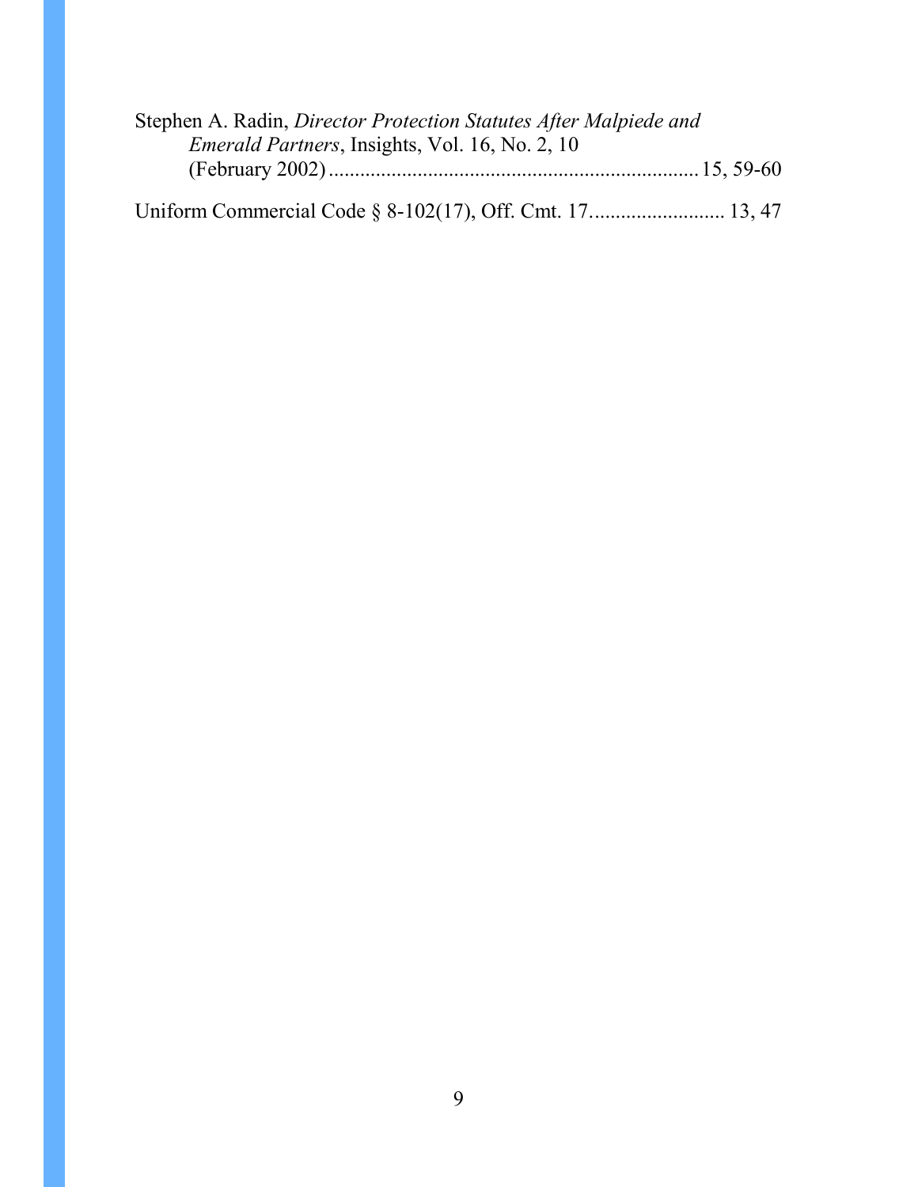Stephen A. Radin, *Director Protection Statutes After Malpiede and Emerald Partners*, Insights, Vol. 16, No. 2, 10 (February 2002) ....................................................................... 15, 59-60

Uniform Commercial Code § 8-102(17), Off. Cmt. 17.......................... 13, 47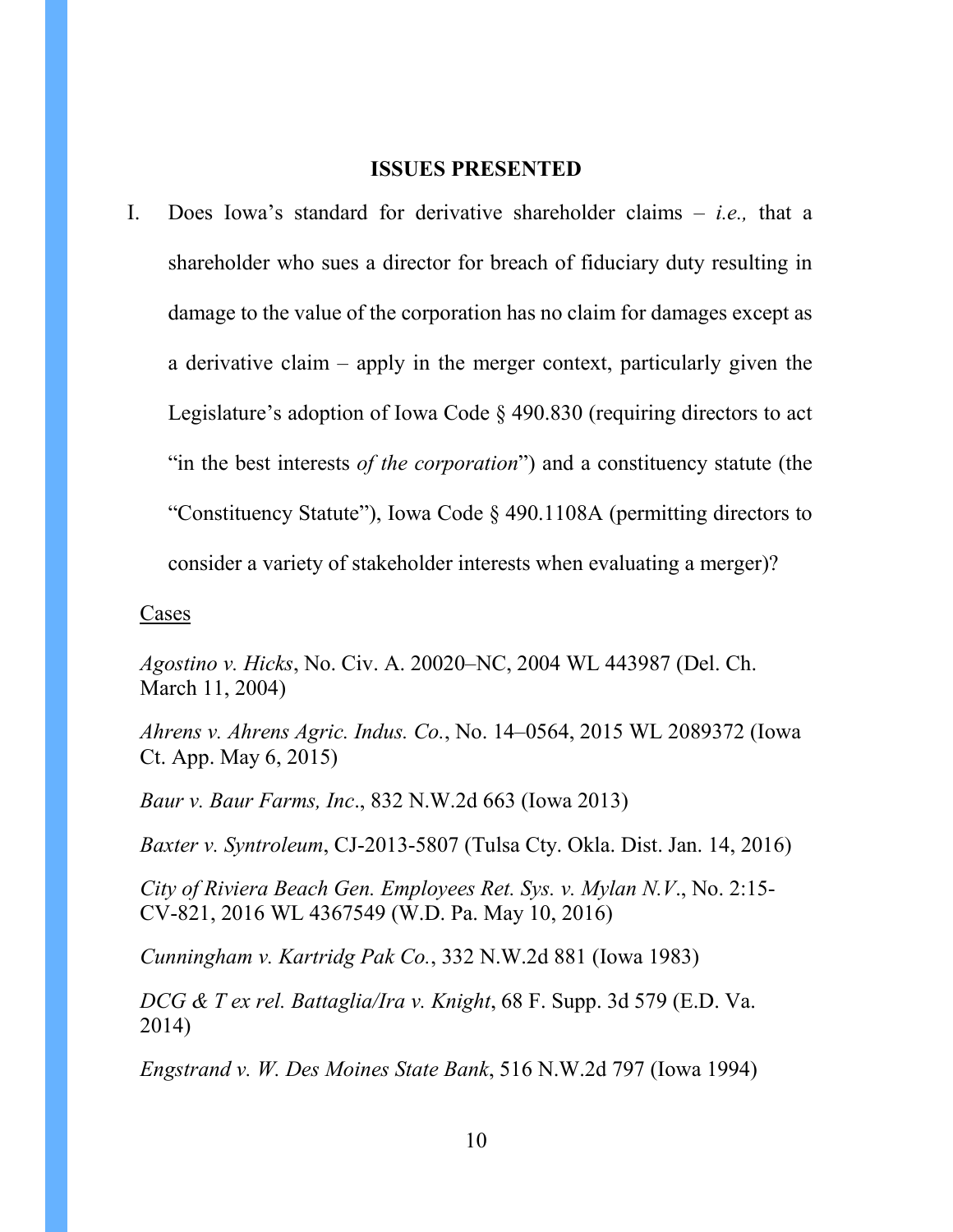## ISSUES PRESENTED

I. Does Iowa's standard for derivative shareholder claims – *i.e.,* that a shareholder who sues a director for breach of fiduciary duty resulting in damage to the value of the corporation has no claim for damages except as a derivative claim – apply in the merger context, particularly given the Legislature's adoption of Iowa Code § 490.830 (requiring directors to act "in the best interests *of the corporation*") and a constituency statute (the "Constituency Statute"), Iowa Code § 490.1108A (permitting directors to consider a variety of stakeholder interests when evaluating a merger)?

<u>Cases</u>

*Agostino v. Hicks*, No. Civ. A. 20020–NC, 2004 WL 443987 (Del. Ch. March 11, 2004)

*Ahrens v. Ahrens Agric. Indus. Co.*, No. 14–0564, 2015 WL 2089372 (Iowa Ct. App. May 6, 2015)

*Baur v. Baur Farms, Inc*., 832 N.W.2d 663 (Iowa 2013)

*Baxter v. Syntroleum*, CJ-2013-5807 (Tulsa Cty. Okla. Dist. Jan. 14, 2016)

*City of Riviera Beach Gen. Employees Ret. Sys. v. Mylan N.V*., No. 2:15-CV-821, 2016 WL 4367549 (W.D. Pa. May 10, 2016)

*Cunningham v. Kartridg Pak Co.*, 332 N.W.2d 881 (Iowa 1983)

*DCG & T ex rel. Battaglia/Ira v. Knight*, 68 F. Supp. 3d 579 (E.D. Va. 2014)

*Engstrand v. W. Des Moines State Bank*, 516 N.W.2d 797 (Iowa 1994)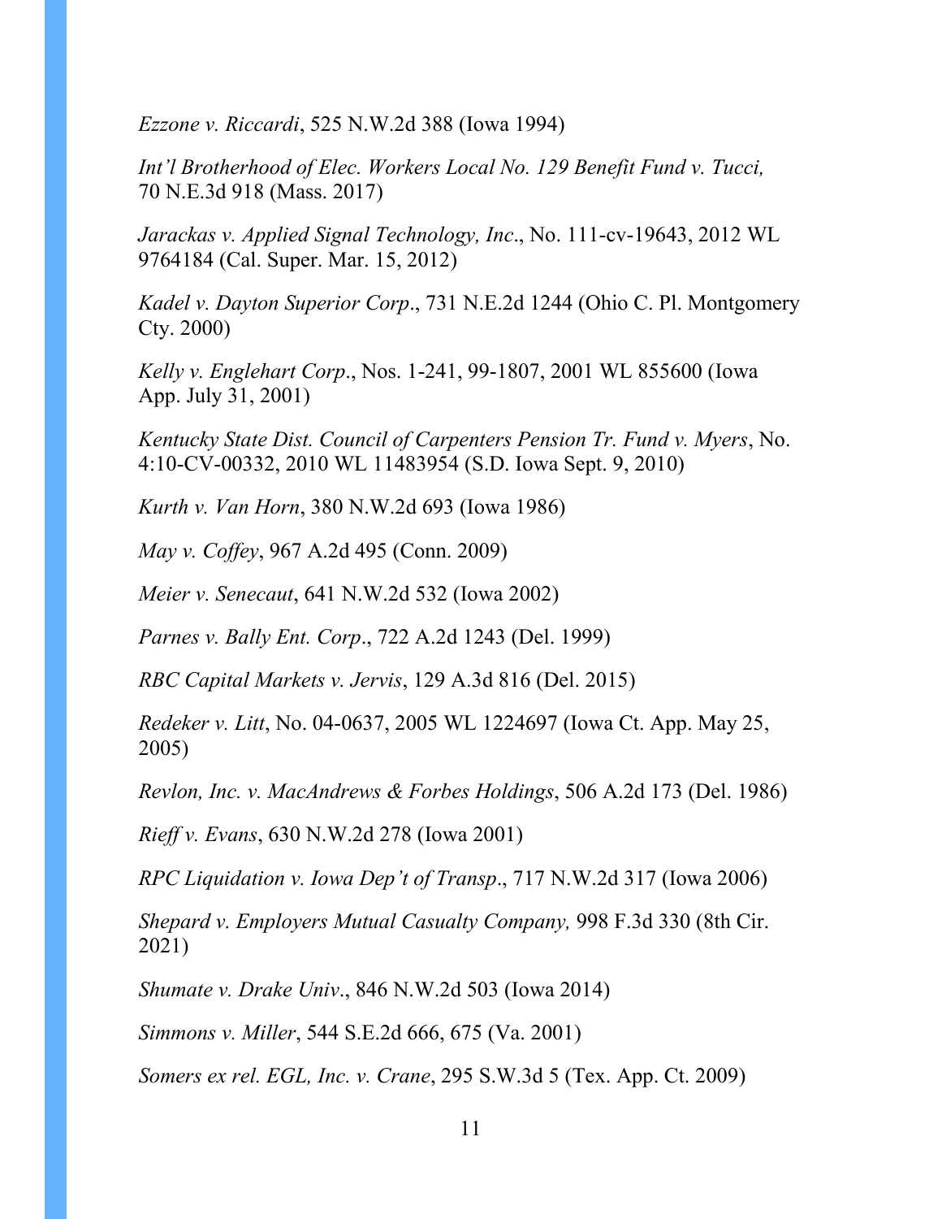*Ezzone v. Riccardi*, 525 N.W.2d 388 (Iowa 1994)

*Int'l Brotherhood of Elec. Workers Local No. 129 Benefit Fund v. Tucci,* 70 N.E.3d 918 (Mass. 2017)

*Jarackas v. Applied Signal Technology, Inc*., No. 111-cv-19643, 2012 WL 9764184 (Cal. Super. Mar. 15, 2012)

*Kadel v. Dayton Superior Corp*., 731 N.E.2d 1244 (Ohio C. Pl. Montgomery Cty. 2000)

*Kelly v. Englehart Corp*., Nos. 1-241, 99-1807, 2001 WL 855600 (Iowa App. July 31, 2001)

*Kentucky State Dist. Council of Carpenters Pension Tr. Fund v. Myers*, No. 4:10-CV-00332, 2010 WL 11483954 (S.D. Iowa Sept. 9, 2010)

*Kurth v. Van Horn*, 380 N.W.2d 693 (Iowa 1986)

*May v. Coffey*, 967 A.2d 495 (Conn. 2009)

*Meier v. Senecaut*, 641 N.W.2d 532 (Iowa 2002)

*Parnes v. Bally Ent. Corp*., 722 A.2d 1243 (Del. 1999)

*RBC Capital Markets v. Jervis*, 129 A.3d 816 (Del. 2015)

*Redeker v. Litt*, No. 04-0637, 2005 WL 1224697 (Iowa Ct. App. May 25, 2005)

*Revlon, Inc. v. MacAndrews & Forbes Holdings*, 506 A.2d 173 (Del. 1986)

*Rieff v. Evans*, 630 N.W.2d 278 (Iowa 2001)

*RPC Liquidation v. Iowa Dep't of Transp*., 717 N.W.2d 317 (Iowa 2006)

*Shepard v. Employers Mutual Casualty Company,* 998 F.3d 330 (8th Cir. 2021)

*Shumate v. Drake Univ*., 846 N.W.2d 503 (Iowa 2014)

*Simmons v. Miller*, 544 S.E.2d 666, 675 (Va. 2001)

*Somers ex rel. EGL, Inc. v. Crane*, 295 S.W.3d 5 (Tex. App. Ct. 2009)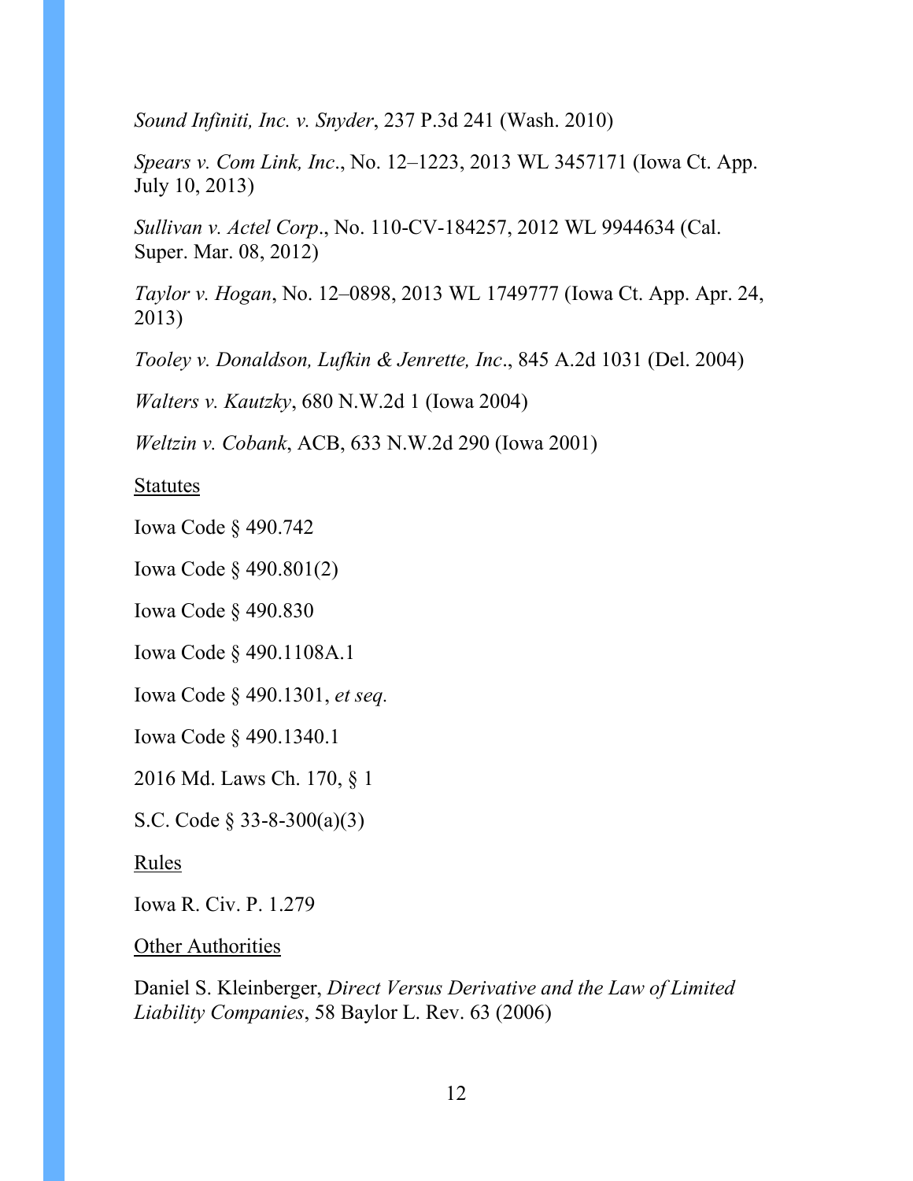*Sound Infiniti, Inc. v. Snyder*, 237 P.3d 241 (Wash. 2010)

*Spears v. Com Link, Inc*., No. 12–1223, 2013 WL 3457171 (Iowa Ct. App. July 10, 2013)

*Sullivan v. Actel Corp*., No. 110-CV-184257, 2012 WL 9944634 (Cal. Super. Mar. 08, 2012)

*Taylor v. Hogan*, No. 12–0898, 2013 WL 1749777 (Iowa Ct. App. Apr. 24, 2013)

*Tooley v. Donaldson, Lufkin & Jenrette, Inc*., 845 A.2d 1031 (Del. 2004)

*Walters v. Kautzky*, 680 N.W.2d 1 (Iowa 2004)

*Weltzin v. Cobank*, ACB, 633 N.W.2d 290 (Iowa 2001)

<u>Statutes</u>

Iowa Code § 490.742

Iowa Code § 490.801(2)

Iowa Code § 490.830

Iowa Code § 490.1108A.1

Iowa Code § 490.1301, *et seq.*

Iowa Code § 490.1340.1

2016 Md. Laws Ch. 170, § 1

S.C. Code § 33-8-300(a)(3)

<u>Rules</u>

Iowa R. Civ. P. 1.279

<u>Other Authorities</u>

Daniel S. Kleinberger, *Direct Versus Derivative and the Law of Limited Liability Companies*, 58 Baylor L. Rev. 63 (2006)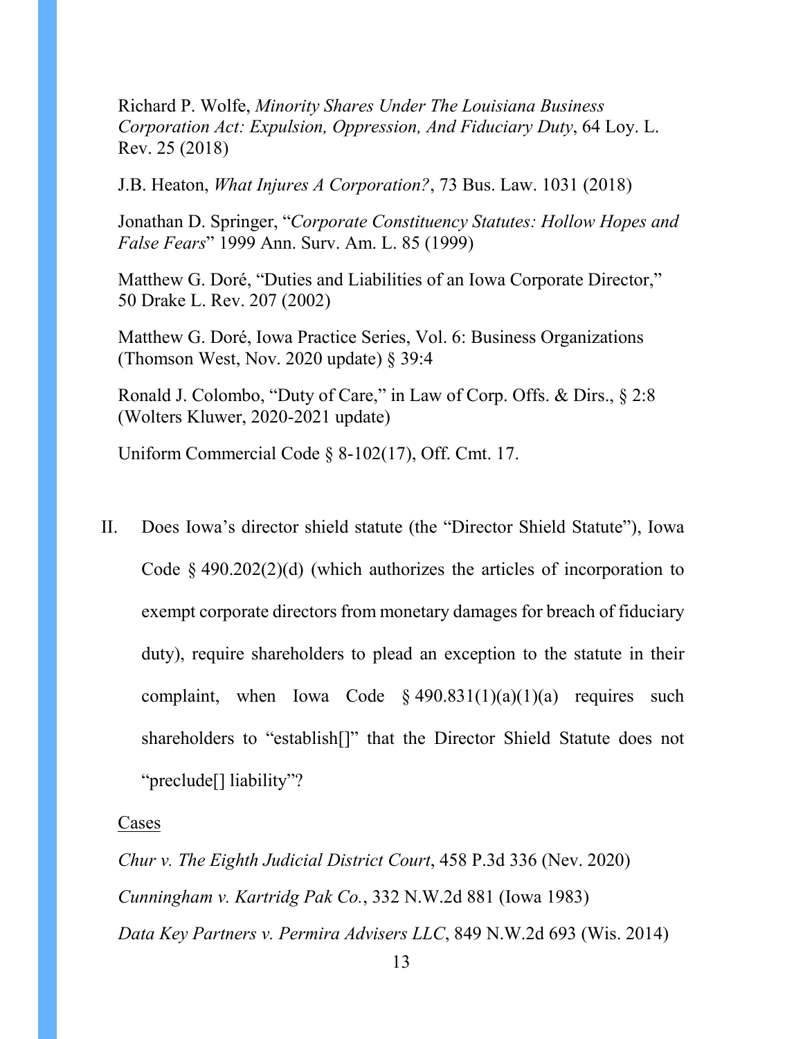Richard P. Wolfe, *Minority Shares Under The Louisiana Business Corporation Act: Expulsion, Oppression, And Fiduciary Duty*, 64 Loy. L. Rev. 25 (2018)

J.B. Heaton, *What Injures A Corporation?*, 73 Bus. Law. 1031 (2018)

Jonathan D. Springer, "*Corporate Constituency Statutes: Hollow Hopes and False Fears*" 1999 Ann. Surv. Am. L. 85 (1999)

Matthew G. Doré, "Duties and Liabilities of an Iowa Corporate Director," 50 Drake L. Rev. 207 (2002)

Matthew G. Doré, Iowa Practice Series, Vol. 6: Business Organizations (Thomson West, Nov. 2020 update) § 39:4

Ronald J. Colombo, "Duty of Care," in Law of Corp. Offs. & Dirs., § 2:8 (Wolters Kluwer, 2020-2021 update)

Uniform Commercial Code § 8-102(17), Off. Cmt. 17.

II. Does Iowa's director shield statute (the "Director Shield Statute"), Iowa Code § 490.202(2)(d) (which authorizes the articles of incorporation to exempt corporate directors from monetary damages for breach of fiduciary duty), require shareholders to plead an exception to the statute in their complaint, when Iowa Code § 490.831(1)(a)(1)(a) requires such shareholders to "establish[]" that the Director Shield Statute does not "preclude[] liability"?

<u>Cases</u>

*Chur v. The Eighth Judicial District Court*, 458 P.3d 336 (Nev. 2020)

*Cunningham v. Kartridg Pak Co.*, 332 N.W.2d 881 (Iowa 1983)

*Data Key Partners v. Permira Advisers LLC*, 849 N.W.2d 693 (Wis. 2014)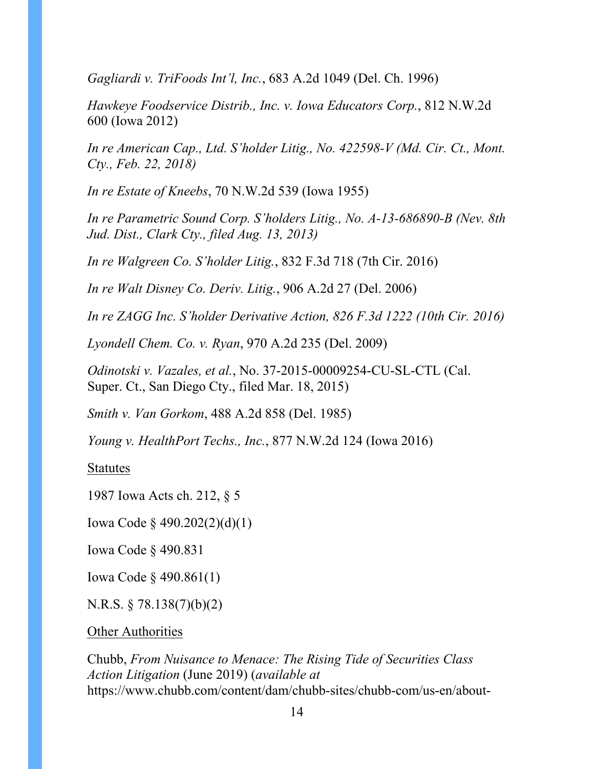*Gagliardi v. TriFoods Int'l, Inc.*, 683 A.2d 1049 (Del. Ch. 1996)

*Hawkeye Foodservice Distrib., Inc. v. Iowa Educators Corp.*, 812 N.W.2d 600 (Iowa 2012)

*In re American Cap., Ltd. S'holder Litig., No. 422598-V (Md. Cir. Ct., Mont. Cty., Feb. 22, 2018)*

*In re Estate of Kneebs*, 70 N.W.2d 539 (Iowa 1955)

*In re Parametric Sound Corp. S'holders Litig., No. A-13-686890-B (Nev. 8th Jud. Dist., Clark Cty., filed Aug. 13, 2013)*

*In re Walgreen Co. S'holder Litig.*, 832 F.3d 718 (7th Cir. 2016)

*In re Walt Disney Co. Deriv. Litig.*, 906 A.2d 27 (Del. 2006)

*In re ZAGG Inc. S'holder Derivative Action, 826 F.3d 1222 (10th Cir. 2016)*

*Lyondell Chem. Co. v. Ryan*, 970 A.2d 235 (Del. 2009)

*Odinotski v. Vazales, et al.*, No. 37-2015-00009254-CU-SL-CTL (Cal. Super. Ct., San Diego Cty., filed Mar. 18, 2015)

*Smith v. Van Gorkom*, 488 A.2d 858 (Del. 1985)

*Young v. HealthPort Techs., Inc.*, 877 N.W.2d 124 (Iowa 2016)

Statutes

1987 Iowa Acts ch. 212, § 5

Iowa Code § 490.202(2)(d)(1)

Iowa Code § 490.831

Iowa Code § 490.861(1)

N.R.S. § 78.138(7)(b)(2)

Other Authorities

Chubb, *From Nuisance to Menace: The Rising Tide of Securities Class Action Litigation* (June 2019) (*available at* https://www.chubb.com/content/dam/chubb-sites/chubb-com/us-en/about-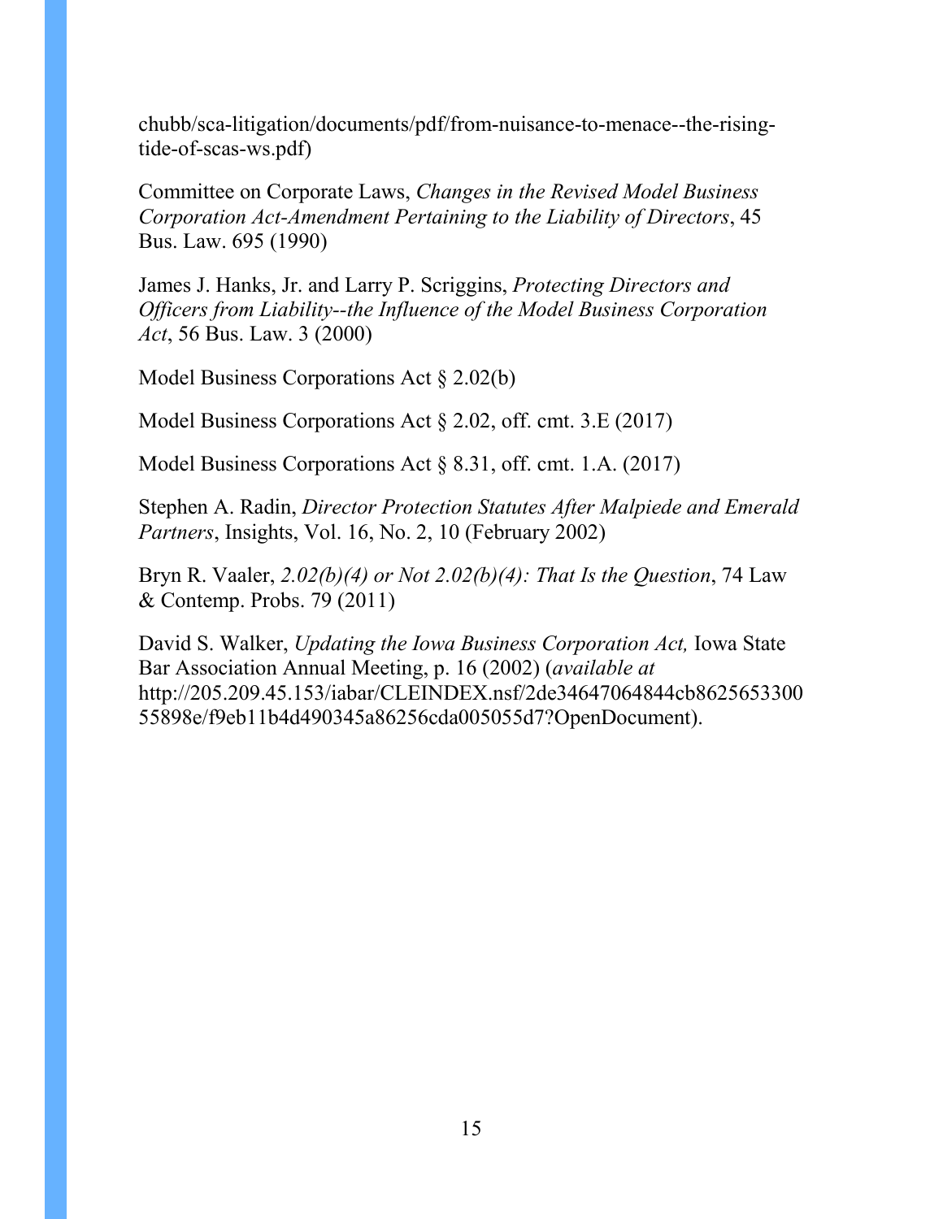chubb/sca-litigation/documents/pdf/from-nuisance-to-menace--the-rising-tide-of-scas-ws.pdf)

Committee on Corporate Laws, *Changes in the Revised Model Business Corporation Act-Amendment Pertaining to the Liability of Directors*, 45 Bus. Law. 695 (1990)

James J. Hanks, Jr. and Larry P. Scriggins, *Protecting Directors and Officers from Liability--the Influence of the Model Business Corporation Act*, 56 Bus. Law. 3 (2000)

Model Business Corporations Act § 2.02(b)

Model Business Corporations Act § 2.02, off. cmt. 3.E (2017)

Model Business Corporations Act § 8.31, off. cmt. 1.A. (2017)

Stephen A. Radin, *Director Protection Statutes After Malpiede and Emerald Partners*, Insights, Vol. 16, No. 2, 10 (February 2002)

Bryn R. Vaaler, *2.02(b)(4) or Not 2.02(b)(4): That Is the Question*, 74 Law & Contemp. Probs. 79 (2011)

David S. Walker, *Updating the Iowa Business Corporation Act,* Iowa State Bar Association Annual Meeting, p. 16 (2002) (*available at* http://205.209.45.153/iabar/CLEINDEX.nsf/2de34647064844cb862565330055898e/f9eb11b4d490345a86256cda005055d7?OpenDocument).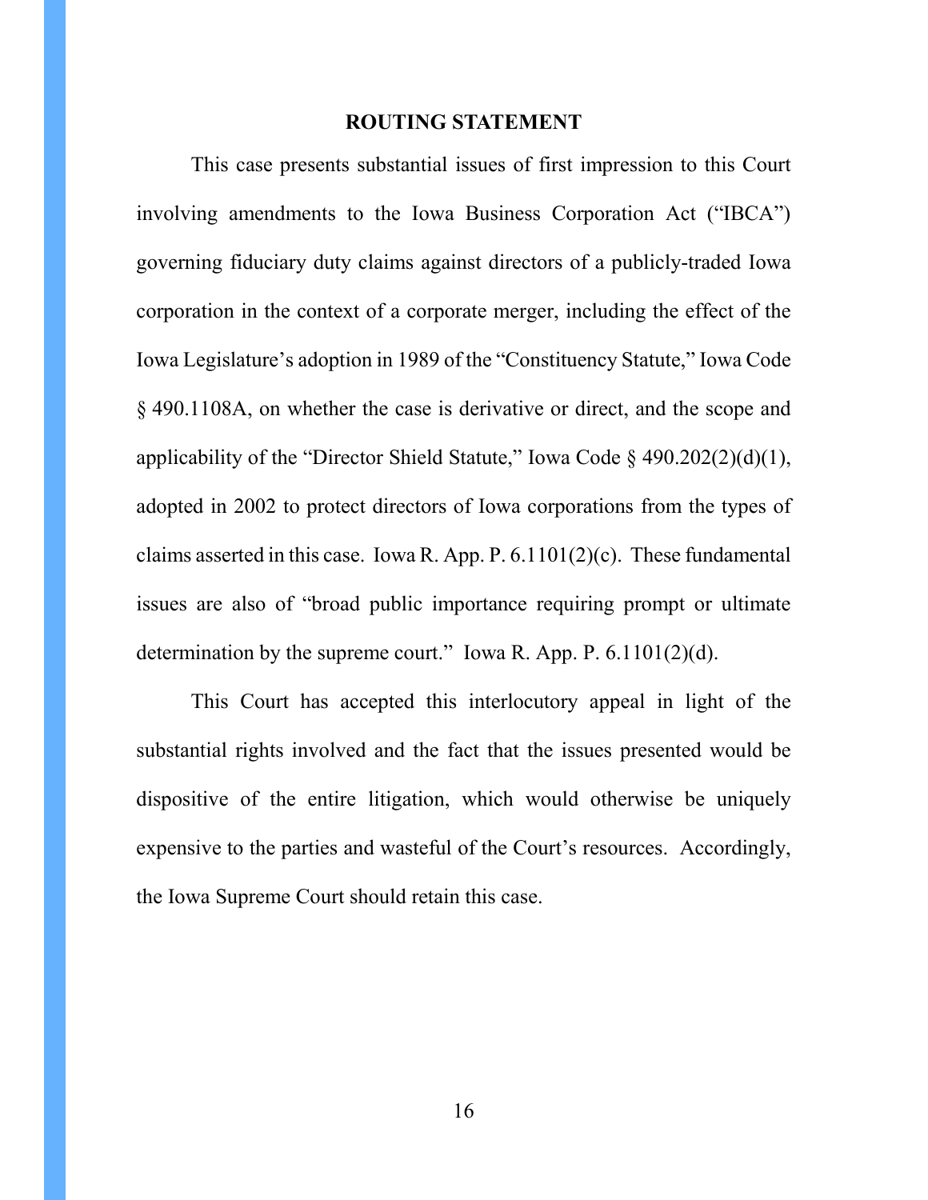## ROUTING STATEMENT

This case presents substantial issues of first impression to this Court involving amendments to the Iowa Business Corporation Act ("IBCA") governing fiduciary duty claims against directors of a publicly-traded Iowa corporation in the context of a corporate merger, including the effect of the Iowa Legislature's adoption in 1989 of the "Constituency Statute," Iowa Code § 490.1108A, on whether the case is derivative or direct, and the scope and applicability of the "Director Shield Statute," Iowa Code § 490.202(2)(d)(1), adopted in 2002 to protect directors of Iowa corporations from the types of claims asserted in this case. Iowa R. App. P. 6.1101(2)(c). These fundamental issues are also of "broad public importance requiring prompt or ultimate determination by the supreme court." Iowa R. App. P. 6.1101(2)(d).

This Court has accepted this interlocutory appeal in light of the substantial rights involved and the fact that the issues presented would be dispositive of the entire litigation, which would otherwise be uniquely expensive to the parties and wasteful of the Court's resources. Accordingly, the Iowa Supreme Court should retain this case.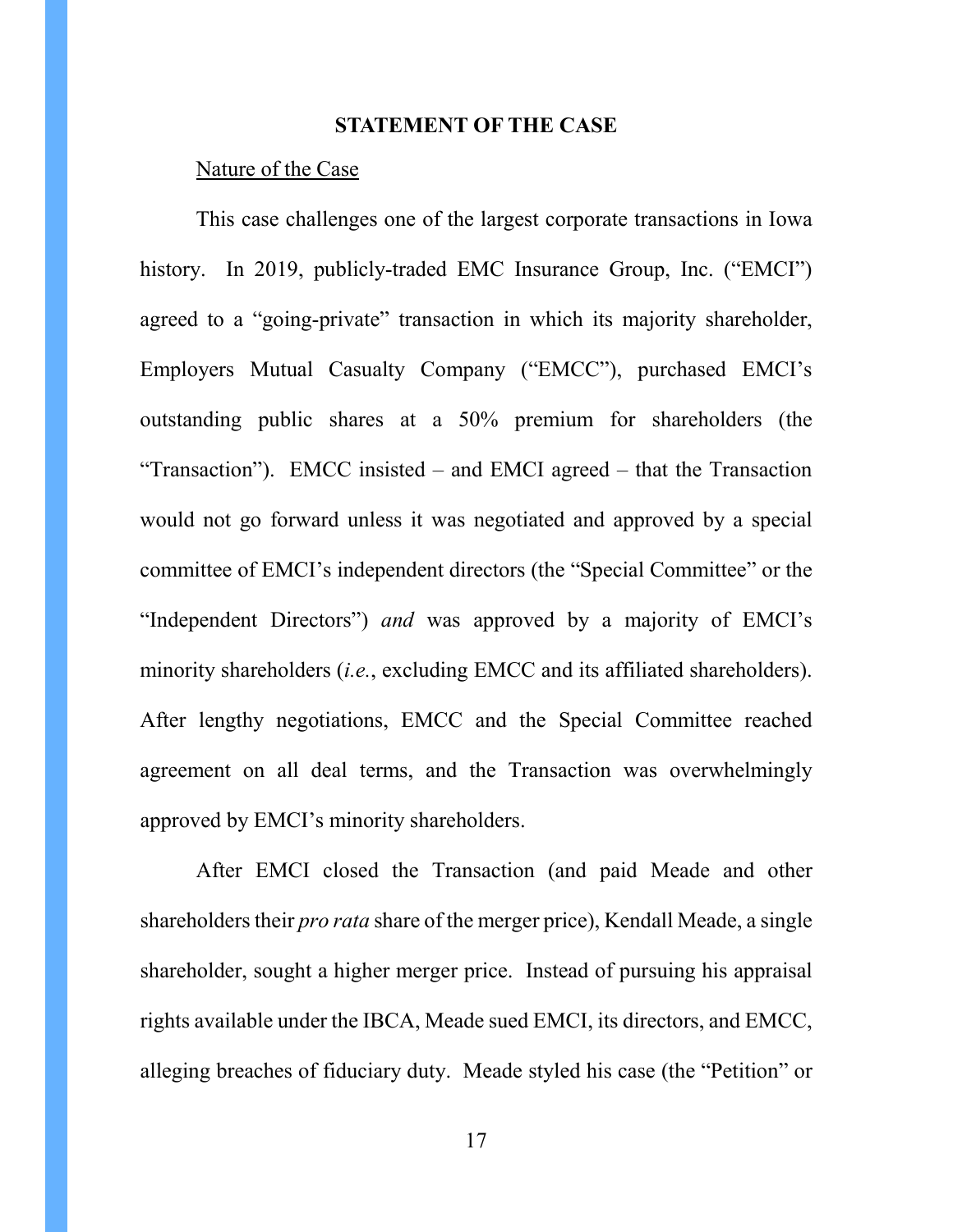## STATEMENT OF THE CASE

Nature of the Case

This case challenges one of the largest corporate transactions in Iowa history. In 2019, publicly-traded EMC Insurance Group, Inc. ("EMCI") agreed to a "going-private" transaction in which its majority shareholder, Employers Mutual Casualty Company ("EMCC"), purchased EMCI's outstanding public shares at a 50% premium for shareholders (the "Transaction"). EMCC insisted – and EMCI agreed – that the Transaction would not go forward unless it was negotiated and approved by a special committee of EMCI's independent directors (the "Special Committee" or the "Independent Directors") *and* was approved by a majority of EMCI's minority shareholders (*i.e.*, excluding EMCC and its affiliated shareholders). After lengthy negotiations, EMCC and the Special Committee reached agreement on all deal terms, and the Transaction was overwhelmingly approved by EMCI's minority shareholders.

After EMCI closed the Transaction (and paid Meade and other shareholders their *pro rata* share of the merger price), Kendall Meade, a single shareholder, sought a higher merger price. Instead of pursuing his appraisal rights available under the IBCA, Meade sued EMCI, its directors, and EMCC, alleging breaches of fiduciary duty. Meade styled his case (the "Petition" or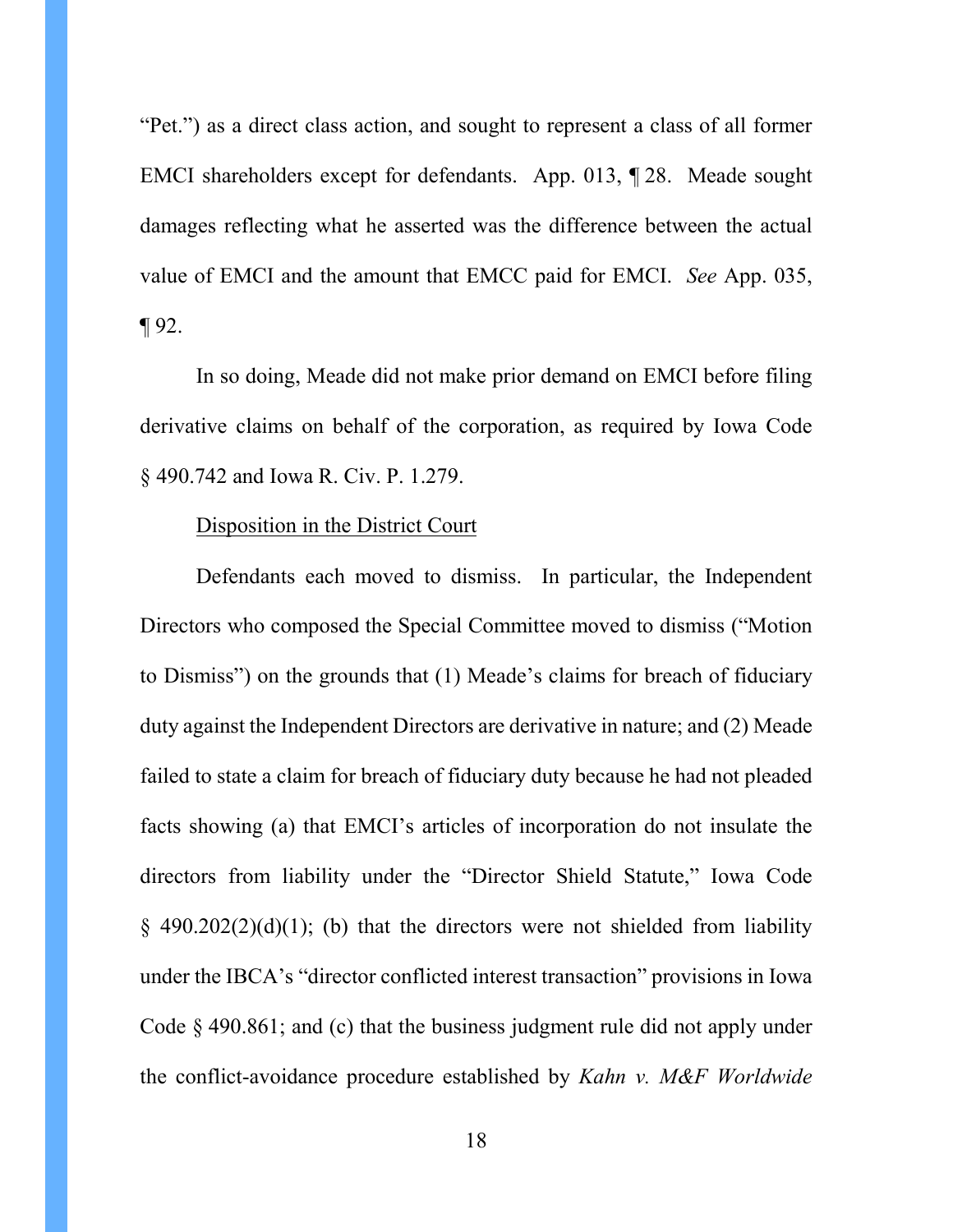"Pet.") as a direct class action, and sought to represent a class of all former EMCI shareholders except for defendants. App. 013, ¶ 28. Meade sought damages reflecting what he asserted was the difference between the actual value of EMCI and the amount that EMCC paid for EMCI. *See* App. 035, ¶ 92.

In so doing, Meade did not make prior demand on EMCI before filing derivative claims on behalf of the corporation, as required by Iowa Code § 490.742 and Iowa R. Civ. P. 1.279.

Disposition in the District Court

Defendants each moved to dismiss. In particular, the Independent Directors who composed the Special Committee moved to dismiss ("Motion to Dismiss") on the grounds that (1) Meade's claims for breach of fiduciary duty against the Independent Directors are derivative in nature; and (2) Meade failed to state a claim for breach of fiduciary duty because he had not pleaded facts showing (a) that EMCI's articles of incorporation do not insulate the directors from liability under the "Director Shield Statute," Iowa Code § 490.202(2)(d)(1); (b) that the directors were not shielded from liability under the IBCA's "director conflicted interest transaction" provisions in Iowa Code § 490.861; and (c) that the business judgment rule did not apply under the conflict-avoidance procedure established by *Kahn v. M&F Worldwide*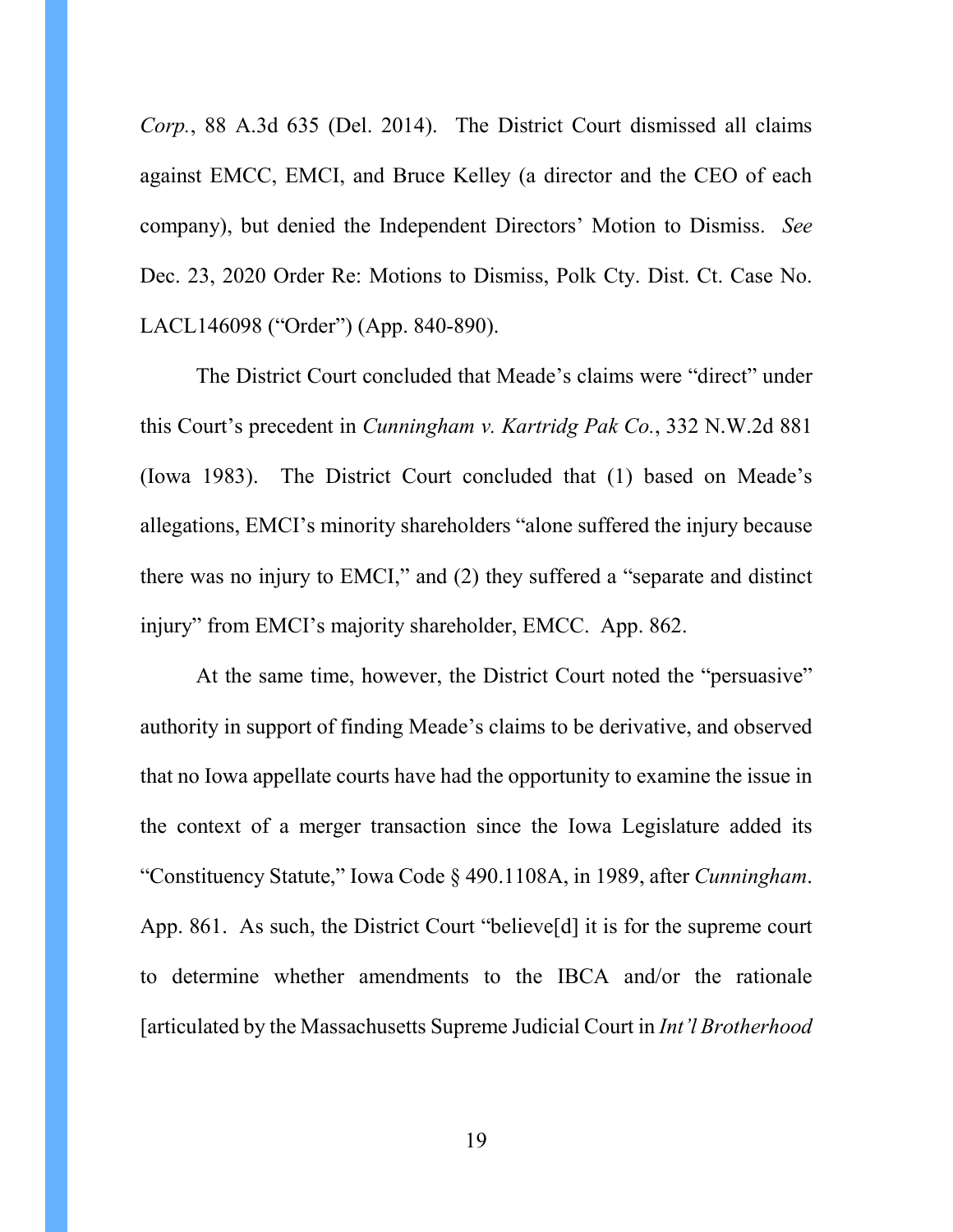*Corp.*, 88 A.3d 635 (Del. 2014). The District Court dismissed all claims against EMCC, EMCI, and Bruce Kelley (a director and the CEO of each company), but denied the Independent Directors' Motion to Dismiss. *See* Dec. 23, 2020 Order Re: Motions to Dismiss, Polk Cty. Dist. Ct. Case No. LACL146098 ("Order") (App. 840-890).

The District Court concluded that Meade's claims were "direct" under this Court's precedent in *Cunningham v. Kartridg Pak Co.*, 332 N.W.2d 881 (Iowa 1983). The District Court concluded that (1) based on Meade's allegations, EMCI's minority shareholders "alone suffered the injury because there was no injury to EMCI," and (2) they suffered a "separate and distinct injury" from EMCI's majority shareholder, EMCC. App. 862.

At the same time, however, the District Court noted the "persuasive" authority in support of finding Meade's claims to be derivative, and observed that no Iowa appellate courts have had the opportunity to examine the issue in the context of a merger transaction since the Iowa Legislature added its "Constituency Statute," Iowa Code § 490.1108A, in 1989, after *Cunningham*. App. 861. As such, the District Court "believe[d] it is for the supreme court to determine whether amendments to the IBCA and/or the rationale [articulated by the Massachusetts Supreme Judicial Court in *Int'l Brotherhood*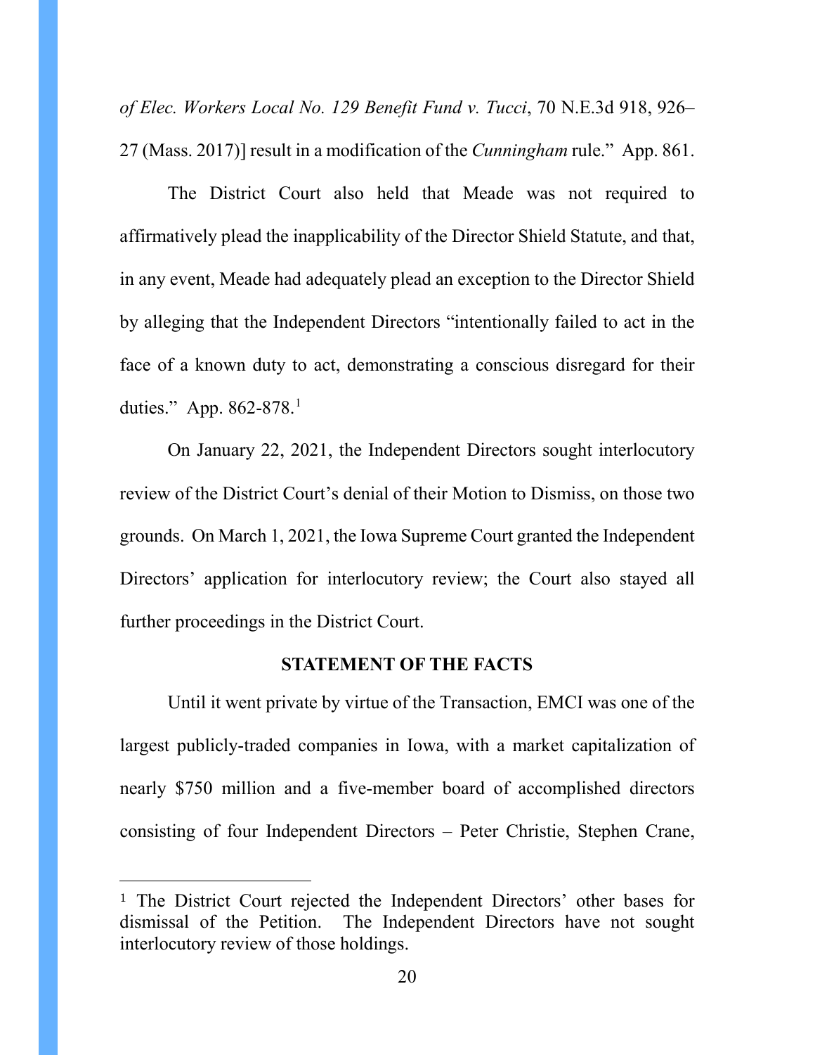*of Elec. Workers Local No. 129 Benefit Fund v. Tucci*, 70 N.E.3d 918, 926–27 (Mass. 2017)] result in a modification of the *Cunningham* rule." App. 861.

The District Court also held that Meade was not required to affirmatively plead the inapplicability of the Director Shield Statute, and that, in any event, Meade had adequately plead an exception to the Director Shield by alleging that the Independent Directors "intentionally failed to act in the face of a known duty to act, demonstrating a conscious disregard for their duties." App. 862-878.[1]

On January 22, 2021, the Independent Directors sought interlocutory review of the District Court's denial of their Motion to Dismiss, on those two grounds. On March 1, 2021, the Iowa Supreme Court granted the Independent Directors' application for interlocutory review; the Court also stayed all further proceedings in the District Court.

## STATEMENT OF THE FACTS

Until it went private by virtue of the Transaction, EMCI was one of the largest publicly-traded companies in Iowa, with a market capitalization of nearly $750 million and a five-member board of accomplished directors consisting of four Independent Directors – Peter Christie, Stephen Crane,

---

[1] The District Court rejected the Independent Directors' other bases for dismissal of the Petition. The Independent Directors have not sought interlocutory review of those holdings.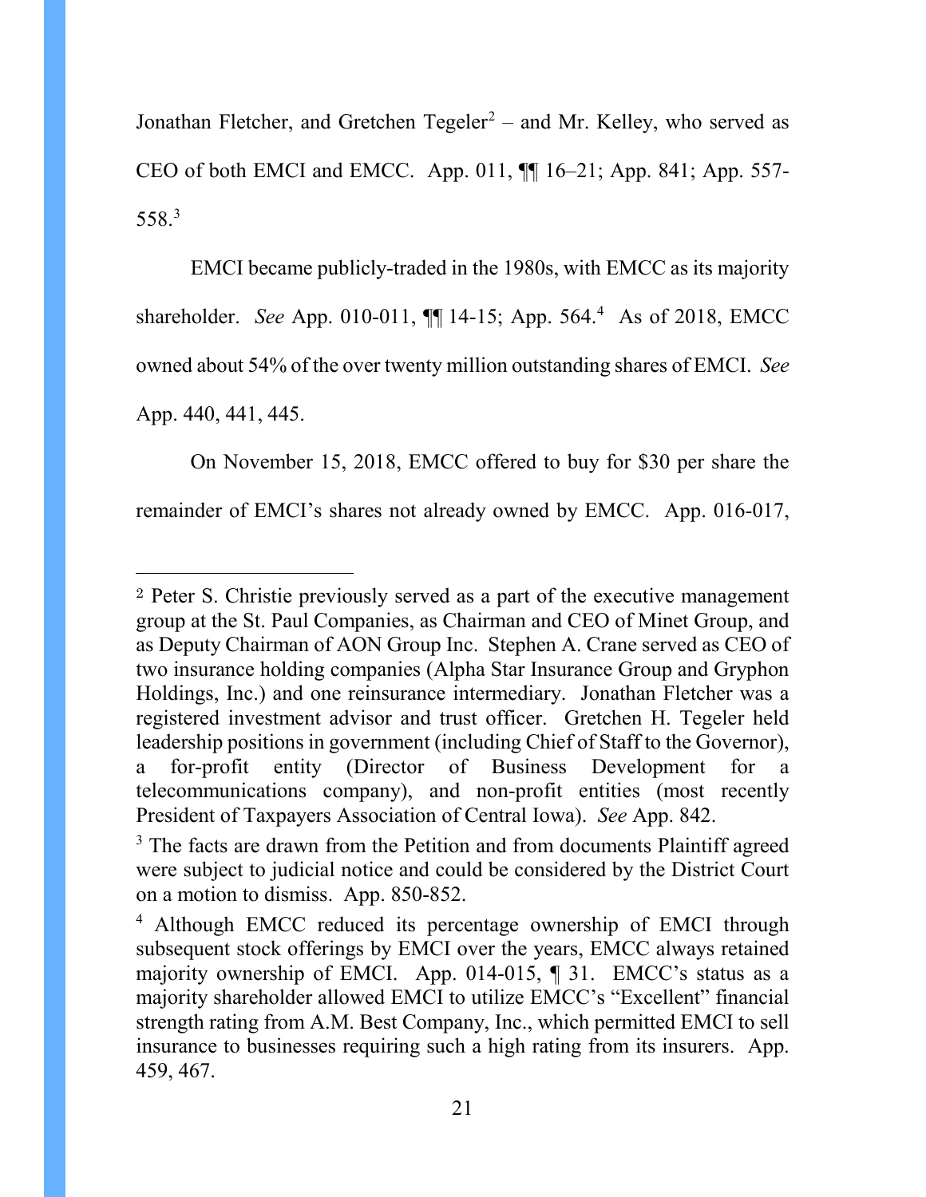Jonathan Fletcher, and Gretchen Tegeler[2] – and Mr. Kelley, who served as CEO of both EMCI and EMCC. App. 011, ¶¶ 16–21; App. 841; App. 557-558.[3]

EMCI became publicly-traded in the 1980s, with EMCC as its majority shareholder. *See* App. 010-011, ¶¶ 14-15; App. 564.[4] As of 2018, EMCC owned about 54% of the over twenty million outstanding shares of EMCI. *See* App. 440, 441, 445.

On November 15, 2018, EMCC offered to buy for $30 per share the remainder of EMCI's shares not already owned by EMCC. App. 016-017,

---

[2] Peter S. Christie previously served as a part of the executive management group at the St. Paul Companies, as Chairman and CEO of Minet Group, and as Deputy Chairman of AON Group Inc. Stephen A. Crane served as CEO of two insurance holding companies (Alpha Star Insurance Group and Gryphon Holdings, Inc.) and one reinsurance intermediary. Jonathan Fletcher was a registered investment advisor and trust officer. Gretchen H. Tegeler held leadership positions in government (including Chief of Staff to the Governor), a for-profit entity (Director of Business Development for a telecommunications company), and non-profit entities (most recently President of Taxpayers Association of Central Iowa). *See* App. 842.

[3] The facts are drawn from the Petition and from documents Plaintiff agreed were subject to judicial notice and could be considered by the District Court on a motion to dismiss. App. 850-852.

[4] Although EMCC reduced its percentage ownership of EMCI through subsequent stock offerings by EMCI over the years, EMCC always retained majority ownership of EMCI. App. 014-015, ¶ 31. EMCC's status as a majority shareholder allowed EMCI to utilize EMCC's "Excellent" financial strength rating from A.M. Best Company, Inc., which permitted EMCI to sell insurance to businesses requiring such a high rating from its insurers. App. 459, 467.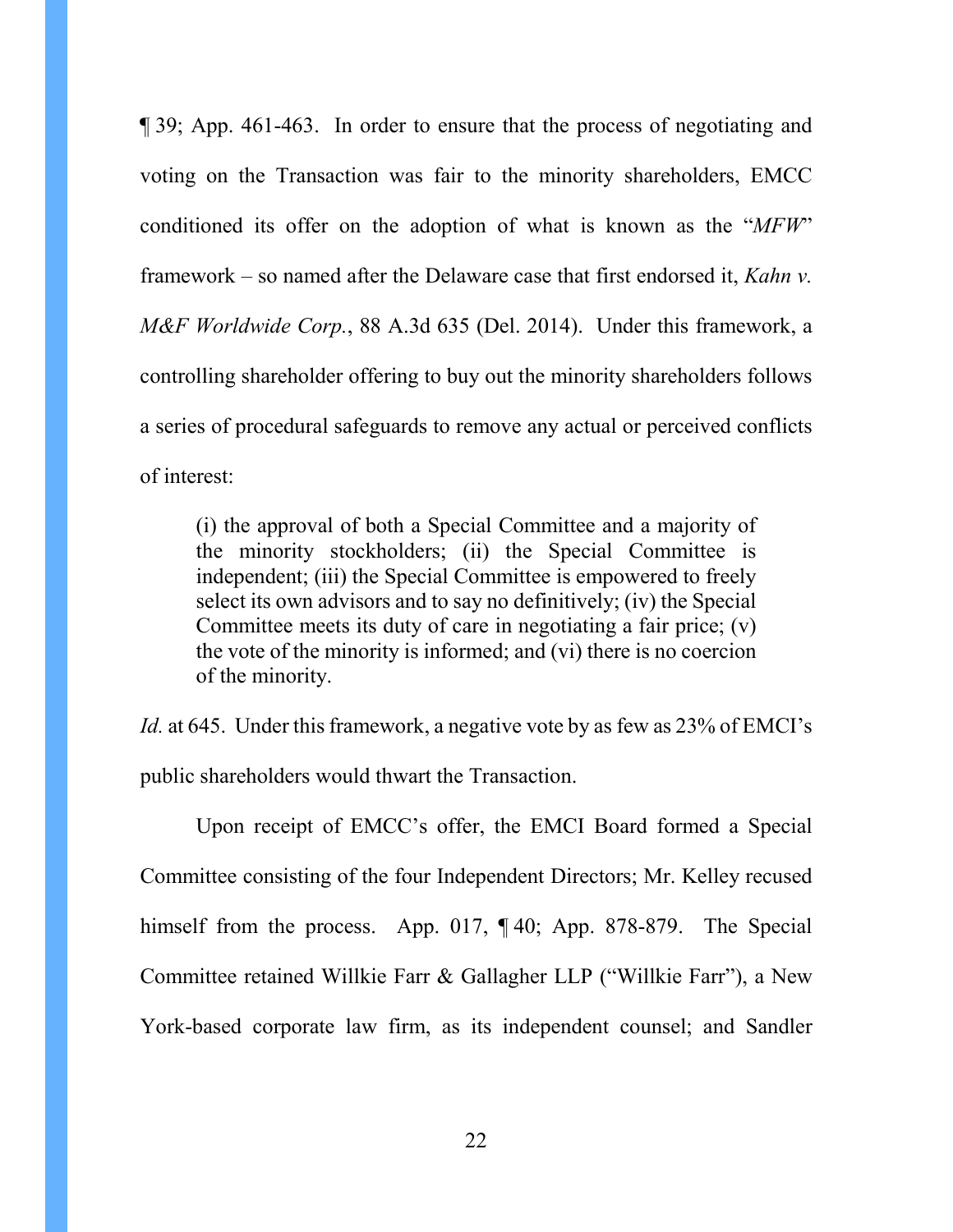¶ 39; App. 461-463. In order to ensure that the process of negotiating and voting on the Transaction was fair to the minority shareholders, EMCC conditioned its offer on the adoption of what is known as the "*MFW*" framework – so named after the Delaware case that first endorsed it, *Kahn v. M&F Worldwide Corp.*, 88 A.3d 635 (Del. 2014). Under this framework, a controlling shareholder offering to buy out the minority shareholders follows a series of procedural safeguards to remove any actual or perceived conflicts of interest:

> (i) the approval of both a Special Committee and a majority of the minority stockholders; (ii) the Special Committee is independent; (iii) the Special Committee is empowered to freely select its own advisors and to say no definitively; (iv) the Special Committee meets its duty of care in negotiating a fair price; (v) the vote of the minority is informed; and (vi) there is no coercion of the minority.

*Id.* at 645. Under this framework, a negative vote by as few as 23% of EMCI's public shareholders would thwart the Transaction.

Upon receipt of EMCC's offer, the EMCI Board formed a Special Committee consisting of the four Independent Directors; Mr. Kelley recused himself from the process. App. 017, ¶ 40; App. 878-879. The Special Committee retained Willkie Farr & Gallagher LLP ("Willkie Farr"), a New York-based corporate law firm, as its independent counsel; and Sandler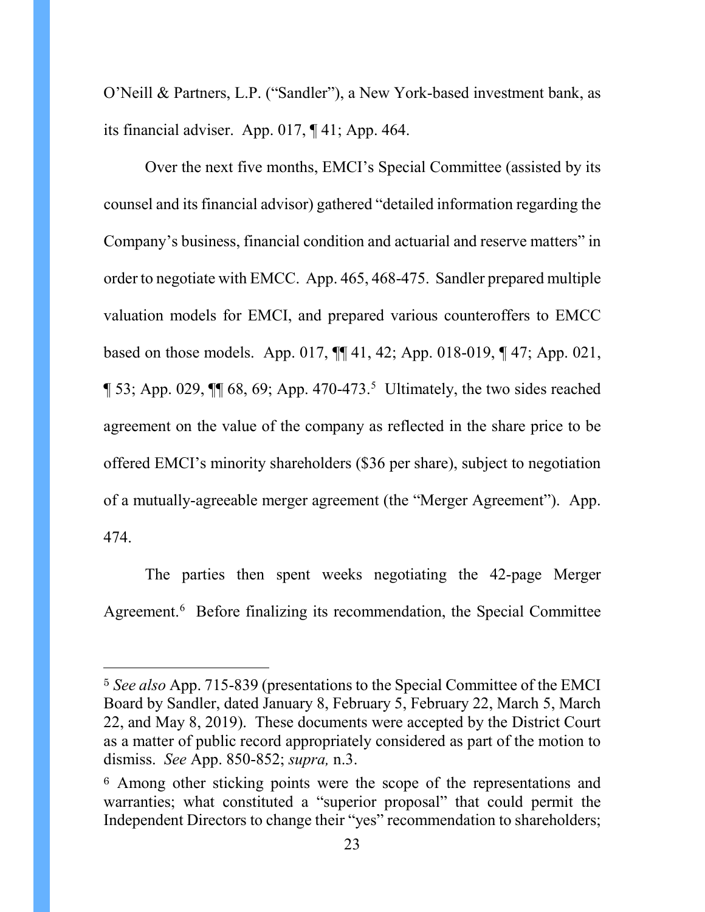O'Neill & Partners, L.P. ("Sandler"), a New York-based investment bank, as its financial adviser. App. 017, ¶ 41; App. 464.

Over the next five months, EMCI's Special Committee (assisted by its counsel and its financial advisor) gathered "detailed information regarding the Company's business, financial condition and actuarial and reserve matters" in order to negotiate with EMCC. App. 465, 468-475. Sandler prepared multiple valuation models for EMCI, and prepared various counteroffers to EMCC based on those models. App. 017, ¶¶ 41, 42; App. 018-019, ¶ 47; App. 021, ¶ 53; App. 029, ¶¶ 68, 69; App. 470-473.[5] Ultimately, the two sides reached agreement on the value of the company as reflected in the share price to be offered EMCI's minority shareholders ($36 per share), subject to negotiation of a mutually-agreeable merger agreement (the "Merger Agreement"). App. 474.

The parties then spent weeks negotiating the 42-page Merger Agreement.[6] Before finalizing its recommendation, the Special Committee

---

[5] *See also* App. 715-839 (presentations to the Special Committee of the EMCI Board by Sandler, dated January 8, February 5, February 22, March 5, March 22, and May 8, 2019). These documents were accepted by the District Court as a matter of public record appropriately considered as part of the motion to dismiss. *See* App. 850-852; *supra,* n.3.

[6] Among other sticking points were the scope of the representations and warranties; what constituted a "superior proposal" that could permit the Independent Directors to change their "yes" recommendation to shareholders;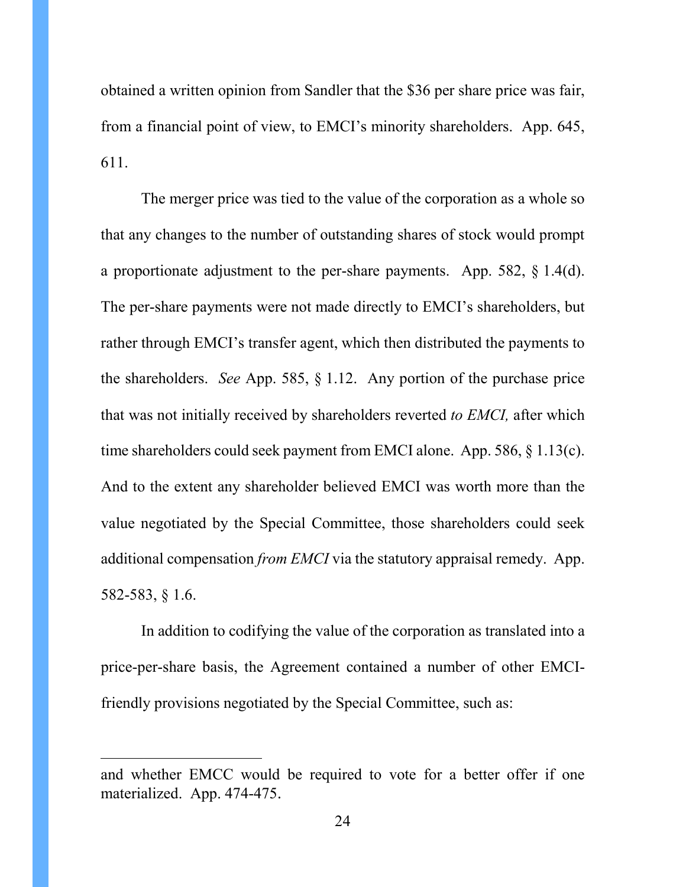obtained a written opinion from Sandler that the $36 per share price was fair, from a financial point of view, to EMCI's minority shareholders. App. 645, 611.

The merger price was tied to the value of the corporation as a whole so that any changes to the number of outstanding shares of stock would prompt a proportionate adjustment to the per-share payments. App. 582, § 1.4(d). The per-share payments were not made directly to EMCI's shareholders, but rather through EMCI's transfer agent, which then distributed the payments to the shareholders. *See* App. 585, § 1.12. Any portion of the purchase price that was not initially received by shareholders reverted *to EMCI,* after which time shareholders could seek payment from EMCI alone. App. 586, § 1.13(c). And to the extent any shareholder believed EMCI was worth more than the value negotiated by the Special Committee, those shareholders could seek additional compensation *from EMCI* via the statutory appraisal remedy. App. 582-583, § 1.6.

In addition to codifying the value of the corporation as translated into a price-per-share basis, the Agreement contained a number of other EMCI-friendly provisions negotiated by the Special Committee, such as:

---

and whether EMCC would be required to vote for a better offer if one materialized. App. 474-475.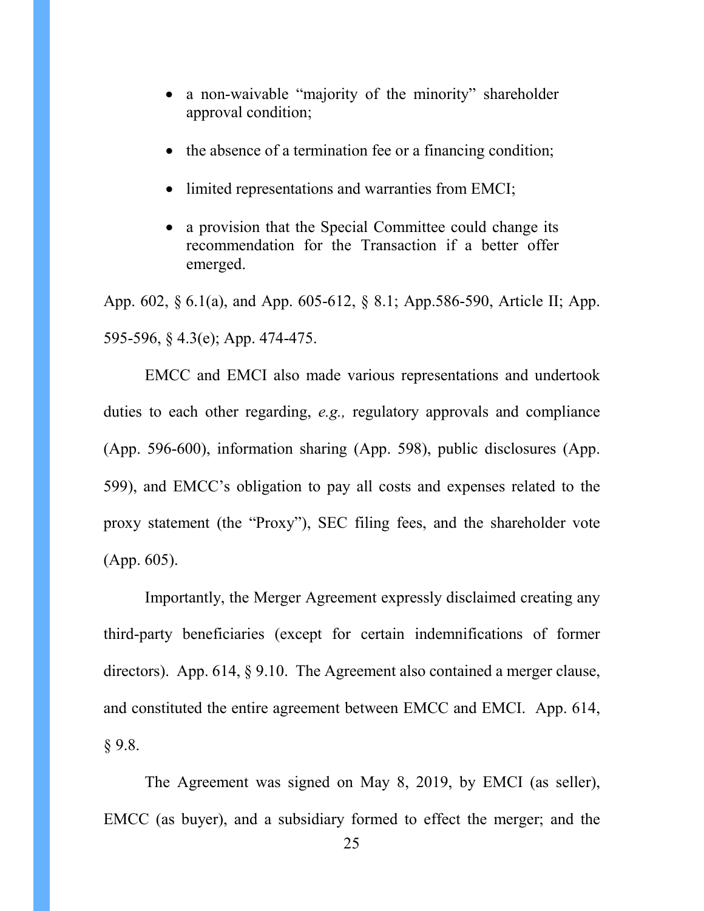- a non-waivable "majority of the minority" shareholder approval condition;
- the absence of a termination fee or a financing condition;
- limited representations and warranties from EMCI;
- a provision that the Special Committee could change its recommendation for the Transaction if a better offer emerged.

App. 602, § 6.1(a), and App. 605-612, § 8.1; App.586-590, Article II; App. 595-596, § 4.3(e); App. 474-475.

EMCC and EMCI also made various representations and undertook duties to each other regarding, *e.g.,* regulatory approvals and compliance (App. 596-600), information sharing (App. 598), public disclosures (App. 599), and EMCC's obligation to pay all costs and expenses related to the proxy statement (the "Proxy"), SEC filing fees, and the shareholder vote (App. 605).

Importantly, the Merger Agreement expressly disclaimed creating any third-party beneficiaries (except for certain indemnifications of former directors). App. 614, § 9.10. The Agreement also contained a merger clause, and constituted the entire agreement between EMCC and EMCI. App. 614, § 9.8.

The Agreement was signed on May 8, 2019, by EMCI (as seller), EMCC (as buyer), and a subsidiary formed to effect the merger; and the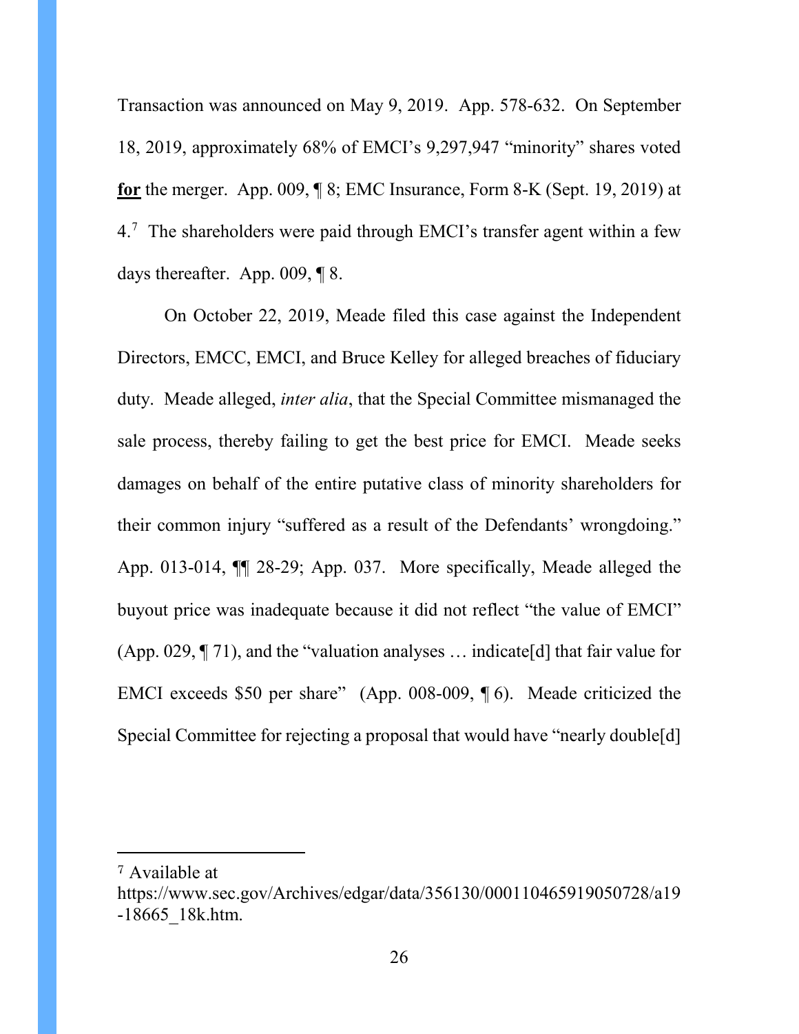Transaction was announced on May 9, 2019. App. 578-632. On September 18, 2019, approximately 68% of EMCI's 9,297,947 "minority" shares voted **<u>for</u>** the merger. App. 009, ¶ 8; EMC Insurance, Form 8-K (Sept. 19, 2019) at 4.[7] The shareholders were paid through EMCI's transfer agent within a few days thereafter. App. 009, ¶ 8.

On October 22, 2019, Meade filed this case against the Independent Directors, EMCC, EMCI, and Bruce Kelley for alleged breaches of fiduciary duty. Meade alleged, *inter alia*, that the Special Committee mismanaged the sale process, thereby failing to get the best price for EMCI. Meade seeks damages on behalf of the entire putative class of minority shareholders for their common injury "suffered as a result of the Defendants' wrongdoing." App. 013-014, ¶¶ 28-29; App. 037. More specifically, Meade alleged the buyout price was inadequate because it did not reflect "the value of EMCI" (App. 029, ¶ 71), and the "valuation analyses … indicate[d] that fair value for EMCI exceeds $50 per share" (App. 008-009, ¶ 6). Meade criticized the Special Committee for rejecting a proposal that would have "nearly double[d]

---

[7] Available at https://www.sec.gov/Archives/edgar/data/356130/000110465919050728/a19-18665_18k.htm.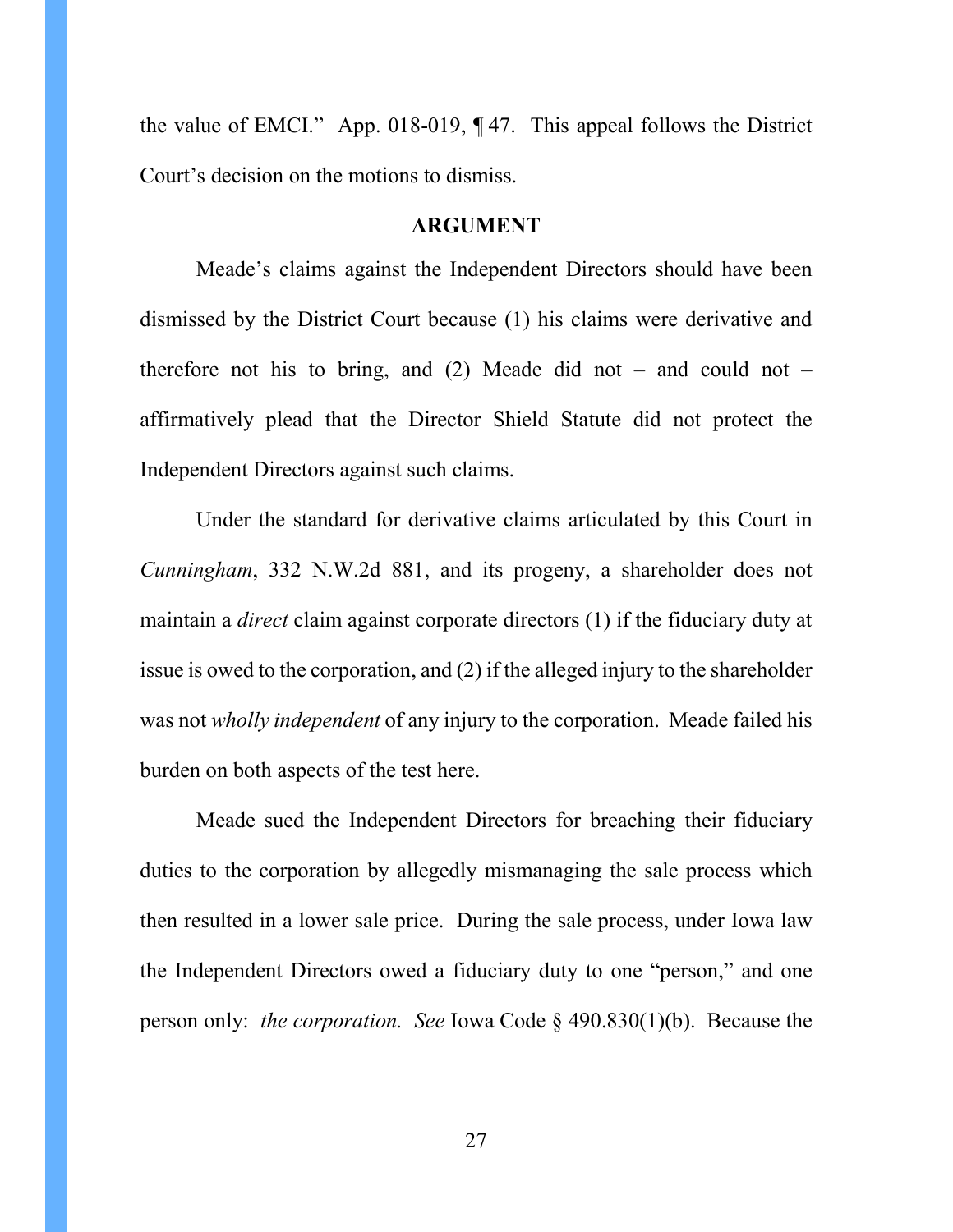the value of EMCI." App. 018-019, ¶ 47. This appeal follows the District Court's decision on the motions to dismiss.

## ARGUMENT

Meade's claims against the Independent Directors should have been dismissed by the District Court because (1) his claims were derivative and therefore not his to bring, and (2) Meade did not – and could not – affirmatively plead that the Director Shield Statute did not protect the Independent Directors against such claims.

Under the standard for derivative claims articulated by this Court in *Cunningham*, 332 N.W.2d 881, and its progeny, a shareholder does not maintain a *direct* claim against corporate directors (1) if the fiduciary duty at issue is owed to the corporation, and (2) if the alleged injury to the shareholder was not *wholly independent* of any injury to the corporation. Meade failed his burden on both aspects of the test here.

Meade sued the Independent Directors for breaching their fiduciary duties to the corporation by allegedly mismanaging the sale process which then resulted in a lower sale price. During the sale process, under Iowa law the Independent Directors owed a fiduciary duty to one "person," and one person only: *the corporation. See* Iowa Code § 490.830(1)(b). Because the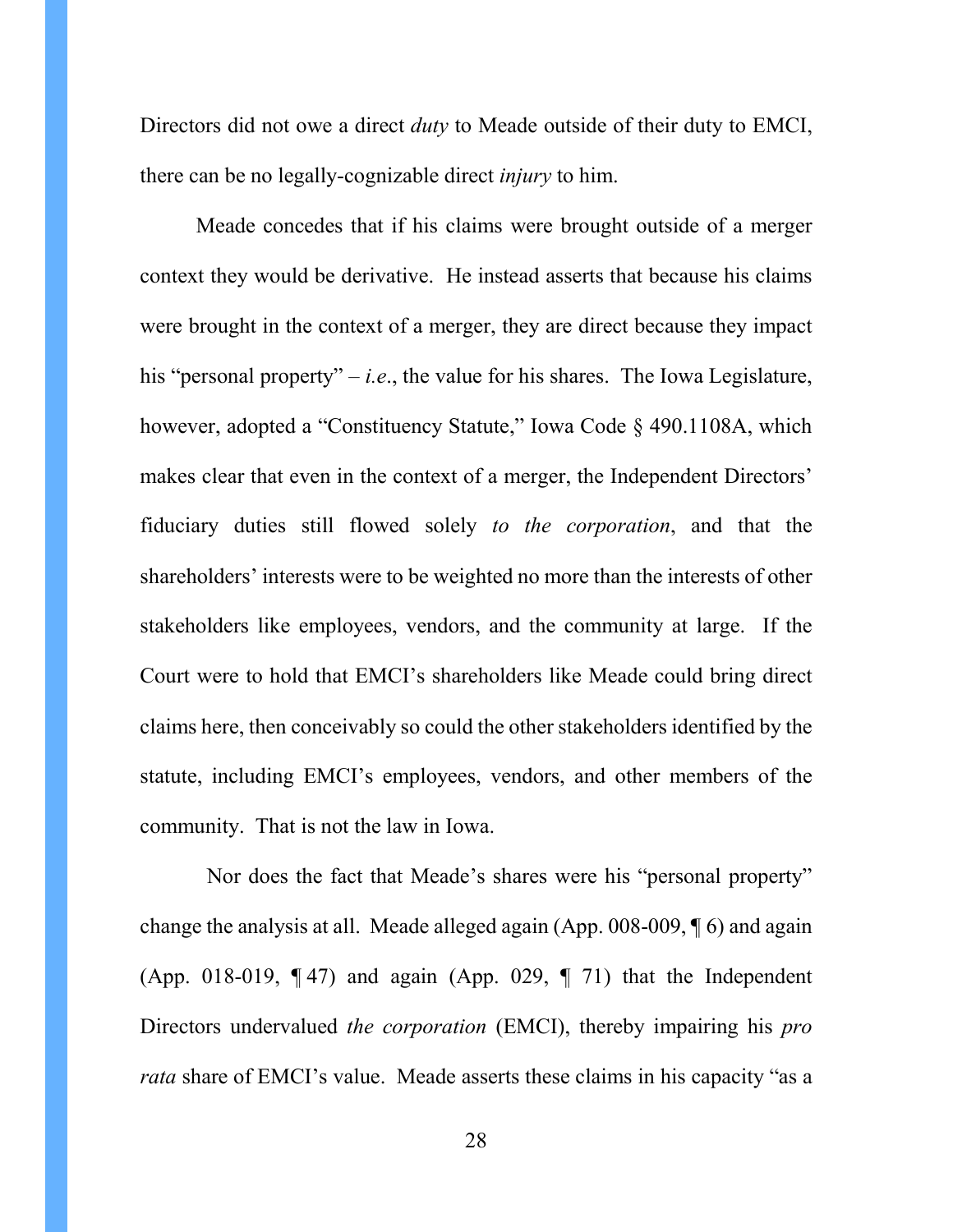Directors did not owe a direct *duty* to Meade outside of their duty to EMCI, there can be no legally-cognizable direct *injury* to him.

Meade concedes that if his claims were brought outside of a merger context they would be derivative. He instead asserts that because his claims were brought in the context of a merger, they are direct because they impact his "personal property" – *i.e*., the value for his shares. The Iowa Legislature, however, adopted a "Constituency Statute," Iowa Code § 490.1108A, which makes clear that even in the context of a merger, the Independent Directors' fiduciary duties still flowed solely *to the corporation*, and that the shareholders' interests were to be weighted no more than the interests of other stakeholders like employees, vendors, and the community at large. If the Court were to hold that EMCI's shareholders like Meade could bring direct claims here, then conceivably so could the other stakeholders identified by the statute, including EMCI's employees, vendors, and other members of the community. That is not the law in Iowa.

Nor does the fact that Meade's shares were his "personal property" change the analysis at all. Meade alleged again (App. 008-009, ¶ 6) and again (App. 018-019, ¶ 47) and again (App. 029, ¶ 71) that the Independent Directors undervalued *the corporation* (EMCI), thereby impairing his *pro rata* share of EMCI's value. Meade asserts these claims in his capacity "as a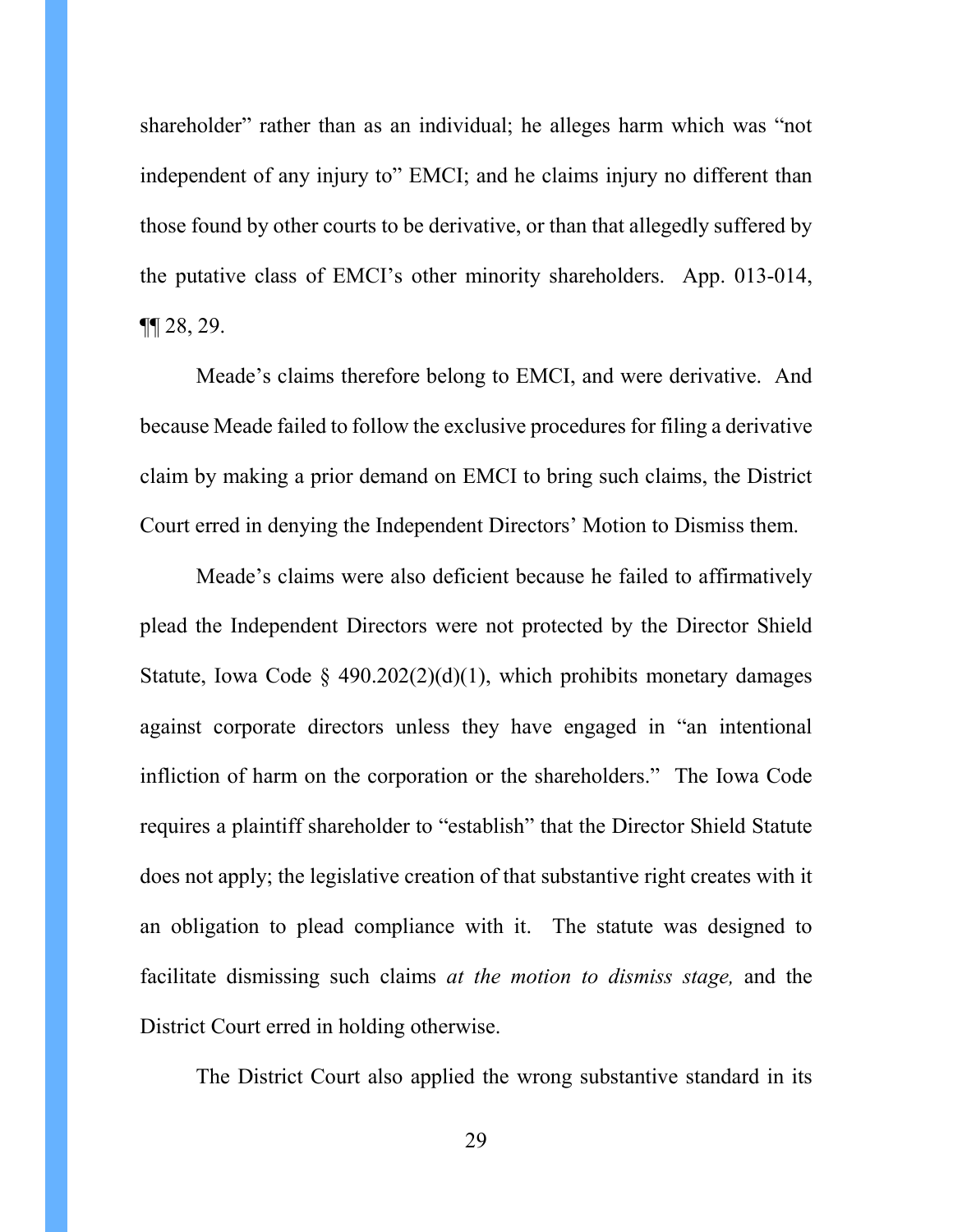shareholder" rather than as an individual; he alleges harm which was "not independent of any injury to" EMCI; and he claims injury no different than those found by other courts to be derivative, or than that allegedly suffered by the putative class of EMCI's other minority shareholders. App. 013-014, ¶¶ 28, 29.

Meade's claims therefore belong to EMCI, and were derivative. And because Meade failed to follow the exclusive procedures for filing a derivative claim by making a prior demand on EMCI to bring such claims, the District Court erred in denying the Independent Directors' Motion to Dismiss them.

Meade's claims were also deficient because he failed to affirmatively plead the Independent Directors were not protected by the Director Shield Statute, Iowa Code § 490.202(2)(d)(1), which prohibits monetary damages against corporate directors unless they have engaged in "an intentional infliction of harm on the corporation or the shareholders." The Iowa Code requires a plaintiff shareholder to "establish" that the Director Shield Statute does not apply; the legislative creation of that substantive right creates with it an obligation to plead compliance with it. The statute was designed to facilitate dismissing such claims *at the motion to dismiss stage,* and the District Court erred in holding otherwise.

The District Court also applied the wrong substantive standard in its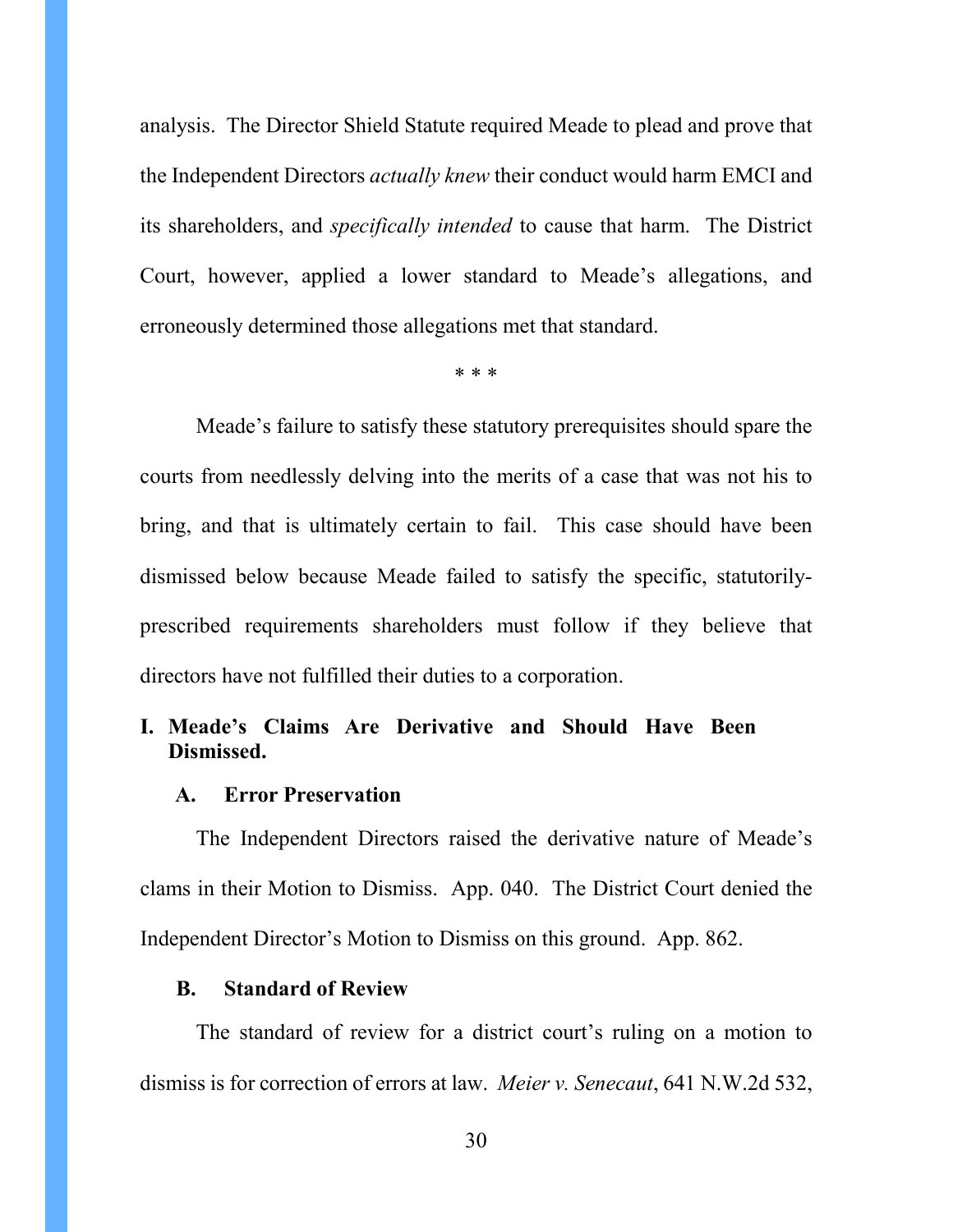analysis. The Director Shield Statute required Meade to plead and prove that the Independent Directors *actually knew* their conduct would harm EMCI and its shareholders, and *specifically intended* to cause that harm. The District Court, however, applied a lower standard to Meade's allegations, and erroneously determined those allegations met that standard.

\* \* \*

Meade's failure to satisfy these statutory prerequisites should spare the courts from needlessly delving into the merits of a case that was not his to bring, and that is ultimately certain to fail. This case should have been dismissed below because Meade failed to satisfy the specific, statutorily-prescribed requirements shareholders must follow if they believe that directors have not fulfilled their duties to a corporation.

## I. Meade's Claims Are Derivative and Should Have Been Dismissed.

### A. Error Preservation

The Independent Directors raised the derivative nature of Meade's clams in their Motion to Dismiss. App. 040. The District Court denied the Independent Director's Motion to Dismiss on this ground. App. 862.

### B. Standard of Review

The standard of review for a district court's ruling on a motion to dismiss is for correction of errors at law. *Meier v. Senecaut*, 641 N.W.2d 532,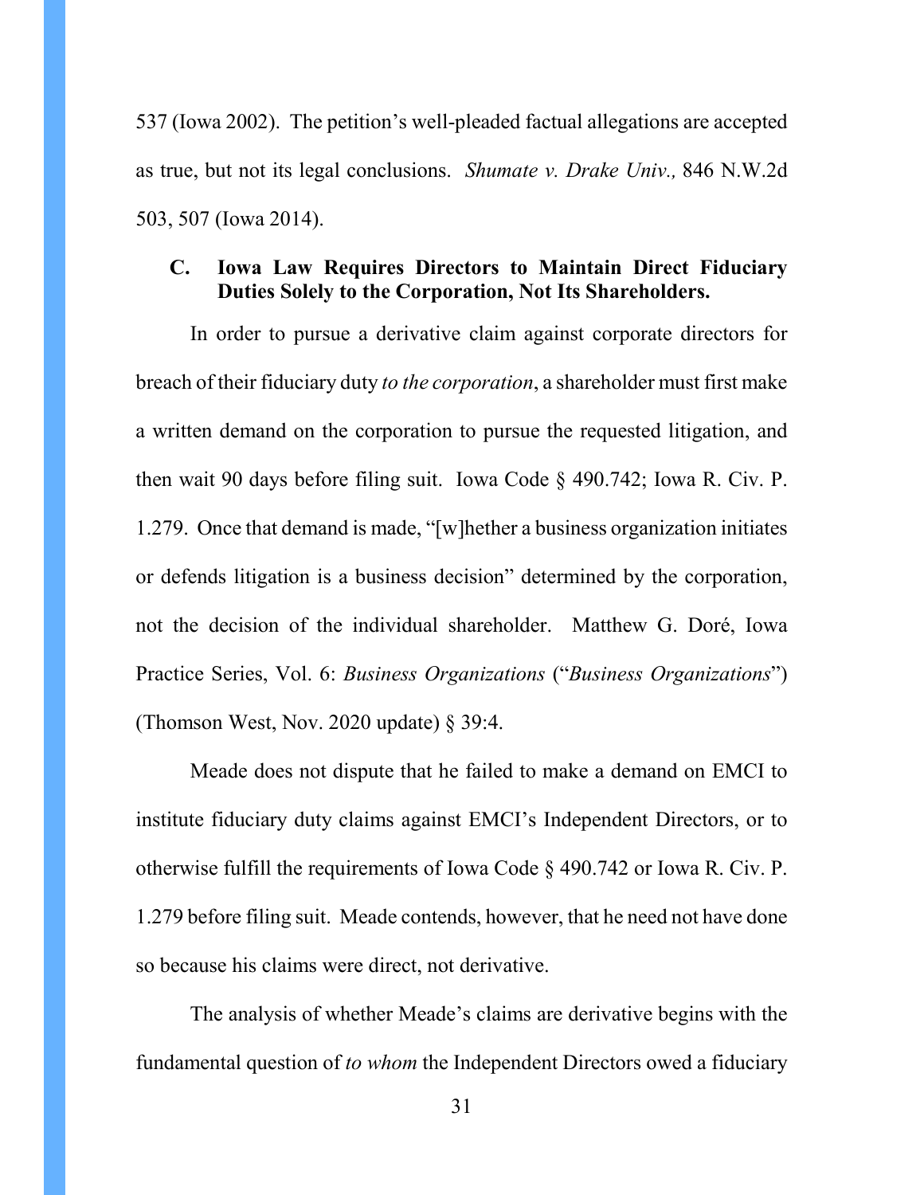537 (Iowa 2002). The petition's well-pleaded factual allegations are accepted as true, but not its legal conclusions. *Shumate v. Drake Univ.,* 846 N.W.2d 503, 507 (Iowa 2014).

### C. Iowa Law Requires Directors to Maintain Direct Fiduciary Duties Solely to the Corporation, Not Its Shareholders.

In order to pursue a derivative claim against corporate directors for breach of their fiduciary duty *to the corporation*, a shareholder must first make a written demand on the corporation to pursue the requested litigation, and then wait 90 days before filing suit. Iowa Code § 490.742; Iowa R. Civ. P. 1.279. Once that demand is made, "[w]hether a business organization initiates or defends litigation is a business decision" determined by the corporation, not the decision of the individual shareholder. Matthew G. Doré, Iowa Practice Series, Vol. 6: *Business Organizations* ("*Business Organizations*") (Thomson West, Nov. 2020 update) § 39:4.

Meade does not dispute that he failed to make a demand on EMCI to institute fiduciary duty claims against EMCI's Independent Directors, or to otherwise fulfill the requirements of Iowa Code § 490.742 or Iowa R. Civ. P. 1.279 before filing suit. Meade contends, however, that he need not have done so because his claims were direct, not derivative.

The analysis of whether Meade's claims are derivative begins with the fundamental question of *to whom* the Independent Directors owed a fiduciary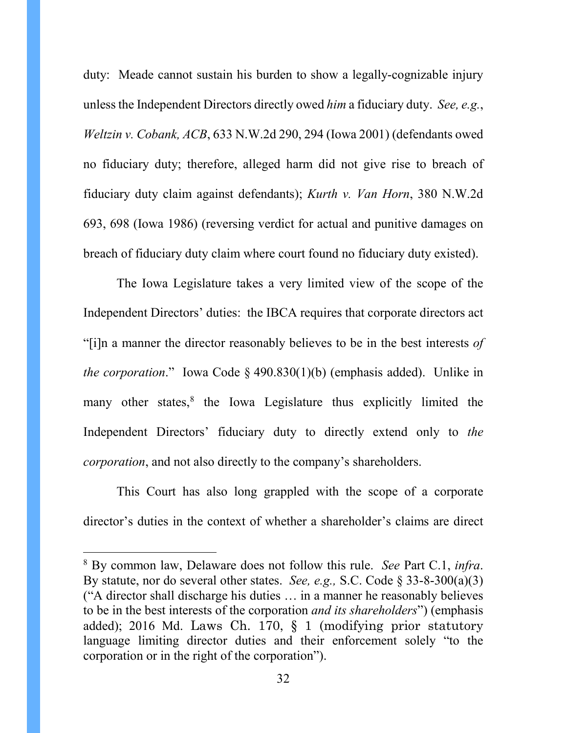duty: Meade cannot sustain his burden to show a legally-cognizable injury unless the Independent Directors directly owed *him* a fiduciary duty. *See, e.g.*, *Weltzin v. Cobank, ACB*, 633 N.W.2d 290, 294 (Iowa 2001) (defendants owed no fiduciary duty; therefore, alleged harm did not give rise to breach of fiduciary duty claim against defendants); *Kurth v. Van Horn*, 380 N.W.2d 693, 698 (Iowa 1986) (reversing verdict for actual and punitive damages on breach of fiduciary duty claim where court found no fiduciary duty existed).

The Iowa Legislature takes a very limited view of the scope of the Independent Directors' duties: the IBCA requires that corporate directors act "[i]n a manner the director reasonably believes to be in the best interests *of the corporation*." Iowa Code § 490.830(1)(b) (emphasis added). Unlike in many other states,[8] the Iowa Legislature thus explicitly limited the Independent Directors' fiduciary duty to directly extend only to *the corporation*, and not also directly to the company's shareholders.

This Court has also long grappled with the scope of a corporate director's duties in the context of whether a shareholder's claims are direct

---

[8] By common law, Delaware does not follow this rule. *See* Part C.1, *infra*. By statute, nor do several other states. *See, e.g.,* S.C. Code § 33-8-300(a)(3) ("A director shall discharge his duties … in a manner he reasonably believes to be in the best interests of the corporation *and its shareholders*") (emphasis added); 2016 Md. Laws Ch. 170, § 1 (modifying prior statutory language limiting director duties and their enforcement solely "to the corporation or in the right of the corporation").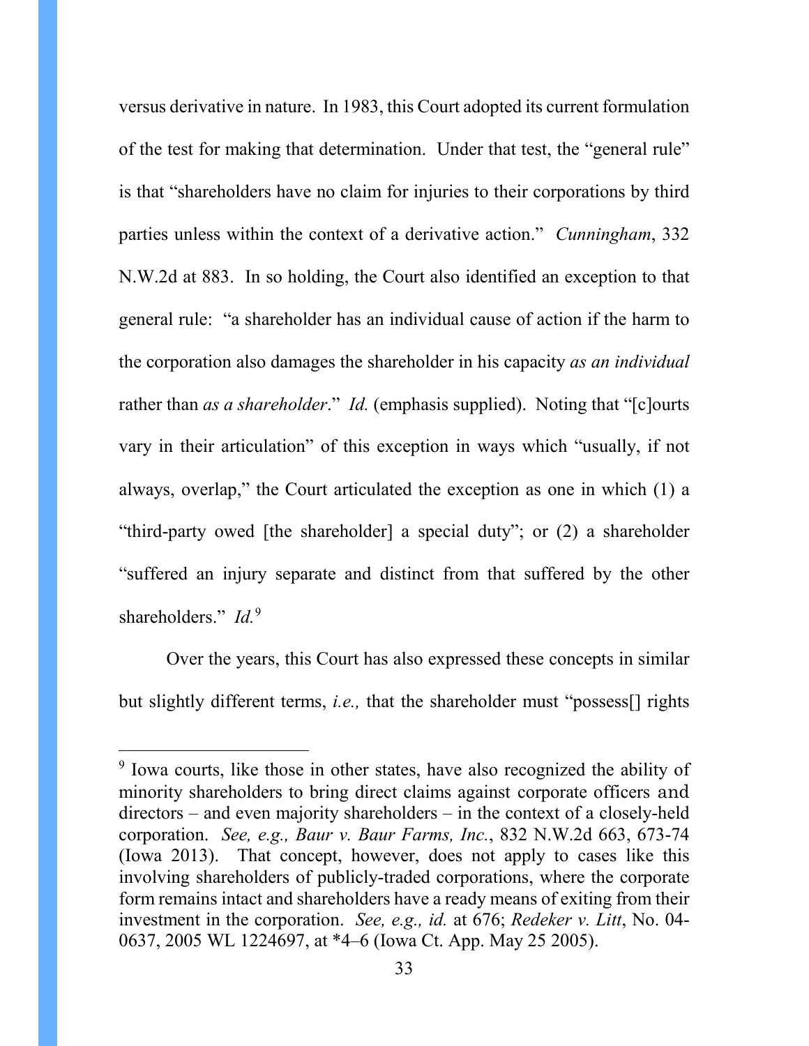versus derivative in nature. In 1983, this Court adopted its current formulation of the test for making that determination. Under that test, the "general rule" is that "shareholders have no claim for injuries to their corporations by third parties unless within the context of a derivative action." *Cunningham*, 332 N.W.2d at 883. In so holding, the Court also identified an exception to that general rule: "a shareholder has an individual cause of action if the harm to the corporation also damages the shareholder in his capacity *as an individual* rather than *as a shareholder*." *Id.* (emphasis supplied). Noting that "[c]ourts vary in their articulation" of this exception in ways which "usually, if not always, overlap," the Court articulated the exception as one in which (1) a "third-party owed [the shareholder] a special duty"; or (2) a shareholder "suffered an injury separate and distinct from that suffered by the other shareholders." *Id.*[9]

Over the years, this Court has also expressed these concepts in similar but slightly different terms, *i.e.,* that the shareholder must "possess[] rights

---

[9] Iowa courts, like those in other states, have also recognized the ability of minority shareholders to bring direct claims against corporate officers and directors – and even majority shareholders – in the context of a closely-held corporation. *See, e.g., Baur v. Baur Farms, Inc.*, 832 N.W.2d 663, 673-74 (Iowa 2013). That concept, however, does not apply to cases like this involving shareholders of publicly-traded corporations, where the corporate form remains intact and shareholders have a ready means of exiting from their investment in the corporation. *See, e.g., id.* at 676; *Redeker v. Litt*, No. 04-0637, 2005 WL 1224697, at *4–6 (Iowa Ct. App. May 25 2005).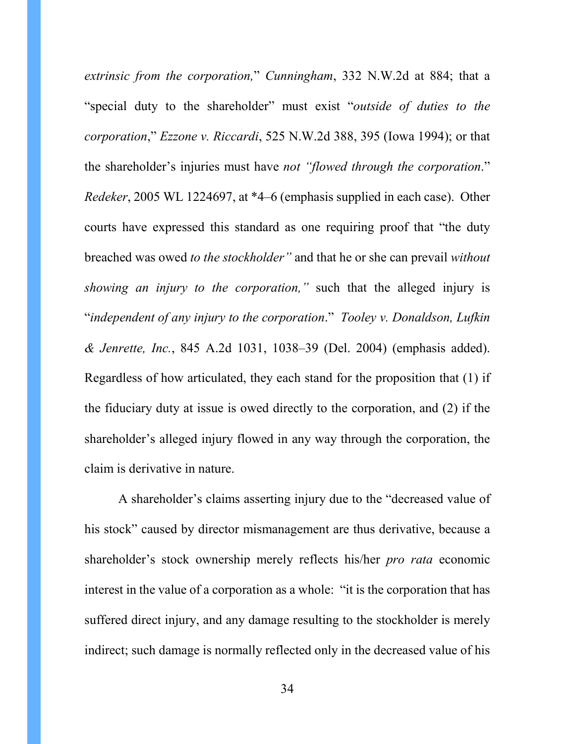*extrinsic from the corporation,*" *Cunningham*, 332 N.W.2d at 884; that a "special duty to the shareholder" must exist "*outside of duties to the corporation*," *Ezzone v. Riccardi*, 525 N.W.2d 388, 395 (Iowa 1994); or that the shareholder's injuries must have *not "flowed through the corporation*." *Redeker*, 2005 WL 1224697, at *4–6 (emphasis supplied in each case). Other courts have expressed this standard as one requiring proof that "the duty breached was owed *to the stockholder"* and that he or she can prevail *without showing an injury to the corporation,"* such that the alleged injury is "*independent of any injury to the corporation*." *Tooley v. Donaldson, Lufkin & Jenrette, Inc.*, 845 A.2d 1031, 1038–39 (Del. 2004) (emphasis added). Regardless of how articulated, they each stand for the proposition that (1) if the fiduciary duty at issue is owed directly to the corporation, and (2) if the shareholder's alleged injury flowed in any way through the corporation, the claim is derivative in nature.

A shareholder's claims asserting injury due to the "decreased value of his stock" caused by director mismanagement are thus derivative, because a shareholder's stock ownership merely reflects his/her *pro rata* economic interest in the value of a corporation as a whole: "it is the corporation that has suffered direct injury, and any damage resulting to the stockholder is merely indirect; such damage is normally reflected only in the decreased value of his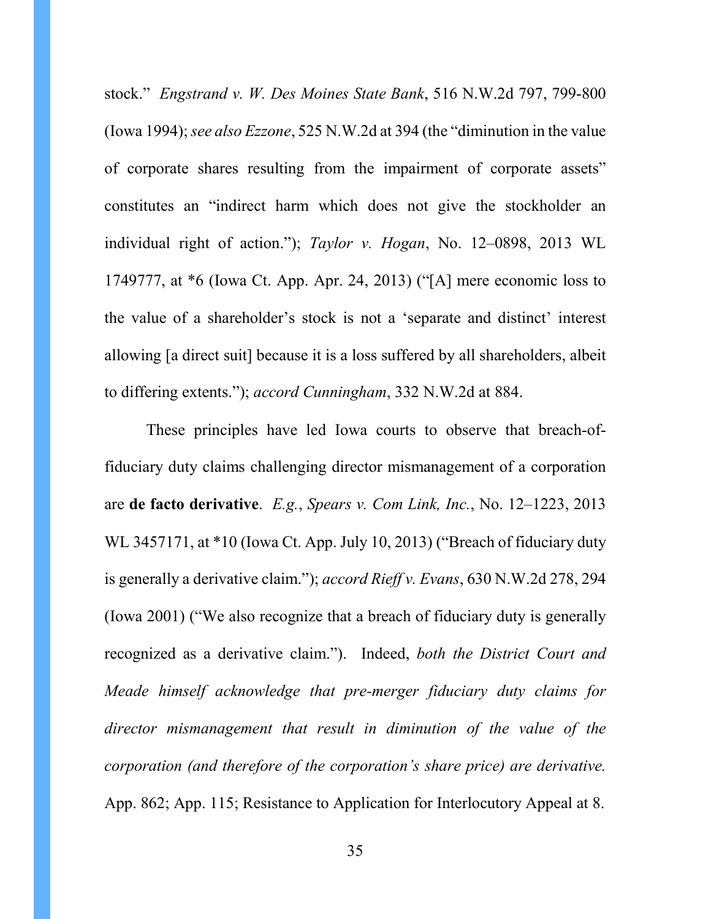stock." *Engstrand v. W. Des Moines State Bank*, 516 N.W.2d 797, 799-800 (Iowa 1994); *see also Ezzone*, 525 N.W.2d at 394 (the "diminution in the value of corporate shares resulting from the impairment of corporate assets" constitutes an "indirect harm which does not give the stockholder an individual right of action."); *Taylor v. Hogan*, No. 12–0898, 2013 WL 1749777, at *6 (Iowa Ct. App. Apr. 24, 2013) ("[A] mere economic loss to the value of a shareholder's stock is not a 'separate and distinct' interest allowing [a direct suit] because it is a loss suffered by all shareholders, albeit to differing extents."); *accord Cunningham*, 332 N.W.2d at 884.

These principles have led Iowa courts to observe that breach-of-fiduciary duty claims challenging director mismanagement of a corporation are **de facto derivative**. *E.g.*, *Spears v. Com Link, Inc.*, No. 12–1223, 2013 WL 3457171, at *10 (Iowa Ct. App. July 10, 2013) ("Breach of fiduciary duty is generally a derivative claim."); *accord Rieff v. Evans*, 630 N.W.2d 278, 294 (Iowa 2001) ("We also recognize that a breach of fiduciary duty is generally recognized as a derivative claim."). Indeed, *both the District Court and Meade himself acknowledge that pre-merger fiduciary duty claims for director mismanagement that result in diminution of the value of the corporation (and therefore of the corporation's share price) are derivative.* App. 862; App. 115; Resistance to Application for Interlocutory Appeal at 8.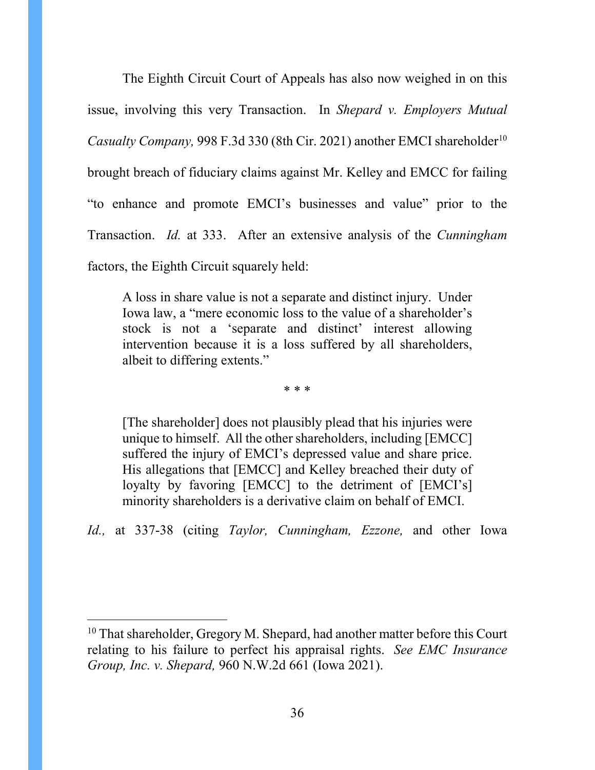The Eighth Circuit Court of Appeals has also now weighed in on this issue, involving this very Transaction. In *Shepard v. Employers Mutual Casualty Company,* 998 F.3d 330 (8th Cir. 2021) another EMCI shareholder[10] brought breach of fiduciary claims against Mr. Kelley and EMCC for failing "to enhance and promote EMCI's businesses and value" prior to the Transaction. *Id.* at 333. After an extensive analysis of the *Cunningham* factors, the Eighth Circuit squarely held:

> A loss in share value is not a separate and distinct injury. Under Iowa law, a "mere economic loss to the value of a shareholder's stock is not a 'separate and distinct' interest allowing intervention because it is a loss suffered by all shareholders, albeit to differing extents."
>
> \* \* \*
>
> [The shareholder] does not plausibly plead that his injuries were unique to himself. All the other shareholders, including [EMCC] suffered the injury of EMCI's depressed value and share price. His allegations that [EMCC] and Kelley breached their duty of loyalty by favoring [EMCC] to the detriment of [EMCI's] minority shareholders is a derivative claim on behalf of EMCI.

*Id.,* at 337-38 (citing *Taylor, Cunningham, Ezzone,* and other Iowa

---

[10] That shareholder, Gregory M. Shepard, had another matter before this Court relating to his failure to perfect his appraisal rights. *See EMC Insurance Group, Inc. v. Shepard,* 960 N.W.2d 661 (Iowa 2021).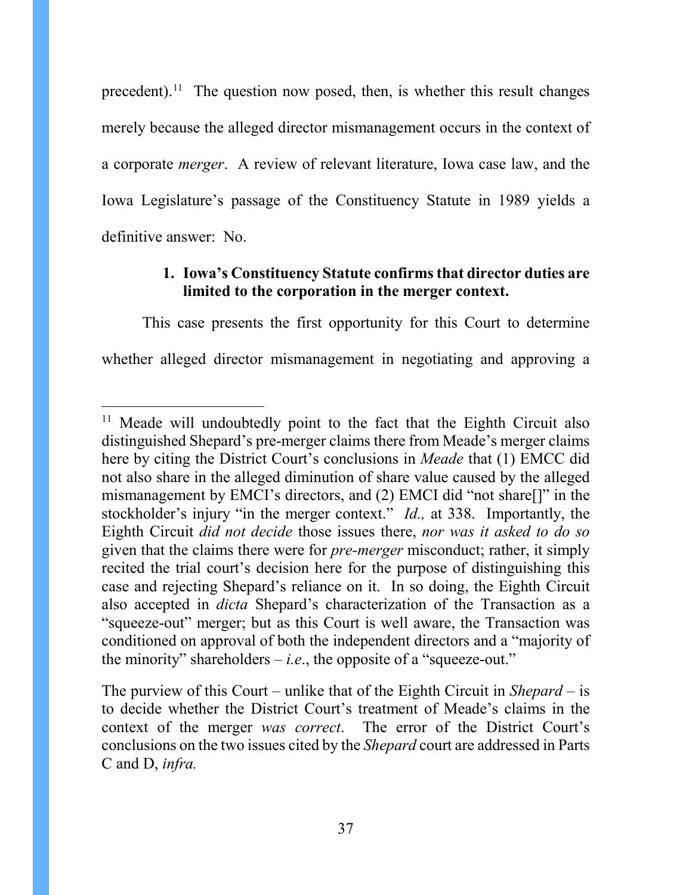precedent).[11] The question now posed, then, is whether this result changes merely because the alleged director mismanagement occurs in the context of a corporate *merger*. A review of relevant literature, Iowa case law, and the Iowa Legislature's passage of the Constituency Statute in 1989 yields a definitive answer: No.

### 1. Iowa's Constituency Statute confirms that director duties are limited to the corporation in the merger context.

This case presents the first opportunity for this Court to determine whether alleged director mismanagement in negotiating and approving a

---

[11] Meade will undoubtedly point to the fact that the Eighth Circuit also distinguished Shepard's pre-merger claims there from Meade's merger claims here by citing the District Court's conclusions in *Meade* that (1) EMCC did not also share in the alleged diminution of share value caused by the alleged mismanagement by EMCI's directors, and (2) EMCI did "not share[]" in the stockholder's injury "in the merger context." *Id.,* at 338. Importantly, the Eighth Circuit *did not decide* those issues there, *nor was it asked to do so* given that the claims there were for *pre-merger* misconduct; rather, it simply recited the trial court's decision here for the purpose of distinguishing this case and rejecting Shepard's reliance on it. In so doing, the Eighth Circuit also accepted in *dicta* Shepard's characterization of the Transaction as a "squeeze-out" merger; but as this Court is well aware, the Transaction was conditioned on approval of both the independent directors and a "majority of the minority" shareholders – *i.e.*, the opposite of a "squeeze-out."

The purview of this Court – unlike that of the Eighth Circuit in *Shepard* – is to decide whether the District Court's treatment of Meade's claims in the context of the merger *was correct*. The error of the District Court's conclusions on the two issues cited by the *Shepard* court are addressed in Parts C and D, *infra.*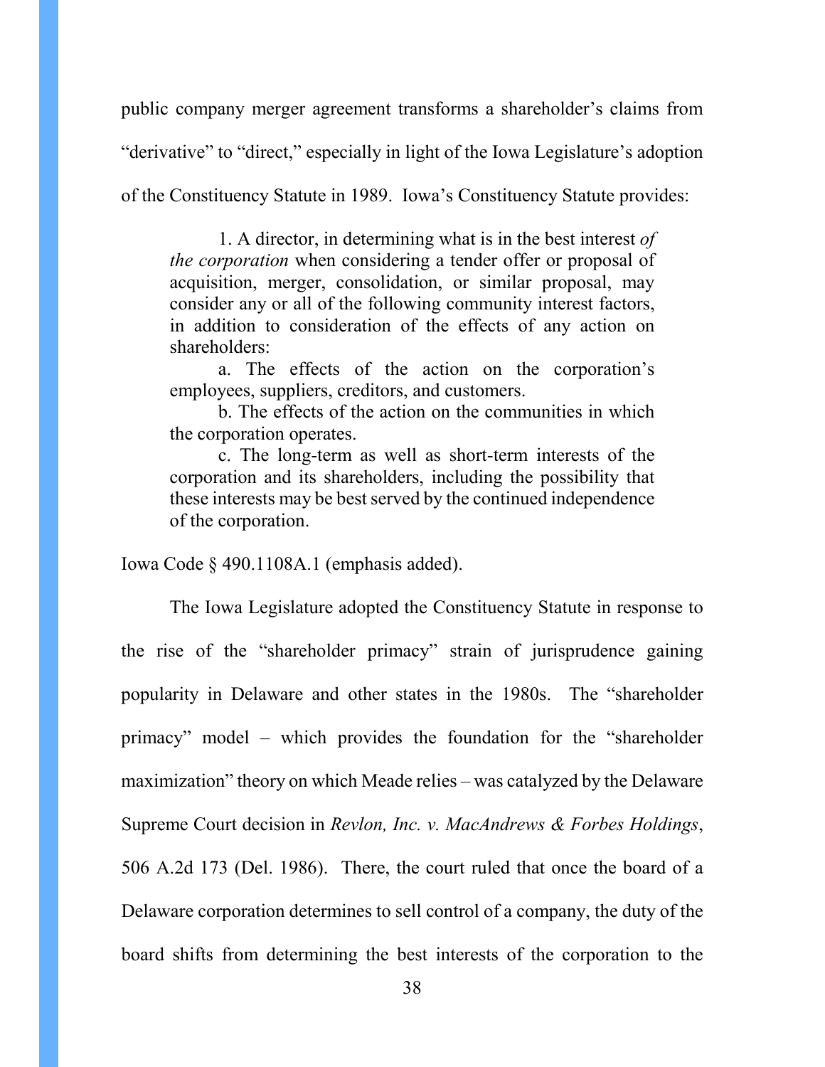public company merger agreement transforms a shareholder's claims from "derivative" to "direct," especially in light of the Iowa Legislature's adoption of the Constituency Statute in 1989. Iowa's Constituency Statute provides:

> 1. A director, in determining what is in the best interest *of the corporation* when considering a tender offer or proposal of acquisition, merger, consolidation, or similar proposal, may consider any or all of the following community interest factors, in addition to consideration of the effects of any action on shareholders:
>
> a. The effects of the action on the corporation's employees, suppliers, creditors, and customers.
>
> b. The effects of the action on the communities in which the corporation operates.
>
> c. The long-term as well as short-term interests of the corporation and its shareholders, including the possibility that these interests may be best served by the continued independence of the corporation.

Iowa Code § 490.1108A.1 (emphasis added).

The Iowa Legislature adopted the Constituency Statute in response to the rise of the "shareholder primacy" strain of jurisprudence gaining popularity in Delaware and other states in the 1980s. The "shareholder primacy" model – which provides the foundation for the "shareholder maximization" theory on which Meade relies – was catalyzed by the Delaware Supreme Court decision in *Revlon, Inc. v. MacAndrews & Forbes Holdings*, 506 A.2d 173 (Del. 1986). There, the court ruled that once the board of a Delaware corporation determines to sell control of a company, the duty of the board shifts from determining the best interests of the corporation to the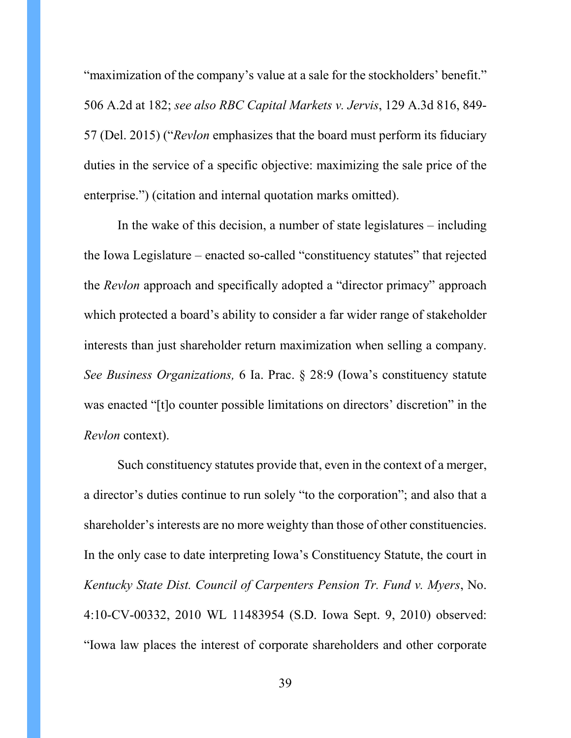"maximization of the company's value at a sale for the stockholders' benefit." 506 A.2d at 182; *see also RBC Capital Markets v. Jervis*, 129 A.3d 816, 849-57 (Del. 2015) ("*Revlon* emphasizes that the board must perform its fiduciary duties in the service of a specific objective: maximizing the sale price of the enterprise.") (citation and internal quotation marks omitted).

In the wake of this decision, a number of state legislatures – including the Iowa Legislature – enacted so-called "constituency statutes" that rejected the *Revlon* approach and specifically adopted a "director primacy" approach which protected a board's ability to consider a far wider range of stakeholder interests than just shareholder return maximization when selling a company. *See Business Organizations,* 6 Ia. Prac. § 28:9 (Iowa's constituency statute was enacted "[t]o counter possible limitations on directors' discretion" in the *Revlon* context).

Such constituency statutes provide that, even in the context of a merger, a director's duties continue to run solely "to the corporation"; and also that a shareholder's interests are no more weighty than those of other constituencies. In the only case to date interpreting Iowa's Constituency Statute, the court in *Kentucky State Dist. Council of Carpenters Pension Tr. Fund v. Myers*, No. 4:10-CV-00332, 2010 WL 11483954 (S.D. Iowa Sept. 9, 2010) observed: "Iowa law places the interest of corporate shareholders and other corporate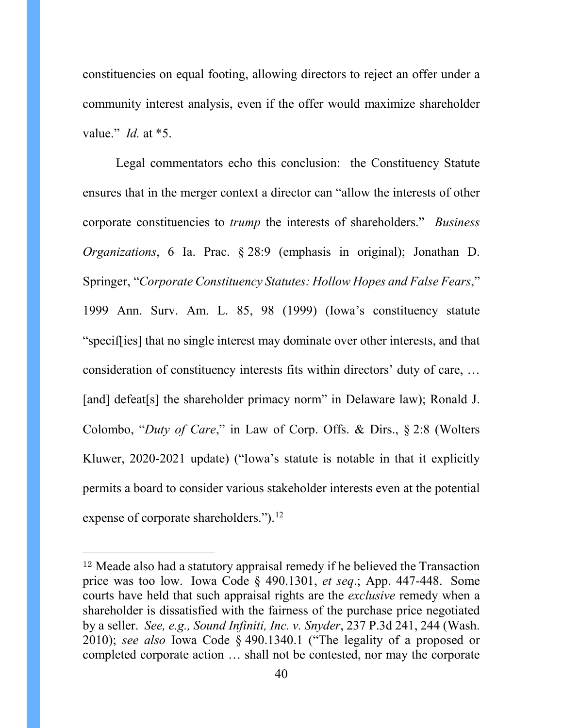constituencies on equal footing, allowing directors to reject an offer under a community interest analysis, even if the offer would maximize shareholder value." *Id.* at *5.

Legal commentators echo this conclusion: the Constituency Statute ensures that in the merger context a director can "allow the interests of other corporate constituencies to *trump* the interests of shareholders." *Business Organizations*, 6 Ia. Prac. § 28:9 (emphasis in original); Jonathan D. Springer, "*Corporate Constituency Statutes: Hollow Hopes and False Fears*," 1999 Ann. Surv. Am. L. 85, 98 (1999) (Iowa's constituency statute "specif[ies] that no single interest may dominate over other interests, and that consideration of constituency interests fits within directors' duty of care, … [and] defeat[s] the shareholder primacy norm" in Delaware law); Ronald J. Colombo, "*Duty of Care*," in Law of Corp. Offs. & Dirs., § 2:8 (Wolters Kluwer, 2020-2021 update) ("Iowa's statute is notable in that it explicitly permits a board to consider various stakeholder interests even at the potential expense of corporate shareholders.").[12]

---

[12] Meade also had a statutory appraisal remedy if he believed the Transaction price was too low. Iowa Code § 490.1301, *et seq*.; App. 447-448. Some courts have held that such appraisal rights are the *exclusive* remedy when a shareholder is dissatisfied with the fairness of the purchase price negotiated by a seller. *See, e.g., Sound Infiniti, Inc. v. Snyder*, 237 P.3d 241, 244 (Wash. 2010); *see also* Iowa Code § 490.1340.1 ("The legality of a proposed or completed corporate action … shall not be contested, nor may the corporate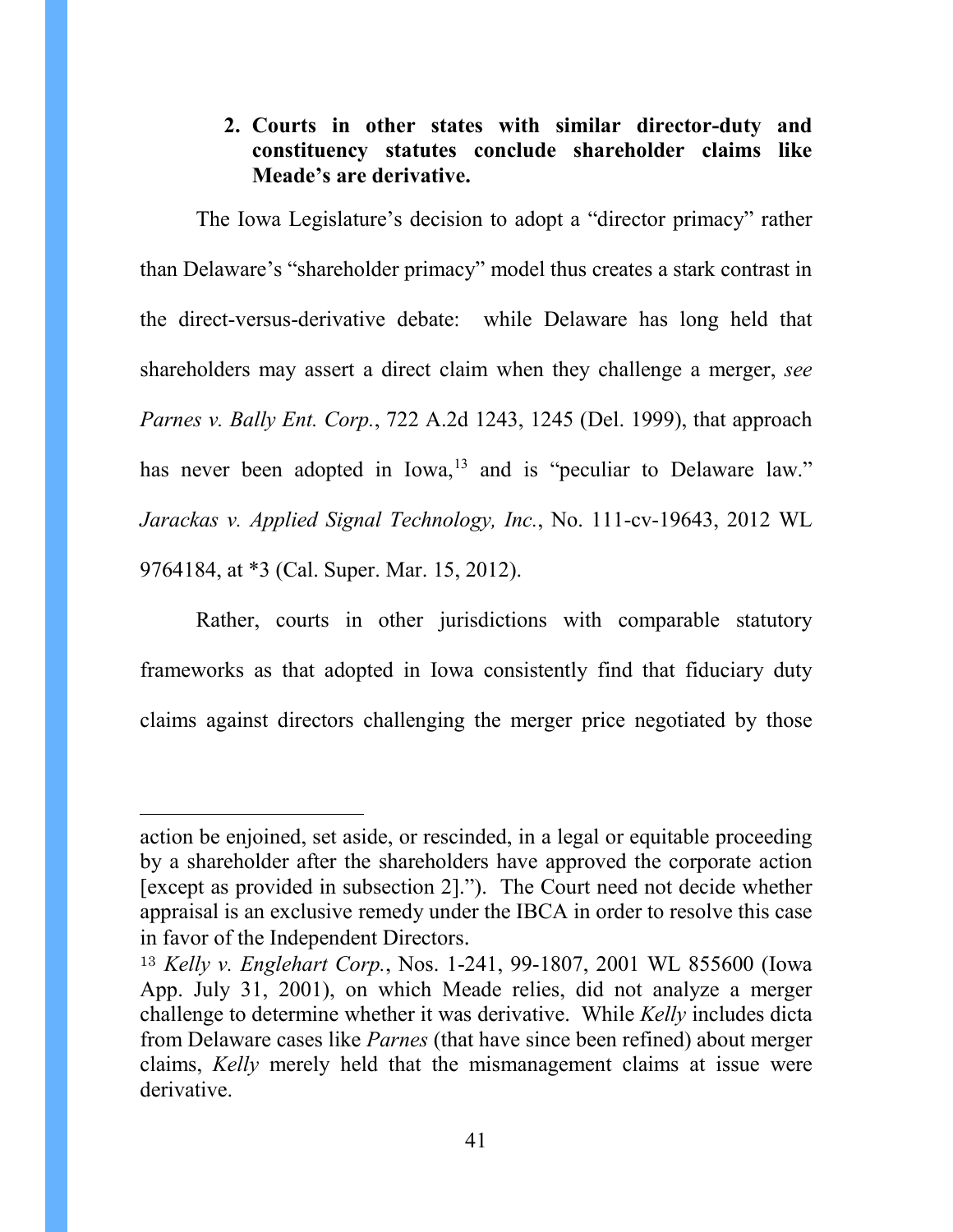### 2. Courts in other states with similar director-duty and constituency statutes conclude shareholder claims like Meade's are derivative.

The Iowa Legislature's decision to adopt a "director primacy" rather than Delaware's "shareholder primacy" model thus creates a stark contrast in the direct-versus-derivative debate: while Delaware has long held that shareholders may assert a direct claim when they challenge a merger, *see Parnes v. Bally Ent. Corp.*, 722 A.2d 1243, 1245 (Del. 1999), that approach has never been adopted in Iowa,[13] and is "peculiar to Delaware law." *Jarackas v. Applied Signal Technology, Inc.*, No. 111-cv-19643, 2012 WL 9764184, at *3 (Cal. Super. Mar. 15, 2012).

Rather, courts in other jurisdictions with comparable statutory frameworks as that adopted in Iowa consistently find that fiduciary duty claims against directors challenging the merger price negotiated by those

---

action be enjoined, set aside, or rescinded, in a legal or equitable proceeding by a shareholder after the shareholders have approved the corporate action [except as provided in subsection 2]."). The Court need not decide whether appraisal is an exclusive remedy under the IBCA in order to resolve this case in favor of the Independent Directors.

[13] *Kelly v. Englehart Corp.*, Nos. 1-241, 99-1807, 2001 WL 855600 (Iowa App. July 31, 2001), on which Meade relies, did not analyze a merger challenge to determine whether it was derivative. While *Kelly* includes dicta from Delaware cases like *Parnes* (that have since been refined) about merger claims, *Kelly* merely held that the mismanagement claims at issue were derivative.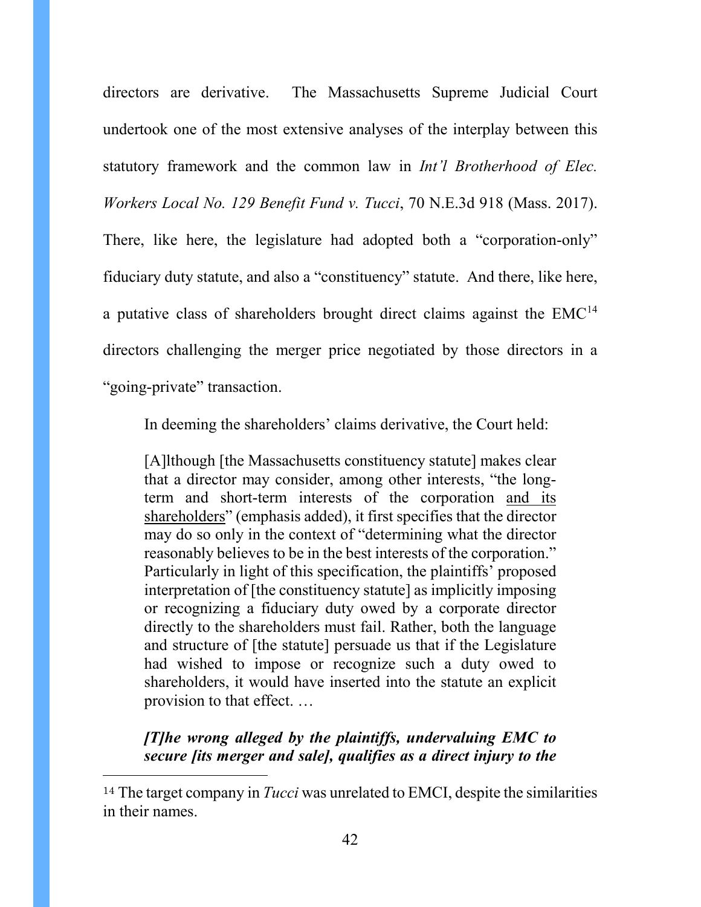directors are derivative. The Massachusetts Supreme Judicial Court undertook one of the most extensive analyses of the interplay between this statutory framework and the common law in *Int'l Brotherhood of Elec. Workers Local No. 129 Benefit Fund v. Tucci*, 70 N.E.3d 918 (Mass. 2017). There, like here, the legislature had adopted both a "corporation-only" fiduciary duty statute, and also a "constituency" statute. And there, like here, a putative class of shareholders brought direct claims against the EMC[14] directors challenging the merger price negotiated by those directors in a "going-private" transaction.

In deeming the shareholders' claims derivative, the Court held:

> [A]lthough [the Massachusetts constituency statute] makes clear that a director may consider, among other interests, "the long-term and short-term interests of the corporation <u>and its shareholders</u>" (emphasis added), it first specifies that the director may do so only in the context of "determining what the director reasonably believes to be in the best interests of the corporation." Particularly in light of this specification, the plaintiffs' proposed interpretation of [the constituency statute] as implicitly imposing or recognizing a fiduciary duty owed by a corporate director directly to the shareholders must fail. Rather, both the language and structure of [the statute] persuade us that if the Legislature had wished to impose or recognize such a duty owed to shareholders, it would have inserted into the statute an explicit provision to that effect. …
>
> ***[T]he wrong alleged by the plaintiffs, undervaluing EMC to secure [its merger and sale], qualifies as a direct injury to the***

---

[14] The target company in *Tucci* was unrelated to EMCI, despite the similarities in their names.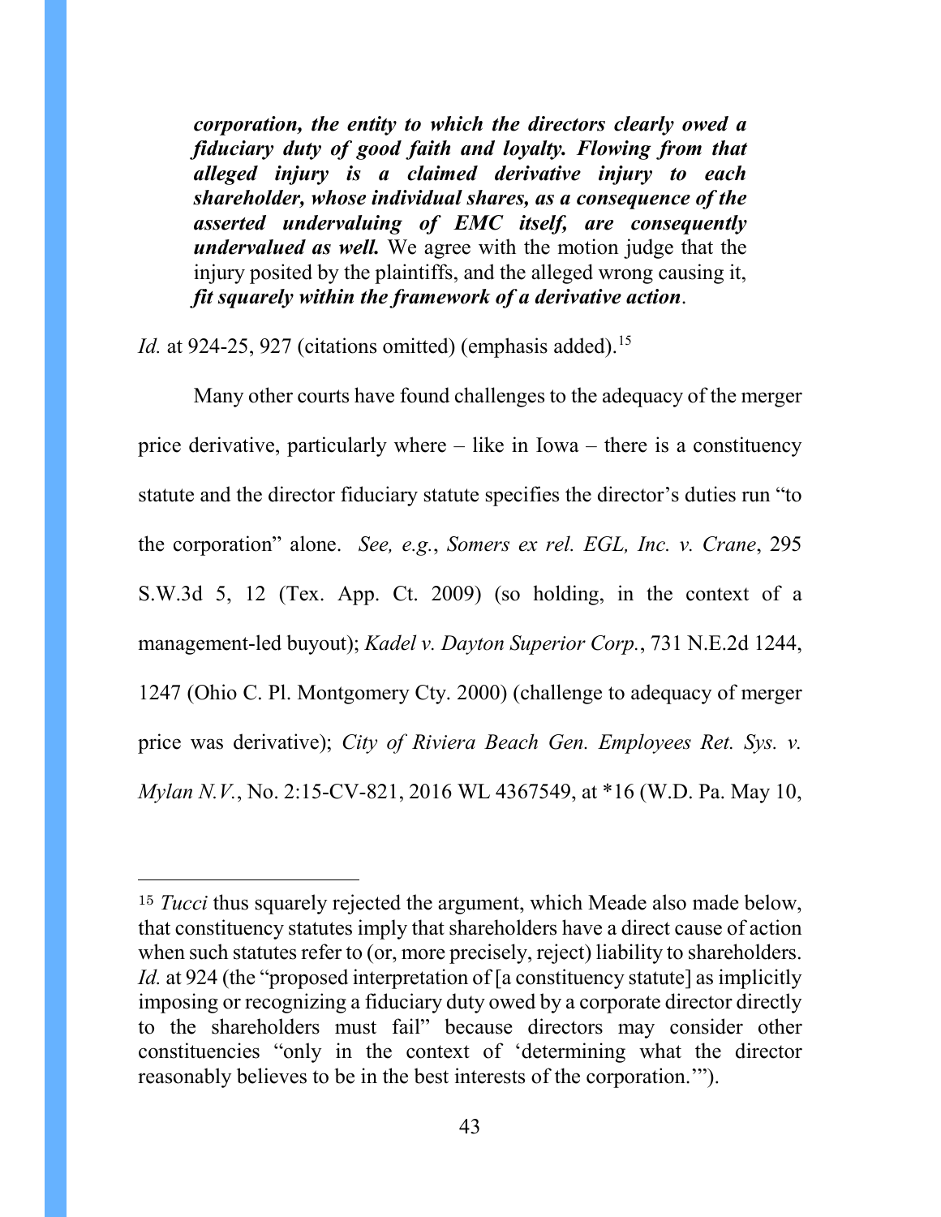> ***corporation, the entity to which the directors clearly owed a fiduciary duty of good faith and loyalty. Flowing from that alleged injury is a claimed derivative injury to each shareholder, whose individual shares, as a consequence of the asserted undervaluing of EMC itself, are consequently undervalued as well.*** We agree with the motion judge that the injury posited by the plaintiffs, and the alleged wrong causing it, ***fit squarely within the framework of a derivative action***.

*Id.* at 924-25, 927 (citations omitted) (emphasis added).[15]

Many other courts have found challenges to the adequacy of the merger price derivative, particularly where – like in Iowa – there is a constituency statute and the director fiduciary statute specifies the director's duties run "to the corporation" alone. *See, e.g.*, *Somers ex rel. EGL, Inc. v. Crane*, 295 S.W.3d 5, 12 (Tex. App. Ct. 2009) (so holding, in the context of a management-led buyout); *Kadel v. Dayton Superior Corp.*, 731 N.E.2d 1244, 1247 (Ohio C. Pl. Montgomery Cty. 2000) (challenge to adequacy of merger price was derivative); *City of Riviera Beach Gen. Employees Ret. Sys. v. Mylan N.V.*, No. 2:15-CV-821, 2016 WL 4367549, at *16 (W.D. Pa. May 10,

---

[15] *Tucci* thus squarely rejected the argument, which Meade also made below, that constituency statutes imply that shareholders have a direct cause of action when such statutes refer to (or, more precisely, reject) liability to shareholders. *Id.* at 924 (the "proposed interpretation of [a constituency statute] as implicitly imposing or recognizing a fiduciary duty owed by a corporate director directly to the shareholders must fail" because directors may consider other constituencies "only in the context of 'determining what the director reasonably believes to be in the best interests of the corporation.'").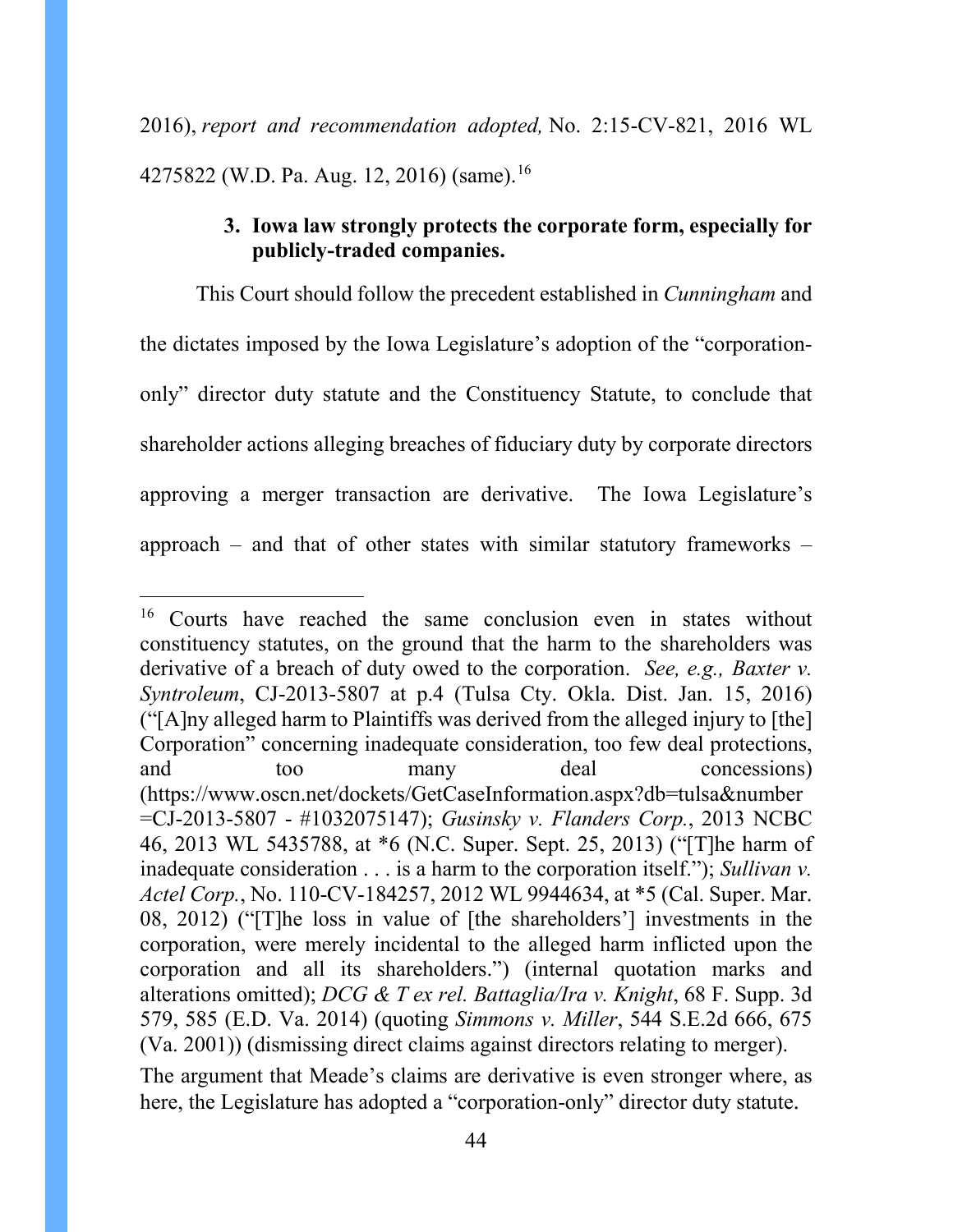2016), *report and recommendation adopted,* No. 2:15-CV-821, 2016 WL 4275822 (W.D. Pa. Aug. 12, 2016) (same).[16]

### 3. Iowa law strongly protects the corporate form, especially for publicly-traded companies.

This Court should follow the precedent established in *Cunningham* and the dictates imposed by the Iowa Legislature's adoption of the "corporation-only" director duty statute and the Constituency Statute, to conclude that shareholder actions alleging breaches of fiduciary duty by corporate directors approving a merger transaction are derivative. The Iowa Legislature's approach – and that of other states with similar statutory frameworks –

---

[16] Courts have reached the same conclusion even in states without constituency statutes, on the ground that the harm to the shareholders was derivative of a breach of duty owed to the corporation. *See, e.g., Baxter v. Syntroleum*, CJ-2013-5807 at p.4 (Tulsa Cty. Okla. Dist. Jan. 15, 2016) ("[A]ny alleged harm to Plaintiffs was derived from the alleged injury to [the] Corporation" concerning inadequate consideration, too few deal protections, and too many deal concessions) (https://www.oscn.net/dockets/GetCaseInformation.aspx?db=tulsa&number=CJ-2013-5807 - #1032075147); *Gusinsky v. Flanders Corp.*, 2013 NCBC 46, 2013 WL 5435788, at *6 (N.C. Super. Sept. 25, 2013) ("[T]he harm of inadequate consideration . . . is a harm to the corporation itself."); *Sullivan v. Actel Corp.*, No. 110-CV-184257, 2012 WL 9944634, at *5 (Cal. Super. Mar. 08, 2012) ("[T]he loss in value of [the shareholders'] investments in the corporation, were merely incidental to the alleged harm inflicted upon the corporation and all its shareholders.") (internal quotation marks and alterations omitted); *DCG & T ex rel. Battaglia/Ira v. Knight*, 68 F. Supp. 3d 579, 585 (E.D. Va. 2014) (quoting *Simmons v. Miller*, 544 S.E.2d 666, 675 (Va. 2001)) (dismissing direct claims against directors relating to merger).

The argument that Meade's claims are derivative is even stronger where, as here, the Legislature has adopted a "corporation-only" director duty statute.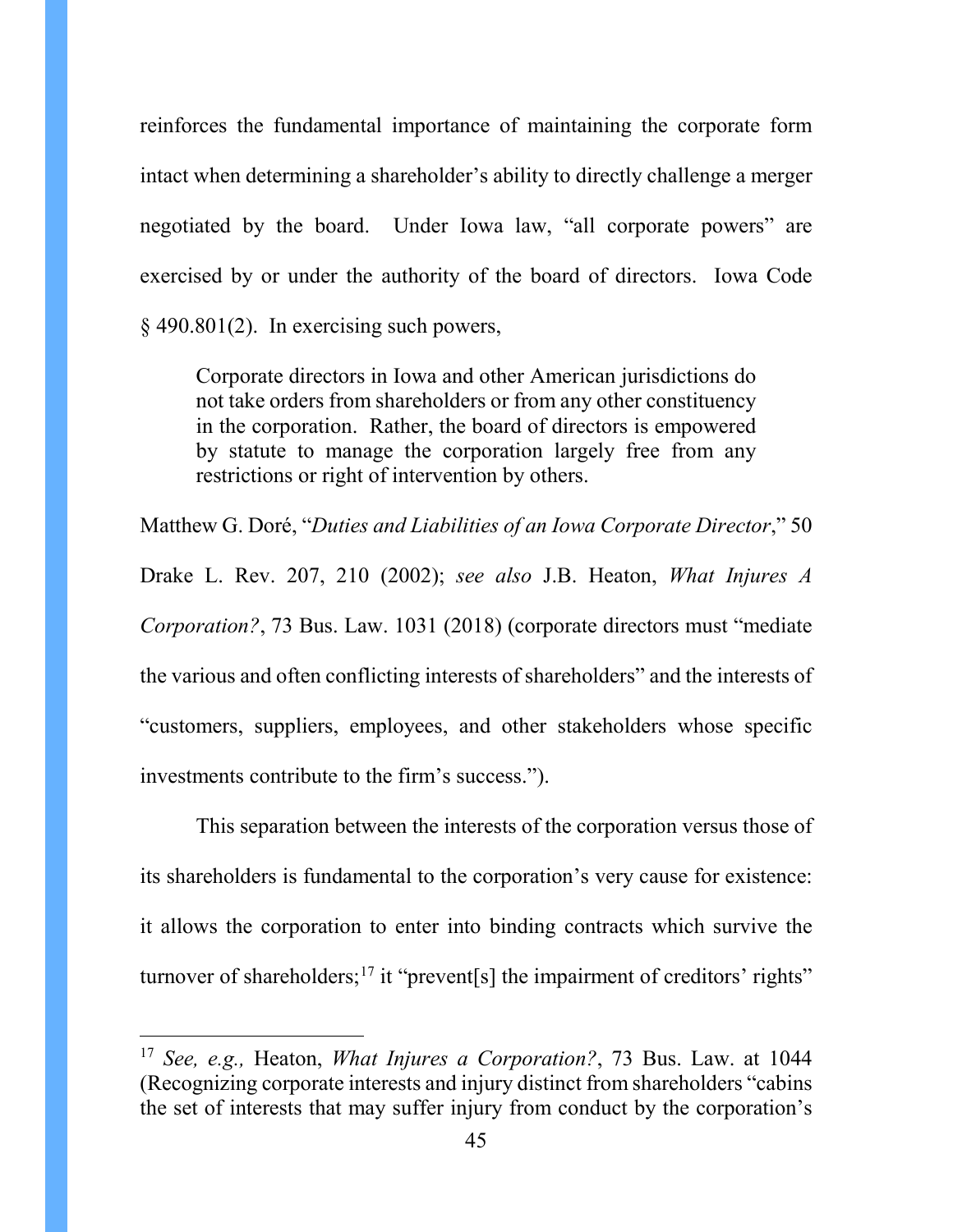reinforces the fundamental importance of maintaining the corporate form intact when determining a shareholder's ability to directly challenge a merger negotiated by the board. Under Iowa law, "all corporate powers" are exercised by or under the authority of the board of directors. Iowa Code § 490.801(2). In exercising such powers,

> Corporate directors in Iowa and other American jurisdictions do not take orders from shareholders or from any other constituency in the corporation. Rather, the board of directors is empowered by statute to manage the corporation largely free from any restrictions or right of intervention by others.

Matthew G. Doré, "*Duties and Liabilities of an Iowa Corporate Director*," 50 Drake L. Rev. 207, 210 (2002); *see also* J.B. Heaton, *What Injures A Corporation?*, 73 Bus. Law. 1031 (2018) (corporate directors must "mediate the various and often conflicting interests of shareholders" and the interests of "customers, suppliers, employees, and other stakeholders whose specific investments contribute to the firm's success.").

This separation between the interests of the corporation versus those of its shareholders is fundamental to the corporation's very cause for existence: it allows the corporation to enter into binding contracts which survive the turnover of shareholders;[17] it "prevent[s] the impairment of creditors' rights"

---

[17] *See, e.g.,* Heaton, *What Injures a Corporation?*, 73 Bus. Law. at 1044 (Recognizing corporate interests and injury distinct from shareholders "cabins the set of interests that may suffer injury from conduct by the corporation's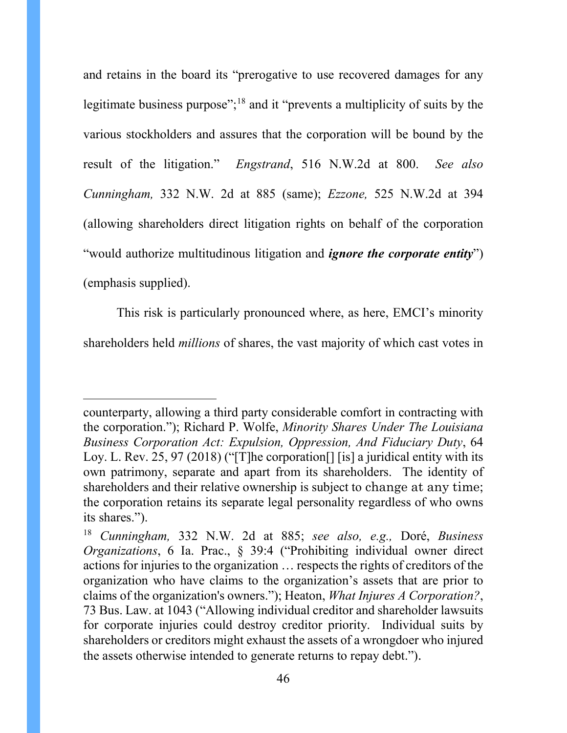and retains in the board its "prerogative to use recovered damages for any legitimate business purpose";[18] and it "prevents a multiplicity of suits by the various stockholders and assures that the corporation will be bound by the result of the litigation." *Engstrand*, 516 N.W.2d at 800. *See also Cunningham,* 332 N.W. 2d at 885 (same); *Ezzone,* 525 N.W.2d at 394 (allowing shareholders direct litigation rights on behalf of the corporation "would authorize multitudinous litigation and ***ignore the corporate entity***") (emphasis supplied).

This risk is particularly pronounced where, as here, EMCI's minority shareholders held *millions* of shares, the vast majority of which cast votes in

---

counterparty, allowing a third party considerable comfort in contracting with the corporation."); Richard P. Wolfe, *Minority Shares Under The Louisiana Business Corporation Act: Expulsion, Oppression, And Fiduciary Duty*, 64 Loy. L. Rev. 25, 97 (2018) ("[T]he corporation[] [is] a juridical entity with its own patrimony, separate and apart from its shareholders. The identity of shareholders and their relative ownership is subject to change at any time; the corporation retains its separate legal personality regardless of who owns its shares.").

[18] *Cunningham,* 332 N.W. 2d at 885; *see also, e.g.,* Doré, *Business Organizations*, 6 Ia. Prac., § 39:4 ("Prohibiting individual owner direct actions for injuries to the organization … respects the rights of creditors of the organization who have claims to the organization's assets that are prior to claims of the organization's owners."); Heaton, *What Injures A Corporation?*, 73 Bus. Law. at 1043 ("Allowing individual creditor and shareholder lawsuits for corporate injuries could destroy creditor priority. Individual suits by shareholders or creditors might exhaust the assets of a wrongdoer who injured the assets otherwise intended to generate returns to repay debt.").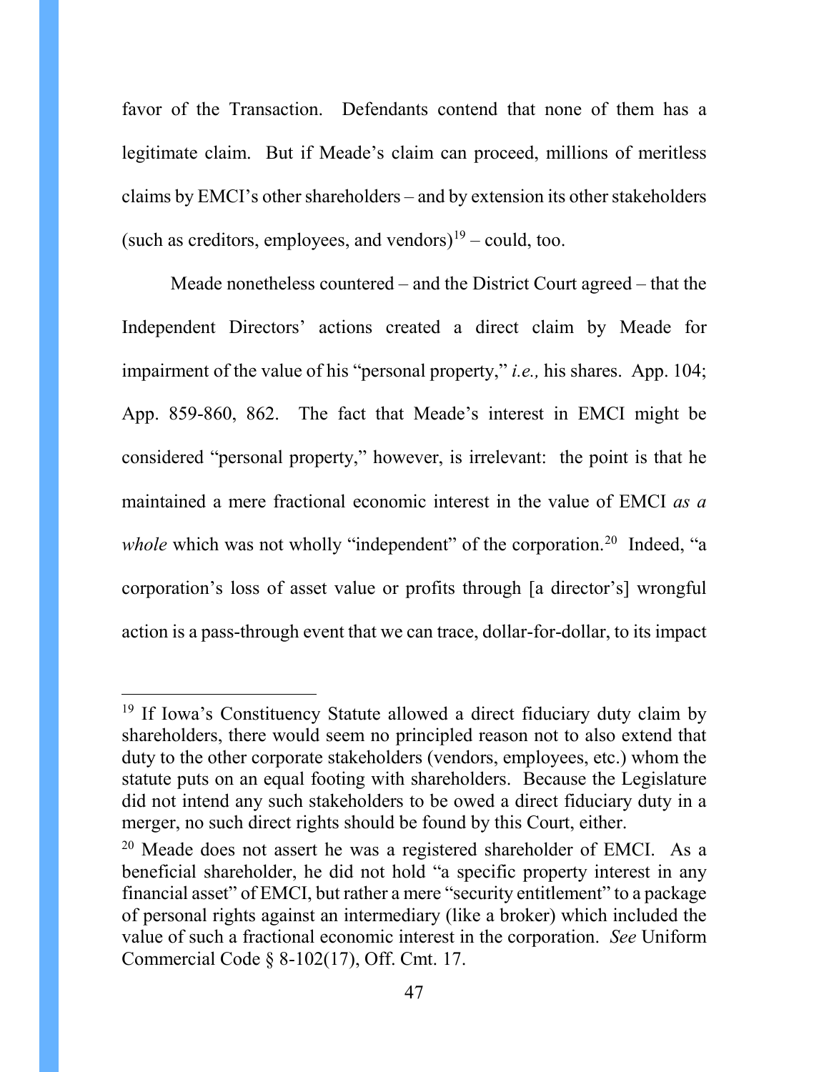favor of the Transaction. Defendants contend that none of them has a legitimate claim. But if Meade's claim can proceed, millions of meritless claims by EMCI's other shareholders – and by extension its other stakeholders (such as creditors, employees, and vendors)[19] – could, too.

Meade nonetheless countered – and the District Court agreed – that the Independent Directors' actions created a direct claim by Meade for impairment of the value of his "personal property," *i.e.,* his shares. App. 104; App. 859-860, 862. The fact that Meade's interest in EMCI might be considered "personal property," however, is irrelevant: the point is that he maintained a mere fractional economic interest in the value of EMCI *as a whole* which was not wholly "independent" of the corporation.[20] Indeed, "a corporation's loss of asset value or profits through [a director's] wrongful action is a pass-through event that we can trace, dollar-for-dollar, to its impact

---

[19] If Iowa's Constituency Statute allowed a direct fiduciary duty claim by shareholders, there would seem no principled reason not to also extend that duty to the other corporate stakeholders (vendors, employees, etc.) whom the statute puts on an equal footing with shareholders. Because the Legislature did not intend any such stakeholders to be owed a direct fiduciary duty in a merger, no such direct rights should be found by this Court, either.

[20] Meade does not assert he was a registered shareholder of EMCI. As a beneficial shareholder, he did not hold "a specific property interest in any financial asset" of EMCI, but rather a mere "security entitlement" to a package of personal rights against an intermediary (like a broker) which included the value of such a fractional economic interest in the corporation. *See* Uniform Commercial Code § 8-102(17), Off. Cmt. 17.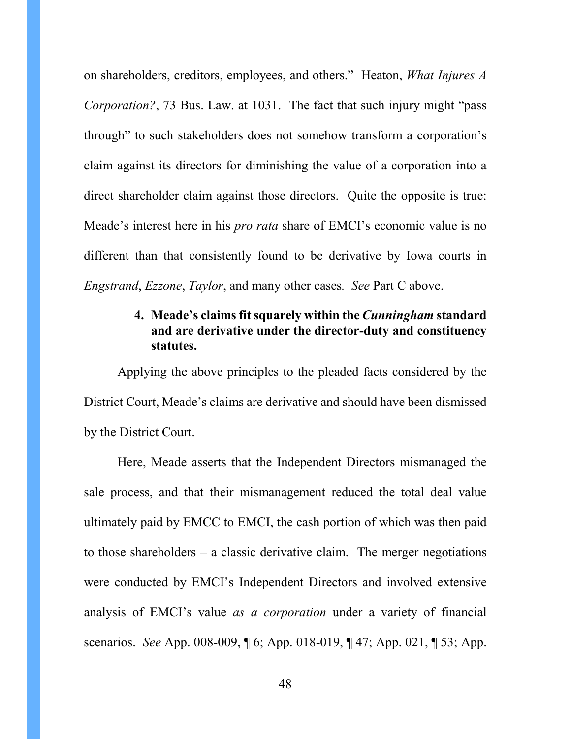on shareholders, creditors, employees, and others." Heaton, *What Injures A Corporation?*, 73 Bus. Law. at 1031. The fact that such injury might "pass through" to such stakeholders does not somehow transform a corporation's claim against its directors for diminishing the value of a corporation into a direct shareholder claim against those directors. Quite the opposite is true: Meade's interest here in his *pro rata* share of EMCI's economic value is no different than that consistently found to be derivative by Iowa courts in *Engstrand*, *Ezzone*, *Taylor*, and many other cases. *See* Part C above.

#### 4. Meade's claims fit squarely within the *Cunningham* standard and are derivative under the director-duty and constituency statutes.

Applying the above principles to the pleaded facts considered by the District Court, Meade's claims are derivative and should have been dismissed by the District Court.

Here, Meade asserts that the Independent Directors mismanaged the sale process, and that their mismanagement reduced the total deal value ultimately paid by EMCC to EMCI, the cash portion of which was then paid to those shareholders – a classic derivative claim. The merger negotiations were conducted by EMCI's Independent Directors and involved extensive analysis of EMCI's value *as a corporation* under a variety of financial scenarios. *See* App. 008-009, ¶ 6; App. 018-019, ¶ 47; App. 021, ¶ 53; App.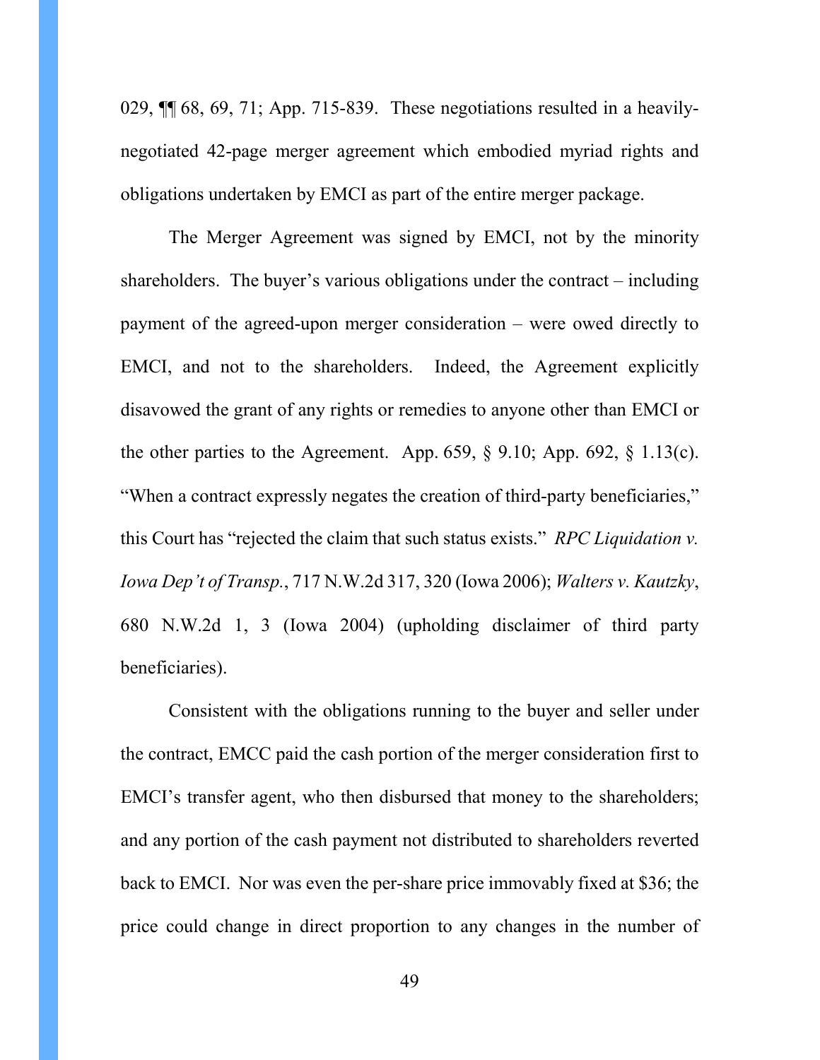029, ¶¶ 68, 69, 71; App. 715-839. These negotiations resulted in a heavily-negotiated 42-page merger agreement which embodied myriad rights and obligations undertaken by EMCI as part of the entire merger package.

The Merger Agreement was signed by EMCI, not by the minority shareholders. The buyer's various obligations under the contract – including payment of the agreed-upon merger consideration – were owed directly to EMCI, and not to the shareholders. Indeed, the Agreement explicitly disavowed the grant of any rights or remedies to anyone other than EMCI or the other parties to the Agreement. App. 659, § 9.10; App. 692, § 1.13(c). "When a contract expressly negates the creation of third-party beneficiaries," this Court has "rejected the claim that such status exists." *RPC Liquidation v. Iowa Dep't of Transp.*, 717 N.W.2d 317, 320 (Iowa 2006); *Walters v. Kautzky*, 680 N.W.2d 1, 3 (Iowa 2004) (upholding disclaimer of third party beneficiaries).

Consistent with the obligations running to the buyer and seller under the contract, EMCC paid the cash portion of the merger consideration first to EMCI's transfer agent, who then disbursed that money to the shareholders; and any portion of the cash payment not distributed to shareholders reverted back to EMCI. Nor was even the per-share price immovably fixed at $36; the price could change in direct proportion to any changes in the number of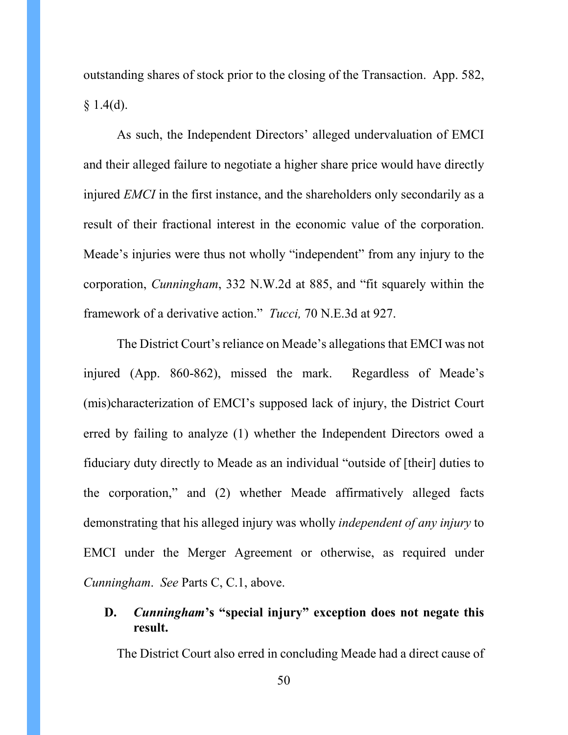outstanding shares of stock prior to the closing of the Transaction. App. 582, § 1.4(d).

As such, the Independent Directors' alleged undervaluation of EMCI and their alleged failure to negotiate a higher share price would have directly injured *EMCI* in the first instance, and the shareholders only secondarily as a result of their fractional interest in the economic value of the corporation. Meade's injuries were thus not wholly "independent" from any injury to the corporation, *Cunningham*, 332 N.W.2d at 885, and "fit squarely within the framework of a derivative action." *Tucci,* 70 N.E.3d at 927.

The District Court's reliance on Meade's allegations that EMCI was not injured (App. 860-862), missed the mark. Regardless of Meade's (mis)characterization of EMCI's supposed lack of injury, the District Court erred by failing to analyze (1) whether the Independent Directors owed a fiduciary duty directly to Meade as an individual "outside of [their] duties to the corporation," and (2) whether Meade affirmatively alleged facts demonstrating that his alleged injury was wholly *independent of any injury* to EMCI under the Merger Agreement or otherwise, as required under *Cunningham*. *See* Parts C, C.1, above.

### D. *Cunningham*'s "special injury" exception does not negate this result.

The District Court also erred in concluding Meade had a direct cause of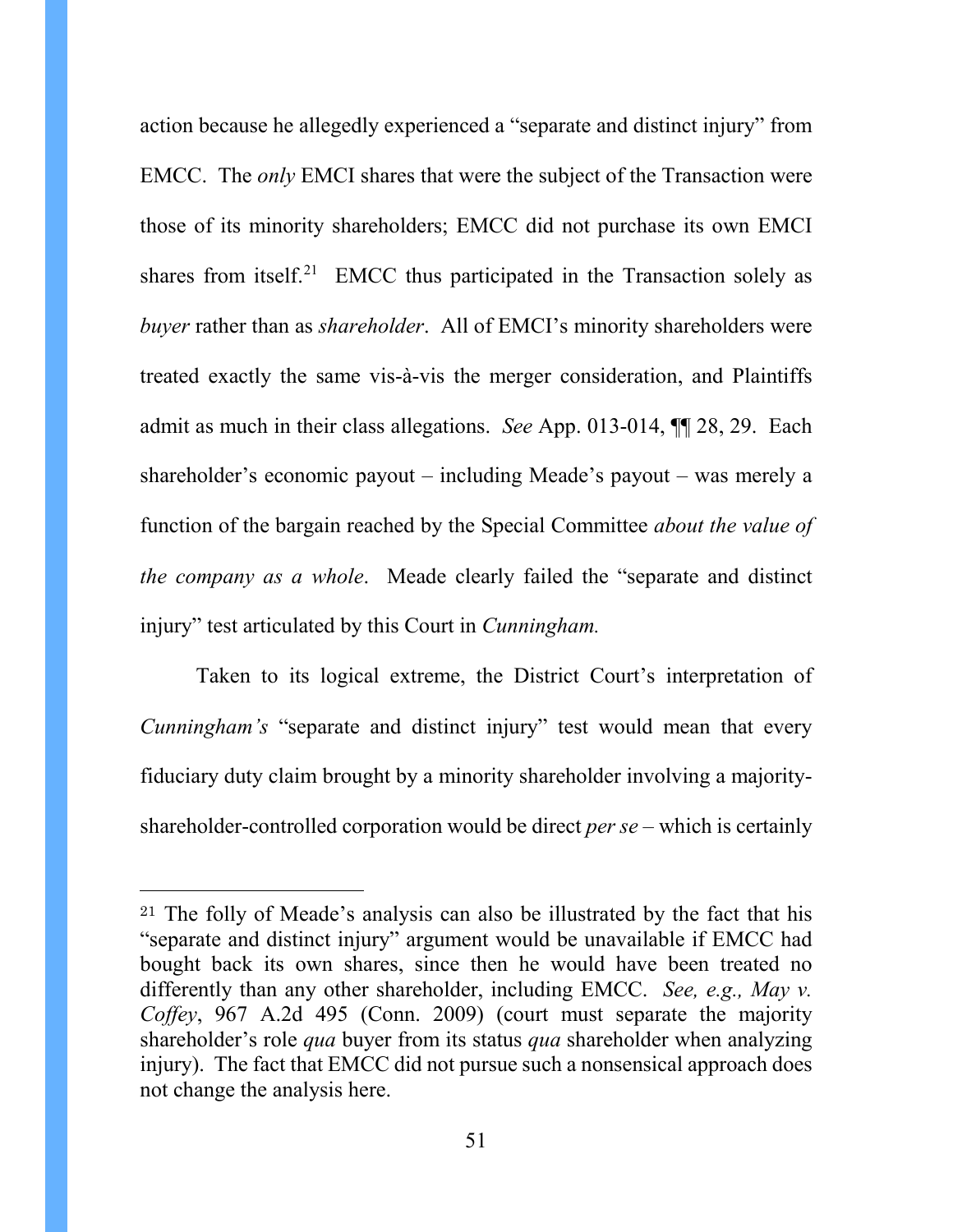action because he allegedly experienced a "separate and distinct injury" from EMCC. The *only* EMCI shares that were the subject of the Transaction were those of its minority shareholders; EMCC did not purchase its own EMCI shares from itself.[21] EMCC thus participated in the Transaction solely as *buyer* rather than as *shareholder*. All of EMCI's minority shareholders were treated exactly the same vis-à-vis the merger consideration, and Plaintiffs admit as much in their class allegations. *See* App. 013-014, ¶¶ 28, 29. Each shareholder's economic payout – including Meade's payout – was merely a function of the bargain reached by the Special Committee *about the value of the company as a whole*. Meade clearly failed the "separate and distinct injury" test articulated by this Court in *Cunningham.*

Taken to its logical extreme, the District Court's interpretation of *Cunningham's* "separate and distinct injury" test would mean that every fiduciary duty claim brought by a minority shareholder involving a majority-shareholder-controlled corporation would be direct *per se* – which is certainly

---

[21] The folly of Meade's analysis can also be illustrated by the fact that his "separate and distinct injury" argument would be unavailable if EMCC had bought back its own shares, since then he would have been treated no differently than any other shareholder, including EMCC. *See, e.g., May v. Coffey*, 967 A.2d 495 (Conn. 2009) (court must separate the majority shareholder's role *qua* buyer from its status *qua* shareholder when analyzing injury). The fact that EMCC did not pursue such a nonsensical approach does not change the analysis here.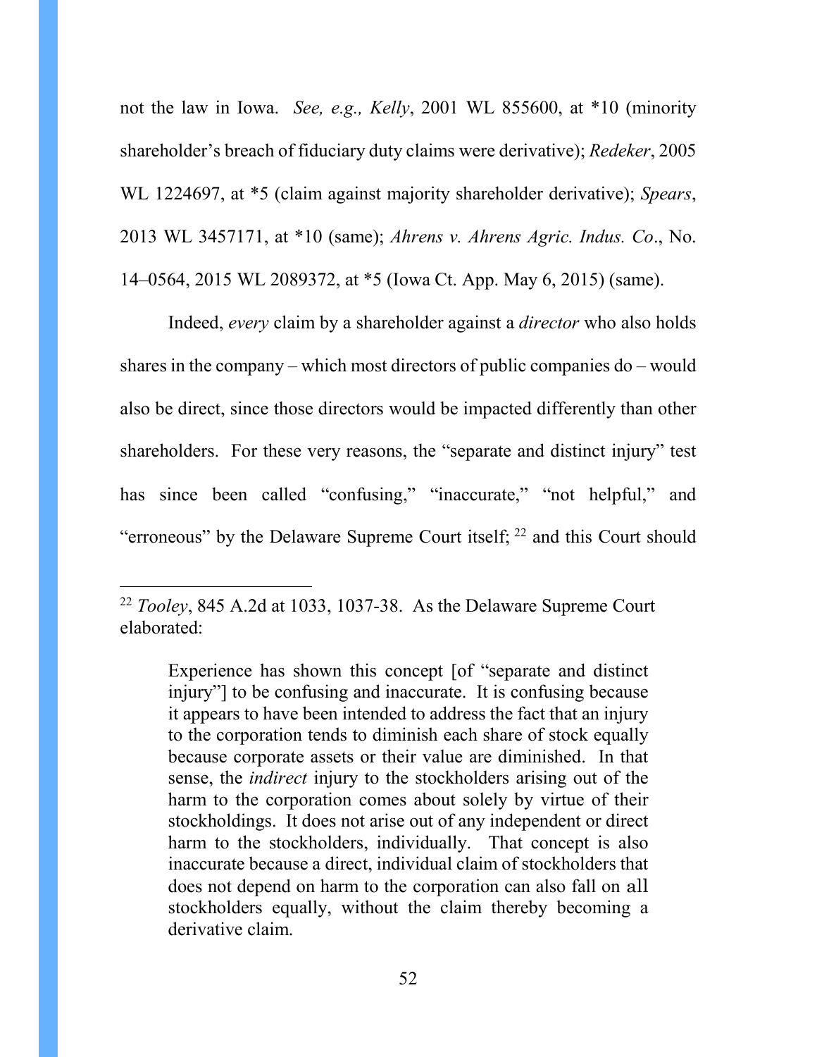not the law in Iowa. *See, e.g., Kelly*, 2001 WL 855600, at *10 (minority shareholder's breach of fiduciary duty claims were derivative); *Redeker*, 2005 WL 1224697, at *5 (claim against majority shareholder derivative); *Spears*, 2013 WL 3457171, at *10 (same); *Ahrens v. Ahrens Agric. Indus. Co*., No. 14–0564, 2015 WL 2089372, at *5 (Iowa Ct. App. May 6, 2015) (same).

Indeed, *every* claim by a shareholder against a *director* who also holds shares in the company – which most directors of public companies do – would also be direct, since those directors would be impacted differently than other shareholders. For these very reasons, the "separate and distinct injury" test has since been called "confusing," "inaccurate," "not helpful," and "erroneous" by the Delaware Supreme Court itself; [22] and this Court should

---

[22] *Tooley*, 845 A.2d at 1033, 1037-38. As the Delaware Supreme Court elaborated:

> Experience has shown this concept [of "separate and distinct injury"] to be confusing and inaccurate. It is confusing because it appears to have been intended to address the fact that an injury to the corporation tends to diminish each share of stock equally because corporate assets or their value are diminished. In that sense, the *indirect* injury to the stockholders arising out of the harm to the corporation comes about solely by virtue of their stockholdings. It does not arise out of any independent or direct harm to the stockholders, individually. That concept is also inaccurate because a direct, individual claim of stockholders that does not depend on harm to the corporation can also fall on all stockholders equally, without the claim thereby becoming a derivative claim.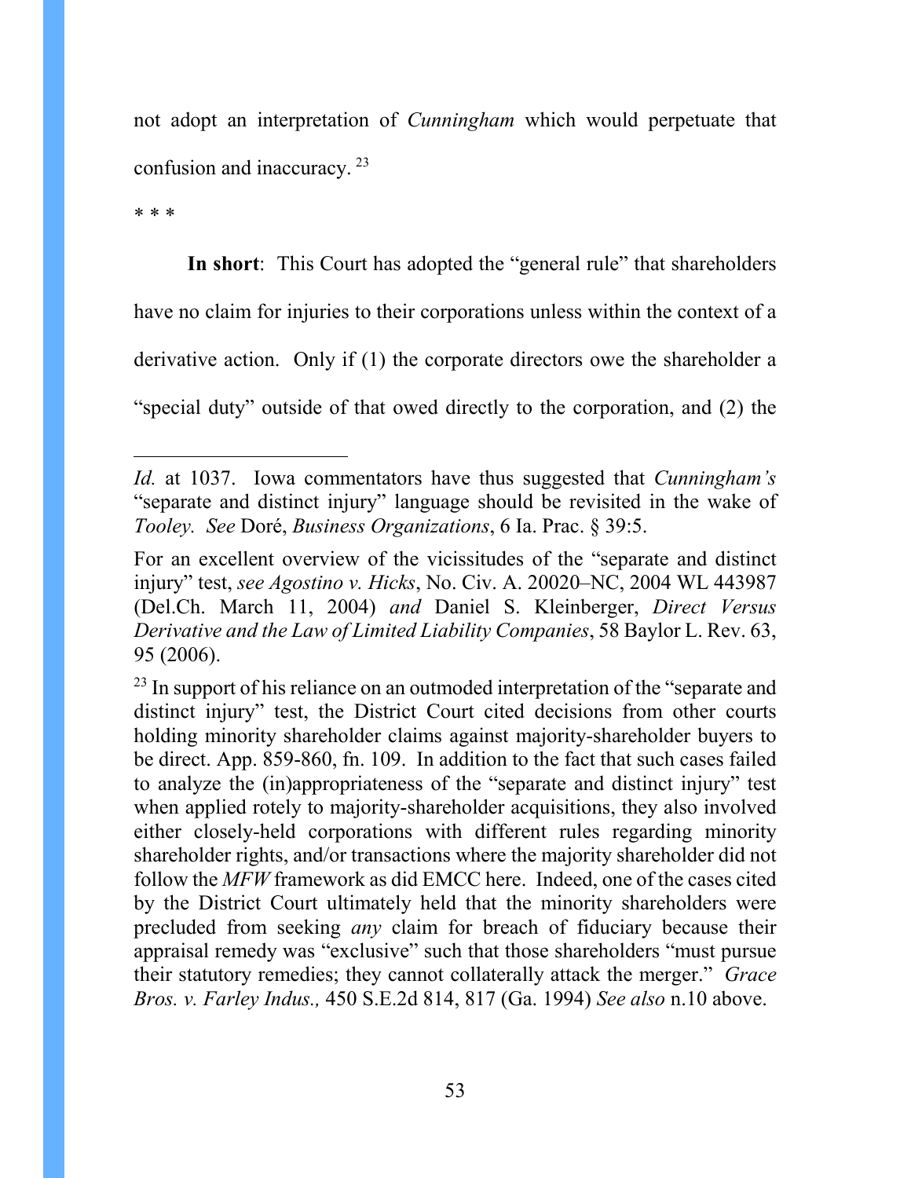not adopt an interpretation of *Cunningham* which would perpetuate that confusion and inaccuracy. [23]

* * *

**In short**: This Court has adopted the "general rule" that shareholders have no claim for injuries to their corporations unless within the context of a derivative action. Only if (1) the corporate directors owe the shareholder a "special duty" outside of that owed directly to the corporation, and (2) the

---

*Id.* at 1037. Iowa commentators have thus suggested that *Cunningham's* "separate and distinct injury" language should be revisited in the wake of *Tooley*. *See* Doré, *Business Organizations*, 6 Ia. Prac. § 39:5.

For an excellent overview of the vicissitudes of the "separate and distinct injury" test, *see Agostino v. Hicks*, No. Civ. A. 20020–NC, 2004 WL 443987 (Del.Ch. March 11, 2004) *and* Daniel S. Kleinberger, *Direct Versus Derivative and the Law of Limited Liability Companies*, 58 Baylor L. Rev. 63, 95 (2006).

[23] In support of his reliance on an outmoded interpretation of the "separate and distinct injury" test, the District Court cited decisions from other courts holding minority shareholder claims against majority-shareholder buyers to be direct. App. 859-860, fn. 109. In addition to the fact that such cases failed to analyze the (in)appropriateness of the "separate and distinct injury" test when applied rotely to majority-shareholder acquisitions, they also involved either closely-held corporations with different rules regarding minority shareholder rights, and/or transactions where the majority shareholder did not follow the *MFW* framework as did EMCC here. Indeed, one of the cases cited by the District Court ultimately held that the minority shareholders were precluded from seeking *any* claim for breach of fiduciary because their appraisal remedy was "exclusive" such that those shareholders "must pursue their statutory remedies; they cannot collaterally attack the merger." *Grace Bros. v. Farley Indus.,* 450 S.E.2d 814, 817 (Ga. 1994) *See also* n.10 above.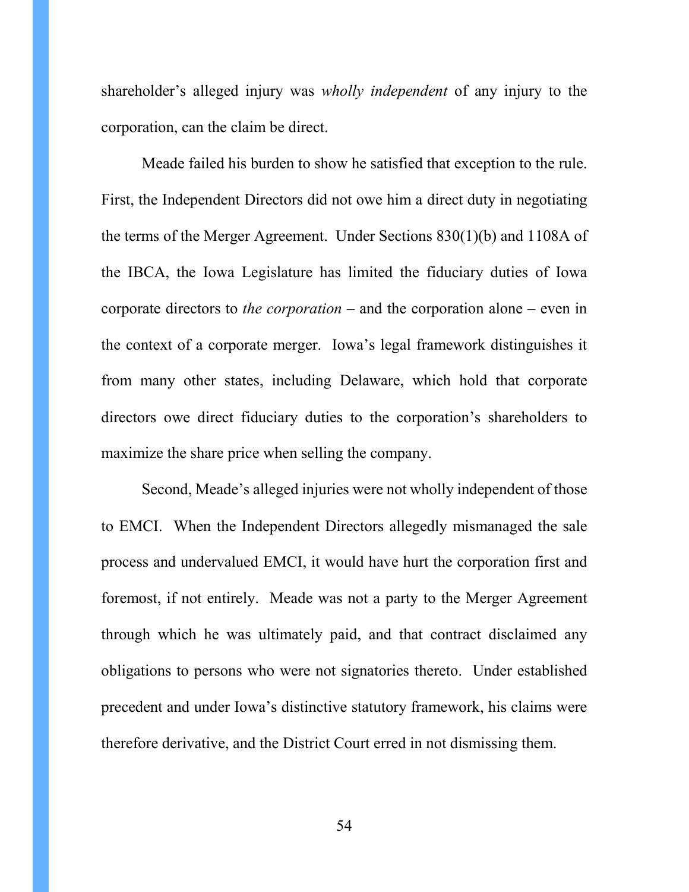shareholder's alleged injury was *wholly independent* of any injury to the corporation, can the claim be direct.

Meade failed his burden to show he satisfied that exception to the rule. First, the Independent Directors did not owe him a direct duty in negotiating the terms of the Merger Agreement. Under Sections 830(1)(b) and 1108A of the IBCA, the Iowa Legislature has limited the fiduciary duties of Iowa corporate directors to *the corporation* – and the corporation alone – even in the context of a corporate merger. Iowa's legal framework distinguishes it from many other states, including Delaware, which hold that corporate directors owe direct fiduciary duties to the corporation's shareholders to maximize the share price when selling the company.

Second, Meade's alleged injuries were not wholly independent of those to EMCI. When the Independent Directors allegedly mismanaged the sale process and undervalued EMCI, it would have hurt the corporation first and foremost, if not entirely. Meade was not a party to the Merger Agreement through which he was ultimately paid, and that contract disclaimed any obligations to persons who were not signatories thereto. Under established precedent and under Iowa's distinctive statutory framework, his claims were therefore derivative, and the District Court erred in not dismissing them.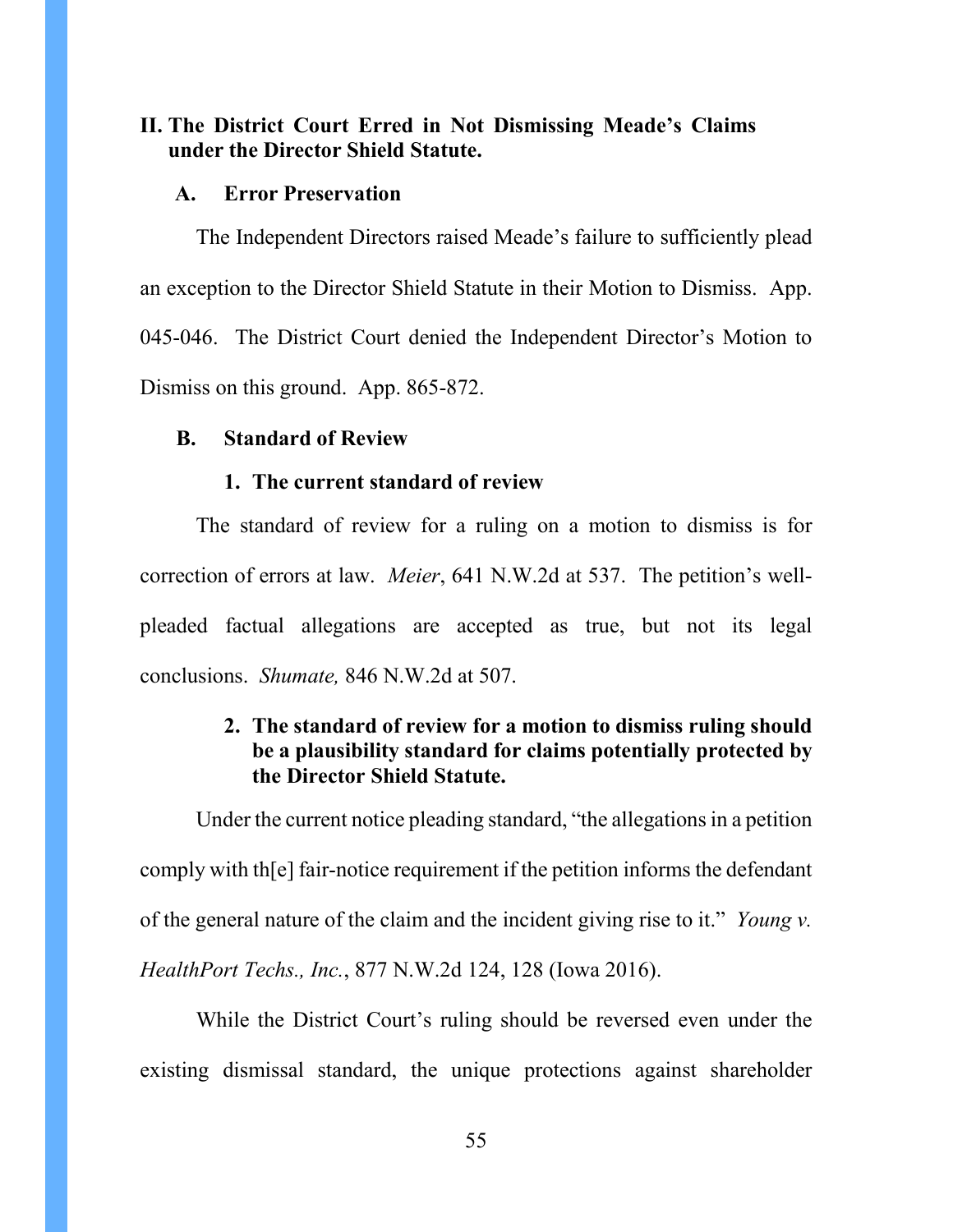## II. The District Court Erred in Not Dismissing Meade's Claims under the Director Shield Statute.

### A. Error Preservation

The Independent Directors raised Meade's failure to sufficiently plead an exception to the Director Shield Statute in their Motion to Dismiss. App. 045-046. The District Court denied the Independent Director's Motion to Dismiss on this ground. App. 865-872.

### B. Standard of Review

#### 1. The current standard of review

The standard of review for a ruling on a motion to dismiss is for correction of errors at law. *Meier*, 641 N.W.2d at 537. The petition's well-pleaded factual allegations are accepted as true, but not its legal conclusions. *Shumate,* 846 N.W.2d at 507.

#### 2. The standard of review for a motion to dismiss ruling should be a plausibility standard for claims potentially protected by the Director Shield Statute.

Under the current notice pleading standard, "the allegations in a petition comply with th[e] fair-notice requirement if the petition informs the defendant of the general nature of the claim and the incident giving rise to it." *Young v. HealthPort Techs., Inc.*, 877 N.W.2d 124, 128 (Iowa 2016).

While the District Court's ruling should be reversed even under the existing dismissal standard, the unique protections against shareholder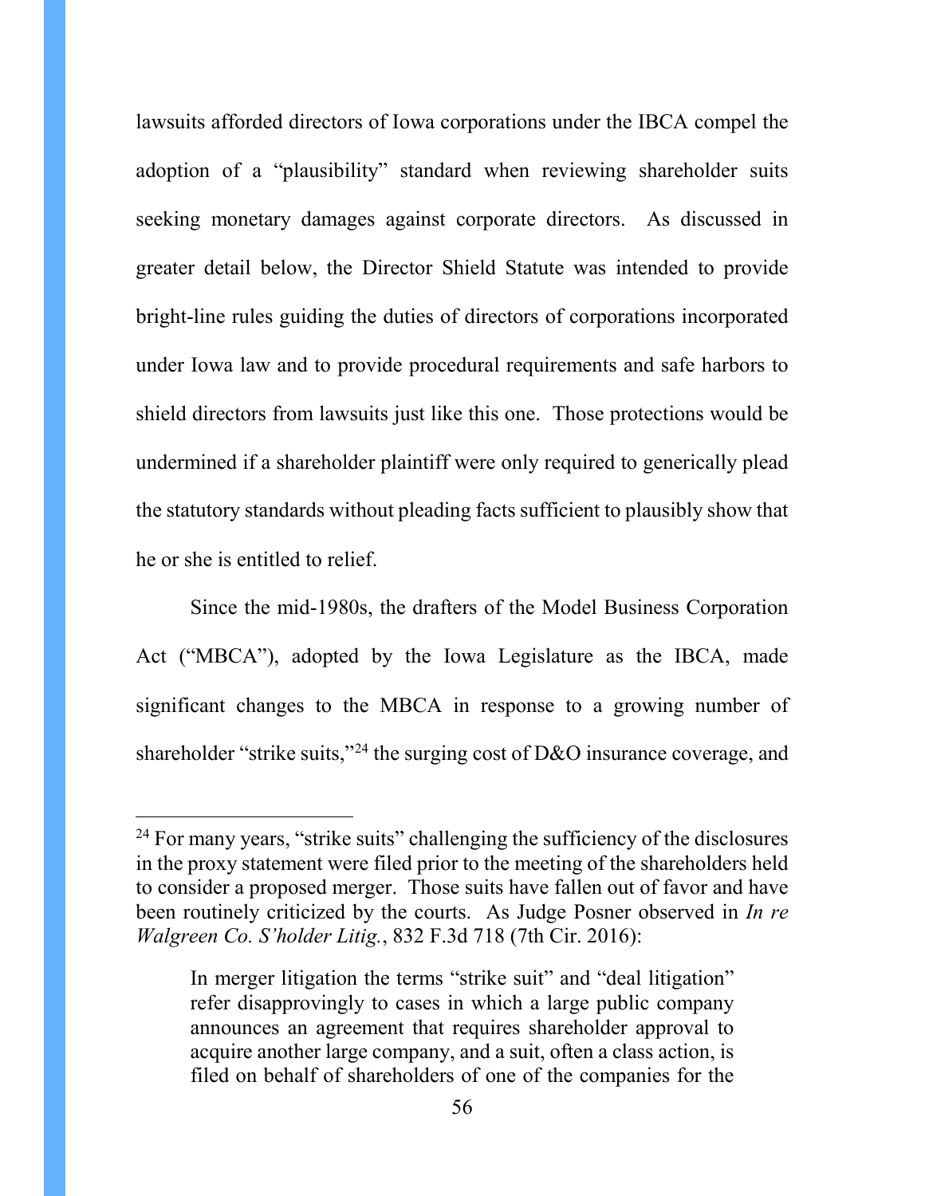lawsuits afforded directors of Iowa corporations under the IBCA compel the adoption of a "plausibility" standard when reviewing shareholder suits seeking monetary damages against corporate directors. As discussed in greater detail below, the Director Shield Statute was intended to provide bright-line rules guiding the duties of directors of corporations incorporated under Iowa law and to provide procedural requirements and safe harbors to shield directors from lawsuits just like this one. Those protections would be undermined if a shareholder plaintiff were only required to generically plead the statutory standards without pleading facts sufficient to plausibly show that he or she is entitled to relief.

Since the mid-1980s, the drafters of the Model Business Corporation Act ("MBCA"), adopted by the Iowa Legislature as the IBCA, made significant changes to the MBCA in response to a growing number of shareholder "strike suits,"[24] the surging cost of D&O insurance coverage, and

---

[24] For many years, "strike suits" challenging the sufficiency of the disclosures in the proxy statement were filed prior to the meeting of the shareholders held to consider a proposed merger. Those suits have fallen out of favor and have been routinely criticized by the courts. As Judge Posner observed in *In re Walgreen Co. S'holder Litig.*, 832 F.3d 718 (7th Cir. 2016):

> In merger litigation the terms "strike suit" and "deal litigation" refer disapprovingly to cases in which a large public company announces an agreement that requires shareholder approval to acquire another large company, and a suit, often a class action, is filed on behalf of shareholders of one of the companies for the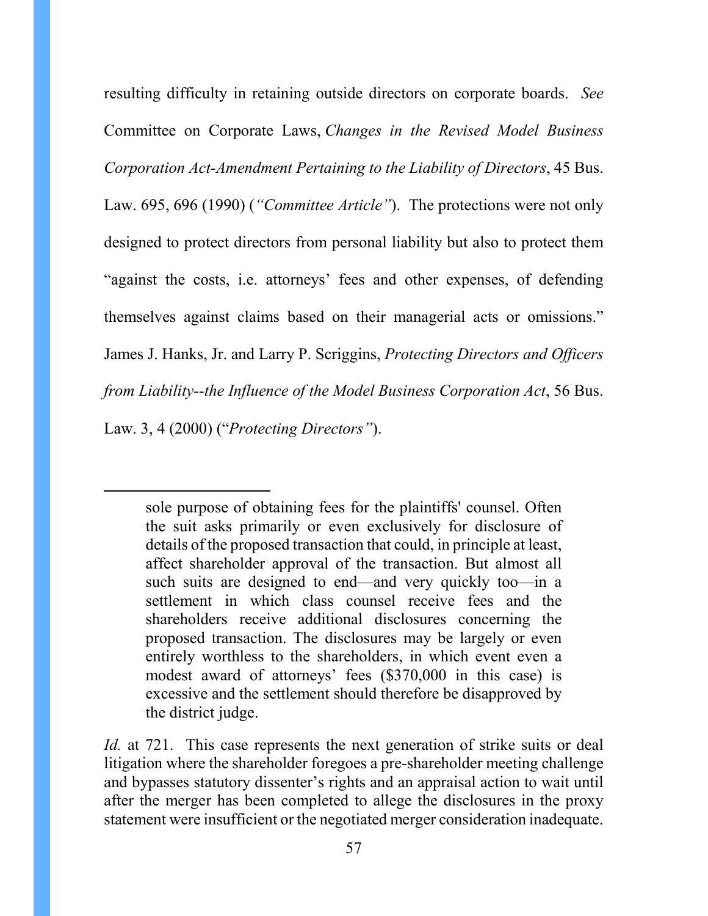resulting difficulty in retaining outside directors on corporate boards. *See* Committee on Corporate Laws, *Changes in the Revised Model Business Corporation Act-Amendment Pertaining to the Liability of Directors*, 45 Bus. Law. 695, 696 (1990) (*"Committee Article"*). The protections were not only designed to protect directors from personal liability but also to protect them "against the costs, i.e. attorneys' fees and other expenses, of defending themselves against claims based on their managerial acts or omissions." James J. Hanks, Jr. and Larry P. Scriggins, *Protecting Directors and Officers from Liability--the Influence of the Model Business Corporation Act*, 56 Bus. Law. 3, 4 (2000) ("*Protecting Directors"*).

---

> sole purpose of obtaining fees for the plaintiffs' counsel. Often the suit asks primarily or even exclusively for disclosure of details of the proposed transaction that could, in principle at least, affect shareholder approval of the transaction. But almost all such suits are designed to end—and very quickly too—in a settlement in which class counsel receive fees and the shareholders receive additional disclosures concerning the proposed transaction. The disclosures may be largely or even entirely worthless to the shareholders, in which event even a modest award of attorneys' fees ($370,000 in this case) is excessive and the settlement should therefore be disapproved by the district judge.

*Id.* at 721. This case represents the next generation of strike suits or deal litigation where the shareholder foregoes a pre-shareholder meeting challenge and bypasses statutory dissenter's rights and an appraisal action to wait until after the merger has been completed to allege the disclosures in the proxy statement were insufficient or the negotiated merger consideration inadequate.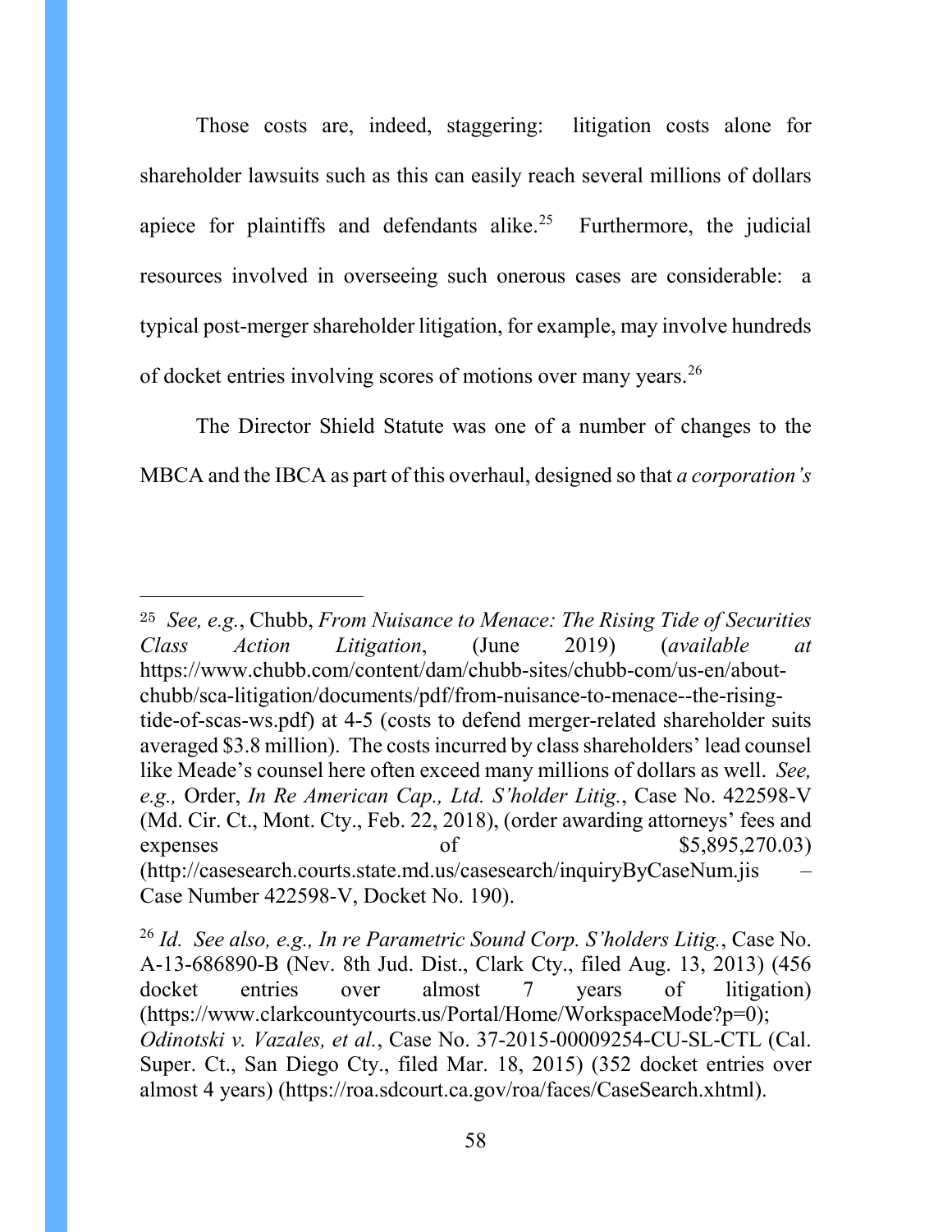Those costs are, indeed, staggering: litigation costs alone for shareholder lawsuits such as this can easily reach several millions of dollars apiece for plaintiffs and defendants alike.[25] Furthermore, the judicial resources involved in overseeing such onerous cases are considerable: a typical post-merger shareholder litigation, for example, may involve hundreds of docket entries involving scores of motions over many years.[26]

The Director Shield Statute was one of a number of changes to the MBCA and the IBCA as part of this overhaul, designed so that *a corporation's*

---

[25] *See, e.g.*, Chubb, *From Nuisance to Menace: The Rising Tide of Securities Class Action Litigation*, (June 2019) (*available at* https://www.chubb.com/content/dam/chubb-sites/chubb-com/us-en/about-chubb/sca-litigation/documents/pdf/from-nuisance-to-menace--the-rising-tide-of-scas-ws.pdf) at 4-5 (costs to defend merger-related shareholder suits averaged $3.8 million). The costs incurred by class shareholders' lead counsel like Meade's counsel here often exceed many millions of dollars as well. *See, e.g.,* Order, *In Re American Cap., Ltd. S'holder Litig.*, Case No. 422598-V (Md. Cir. Ct., Mont. Cty., Feb. 22, 2018), (order awarding attorneys' fees and expenses of $5,895,270.03) (http://casesearch.courts.state.md.us/casesearch/inquiryByCaseNum.jis – Case Number 422598-V, Docket No. 190).

[26] *Id. See also, e.g., In re Parametric Sound Corp. S'holders Litig.*, Case No. A-13-686890-B (Nev. 8th Jud. Dist., Clark Cty., filed Aug. 13, 2013) (456 docket entries over almost 7 years of litigation) (https://www.clarkcountycourts.us/Portal/Home/WorkspaceMode?p=0); *Odinotski v. Vazales, et al.*, Case No. 37-2015-00009254-CU-SL-CTL (Cal. Super. Ct., San Diego Cty., filed Mar. 18, 2015) (352 docket entries over almost 4 years) (https://roa.sdcourt.ca.gov/roa/faces/CaseSearch.xhtml).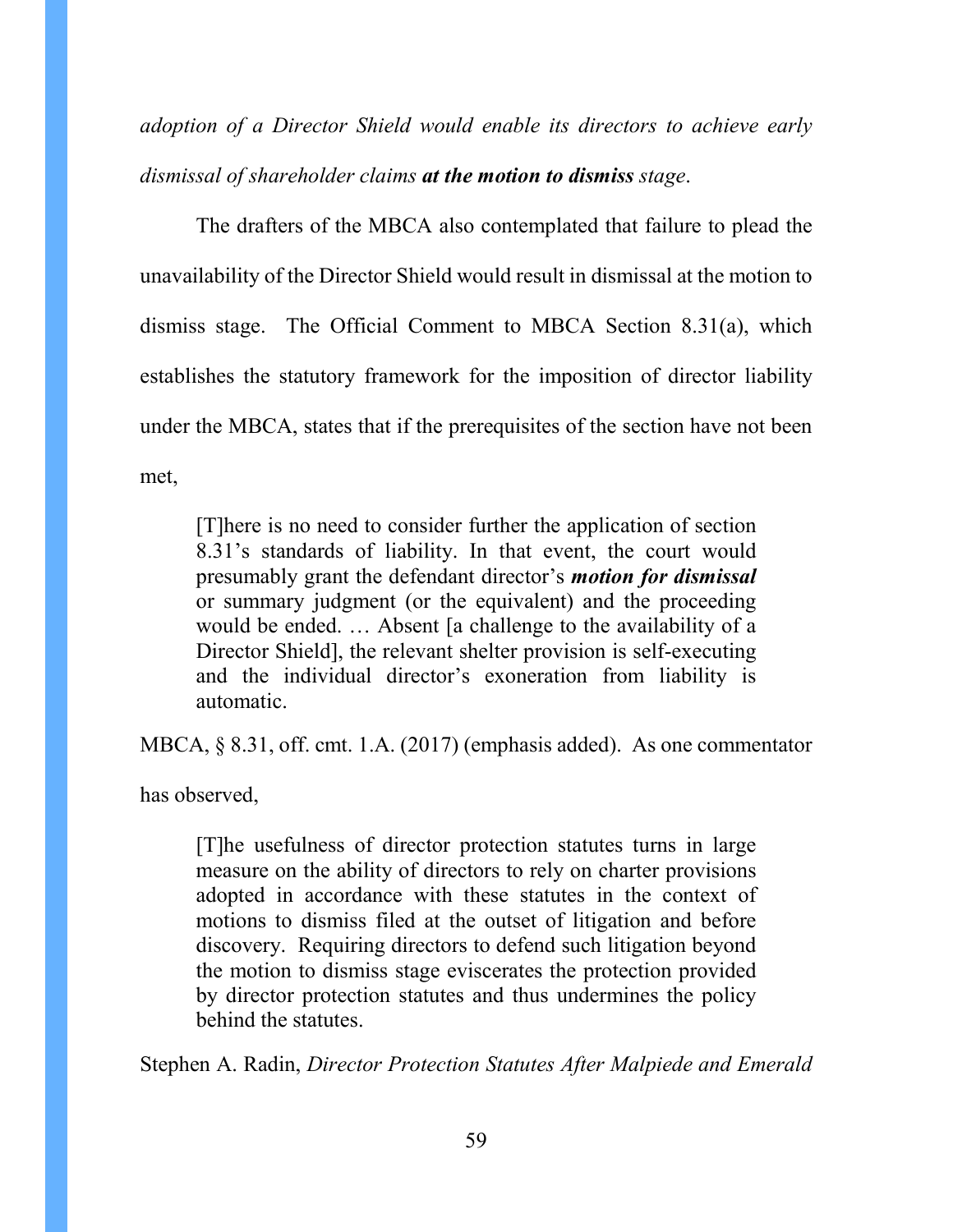*adoption of a Director Shield would enable its directors to achieve early dismissal of shareholder claims **at the motion to dismiss** stage*.

The drafters of the MBCA also contemplated that failure to plead the unavailability of the Director Shield would result in dismissal at the motion to dismiss stage. The Official Comment to MBCA Section 8.31(a), which establishes the statutory framework for the imposition of director liability under the MBCA, states that if the prerequisites of the section have not been met,

> [T]here is no need to consider further the application of section 8.31's standards of liability. In that event, the court would presumably grant the defendant director's ***motion for dismissal*** or summary judgment (or the equivalent) and the proceeding would be ended. … Absent [a challenge to the availability of a Director Shield], the relevant shelter provision is self-executing and the individual director's exoneration from liability is automatic.

MBCA, § 8.31, off. cmt. 1.A. (2017) (emphasis added). As one commentator has observed,

> [T]he usefulness of director protection statutes turns in large measure on the ability of directors to rely on charter provisions adopted in accordance with these statutes in the context of motions to dismiss filed at the outset of litigation and before discovery. Requiring directors to defend such litigation beyond the motion to dismiss stage eviscerates the protection provided by director protection statutes and thus undermines the policy behind the statutes.

Stephen A. Radin, *Director Protection Statutes After Malpiede and Emerald*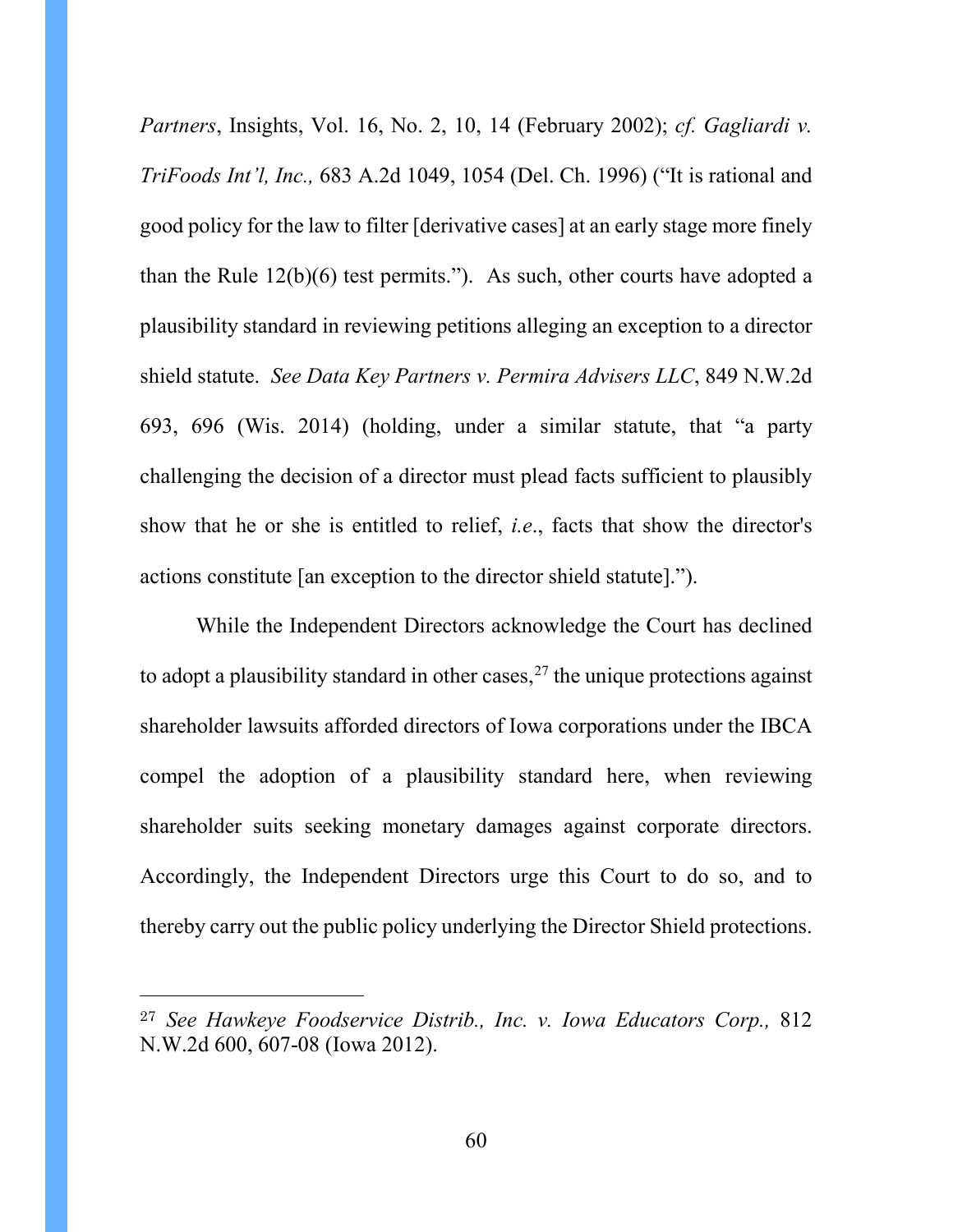*Partners*, Insights, Vol. 16, No. 2, 10, 14 (February 2002); *cf. Gagliardi v. TriFoods Int'l, Inc.,* 683 A.2d 1049, 1054 (Del. Ch. 1996) ("It is rational and good policy for the law to filter [derivative cases] at an early stage more finely than the Rule 12(b)(6) test permits."). As such, other courts have adopted a plausibility standard in reviewing petitions alleging an exception to a director shield statute. *See Data Key Partners v. Permira Advisers LLC*, 849 N.W.2d 693, 696 (Wis. 2014) (holding, under a similar statute, that "a party challenging the decision of a director must plead facts sufficient to plausibly show that he or she is entitled to relief, *i.e*., facts that show the director's actions constitute [an exception to the director shield statute].").

While the Independent Directors acknowledge the Court has declined to adopt a plausibility standard in other cases,[27] the unique protections against shareholder lawsuits afforded directors of Iowa corporations under the IBCA compel the adoption of a plausibility standard here, when reviewing shareholder suits seeking monetary damages against corporate directors. Accordingly, the Independent Directors urge this Court to do so, and to thereby carry out the public policy underlying the Director Shield protections.

---

[27] *See Hawkeye Foodservice Distrib., Inc. v. Iowa Educators Corp.,* 812 N.W.2d 600, 607-08 (Iowa 2012).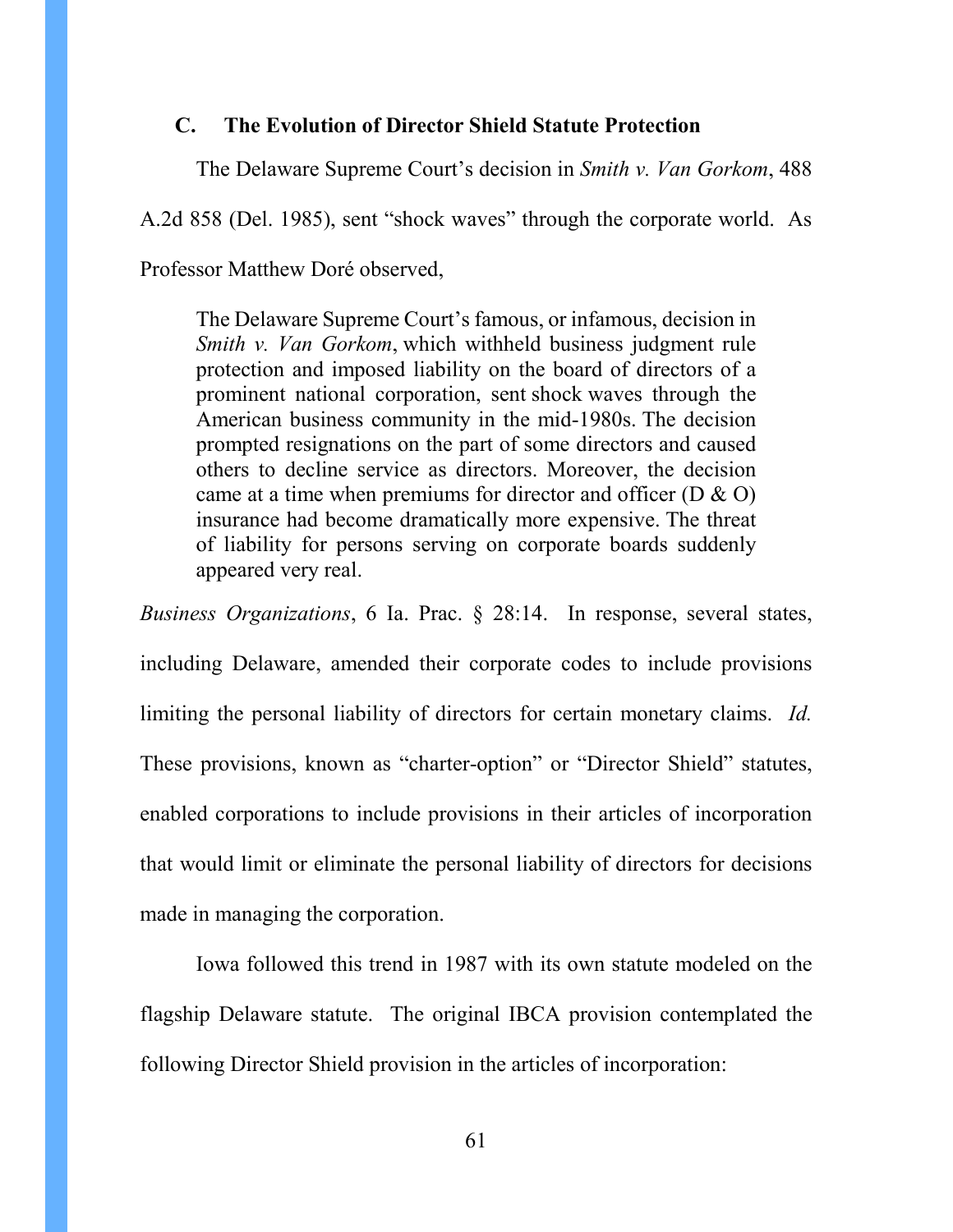### C. The Evolution of Director Shield Statute Protection

The Delaware Supreme Court's decision in *Smith v. Van Gorkom*, 488 A.2d 858 (Del. 1985), sent "shock waves" through the corporate world. As Professor Matthew Doré observed,

> The Delaware Supreme Court's famous, or infamous, decision in *Smith v. Van Gorkom*, which withheld business judgment rule protection and imposed liability on the board of directors of a prominent national corporation, sent shock waves through the American business community in the mid-1980s. The decision prompted resignations on the part of some directors and caused others to decline service as directors. Moreover, the decision came at a time when premiums for director and officer (D & O) insurance had become dramatically more expensive. The threat of liability for persons serving on corporate boards suddenly appeared very real.

*Business Organizations*, 6 Ia. Prac. § 28:14. In response, several states, including Delaware, amended their corporate codes to include provisions limiting the personal liability of directors for certain monetary claims. *Id.* These provisions, known as "charter-option" or "Director Shield" statutes, enabled corporations to include provisions in their articles of incorporation that would limit or eliminate the personal liability of directors for decisions made in managing the corporation.

Iowa followed this trend in 1987 with its own statute modeled on the flagship Delaware statute. The original IBCA provision contemplated the following Director Shield provision in the articles of incorporation: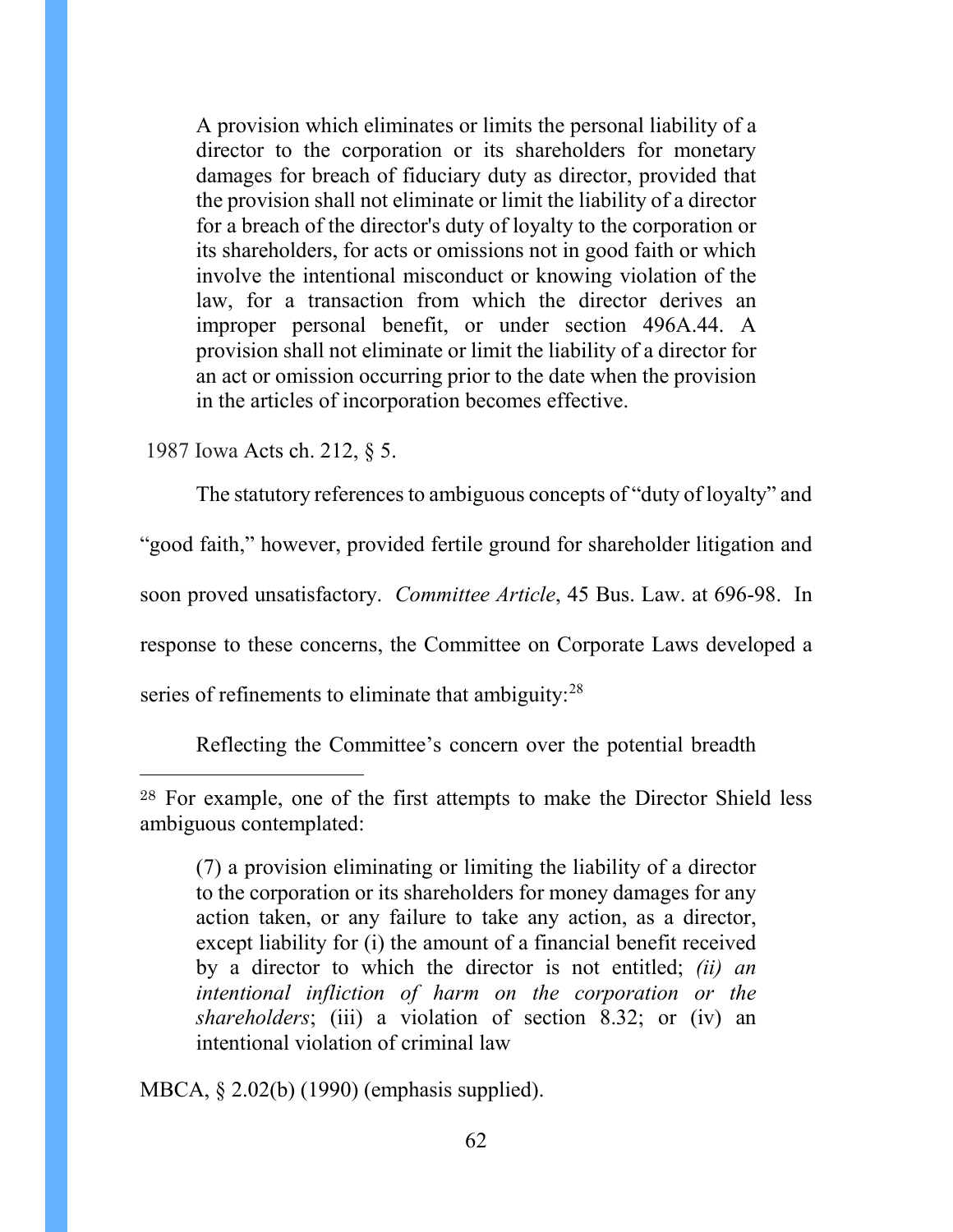> A provision which eliminates or limits the personal liability of a director to the corporation or its shareholders for monetary damages for breach of fiduciary duty as director, provided that the provision shall not eliminate or limit the liability of a director for a breach of the director's duty of loyalty to the corporation or its shareholders, for acts or omissions not in good faith or which involve the intentional misconduct or knowing violation of the law, for a transaction from which the director derives an improper personal benefit, or under section 496A.44. A provision shall not eliminate or limit the liability of a director for an act or omission occurring prior to the date when the provision in the articles of incorporation becomes effective.

1987 Iowa Acts ch. 212, § 5.

The statutory references to ambiguous concepts of "duty of loyalty" and "good faith," however, provided fertile ground for shareholder litigation and soon proved unsatisfactory. *Committee Article*, 45 Bus. Law. at 696-98. In response to these concerns, the Committee on Corporate Laws developed a series of refinements to eliminate that ambiguity:[28]

Reflecting the Committee's concern over the potential breadth

---

[28] For example, one of the first attempts to make the Director Shield less ambiguous contemplated:

> (7) a provision eliminating or limiting the liability of a director to the corporation or its shareholders for money damages for any action taken, or any failure to take any action, as a director, except liability for (i) the amount of a financial benefit received by a director to which the director is not entitled; *(ii) an intentional infliction of harm on the corporation or the shareholders*; (iii) a violation of section 8.32; or (iv) an intentional violation of criminal law

MBCA, § 2.02(b) (1990) (emphasis supplied).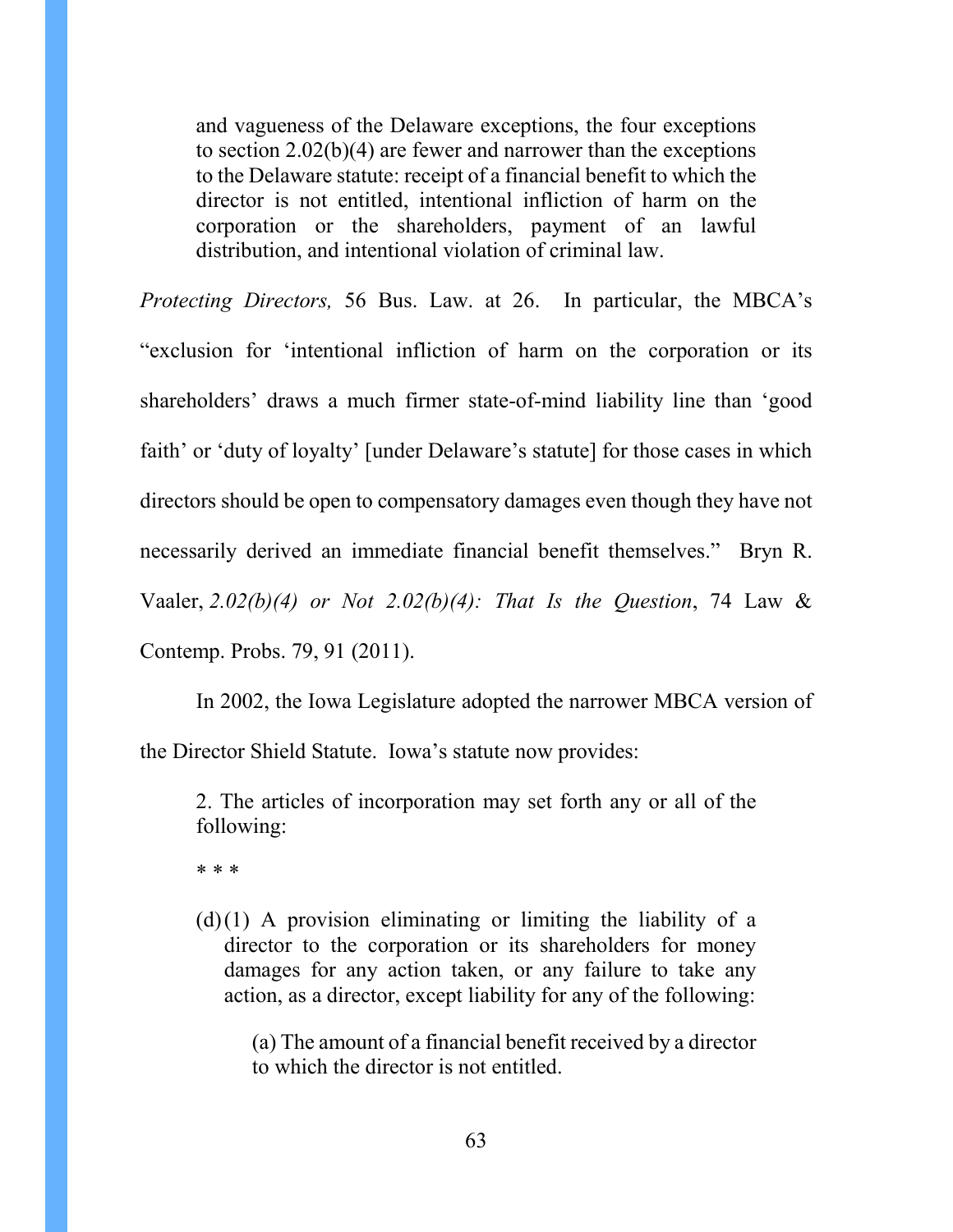> and vagueness of the Delaware exceptions, the four exceptions to section 2.02(b)(4) are fewer and narrower than the exceptions to the Delaware statute: receipt of a financial benefit to which the director is not entitled, intentional infliction of harm on the corporation or the shareholders, payment of an lawful distribution, and intentional violation of criminal law.

*Protecting Directors,* 56 Bus. Law. at 26. In particular, the MBCA's "exclusion for 'intentional infliction of harm on the corporation or its shareholders' draws a much firmer state-of-mind liability line than 'good faith' or 'duty of loyalty' [under Delaware's statute] for those cases in which directors should be open to compensatory damages even though they have not necessarily derived an immediate financial benefit themselves." Bryn R. Vaaler, *2.02(b)(4) or Not 2.02(b)(4): That Is the Question*, 74 Law & Contemp. Probs. 79, 91 (2011).

In 2002, the Iowa Legislature adopted the narrower MBCA version of the Director Shield Statute. Iowa's statute now provides:

> 2. The articles of incorporation may set forth any or all of the following:
>
> \* \* \*
>
> (d)(1) A provision eliminating or limiting the liability of a director to the corporation or its shareholders for money damages for any action taken, or any failure to take any action, as a director, except liability for any of the following:
>
> > (a) The amount of a financial benefit received by a director to which the director is not entitled.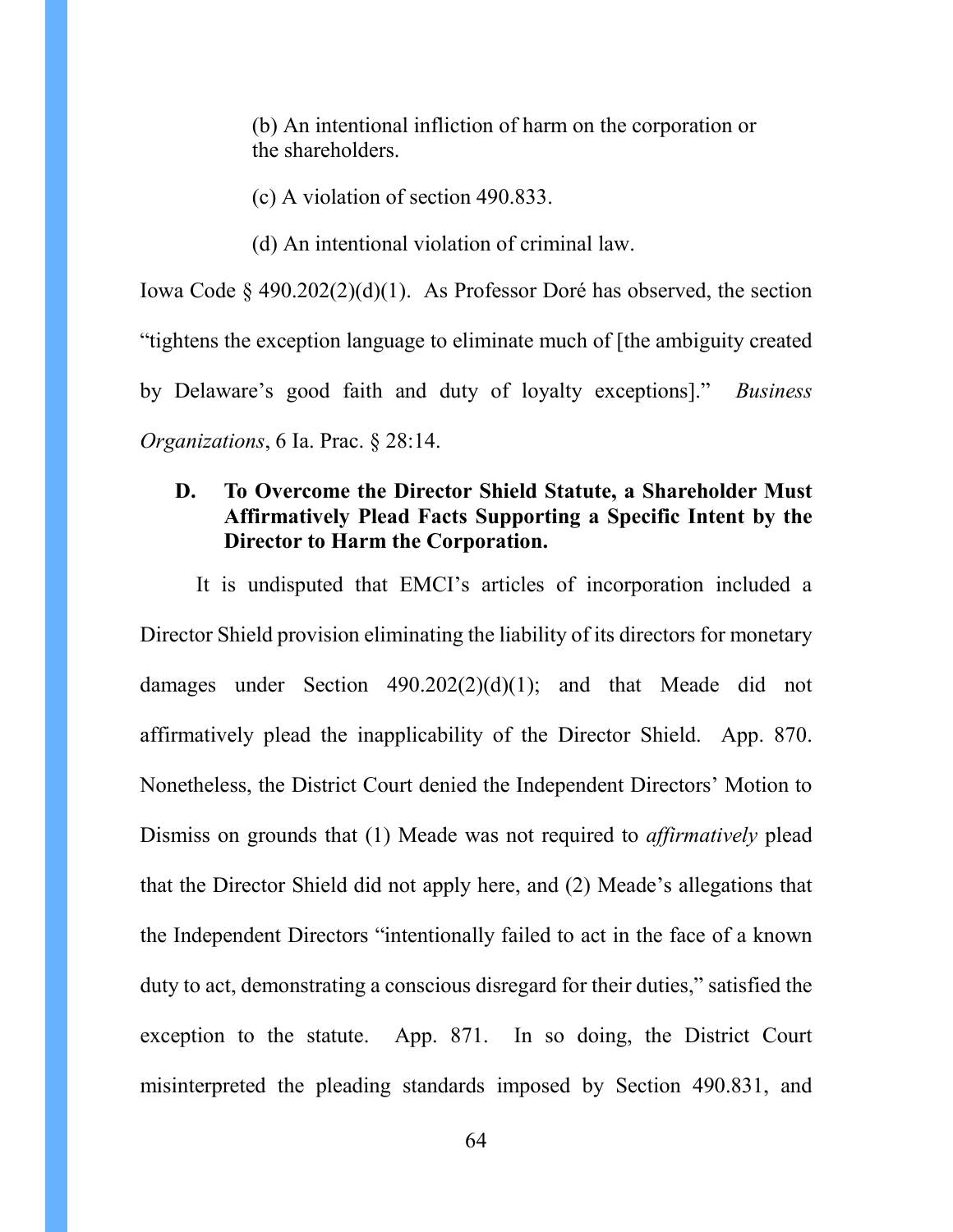(b) An intentional infliction of harm on the corporation or the shareholders.

(c) A violation of section 490.833.

(d) An intentional violation of criminal law.

Iowa Code § 490.202(2)(d)(1). As Professor Doré has observed, the section "tightens the exception language to eliminate much of [the ambiguity created by Delaware's good faith and duty of loyalty exceptions]." *Business Organizations*, 6 Ia. Prac. § 28:14.

### D. To Overcome the Director Shield Statute, a Shareholder Must Affirmatively Plead Facts Supporting a Specific Intent by the Director to Harm the Corporation.

It is undisputed that EMCI's articles of incorporation included a Director Shield provision eliminating the liability of its directors for monetary damages under Section 490.202(2)(d)(1); and that Meade did not affirmatively plead the inapplicability of the Director Shield. App. 870. Nonetheless, the District Court denied the Independent Directors' Motion to Dismiss on grounds that (1) Meade was not required to *affirmatively* plead that the Director Shield did not apply here, and (2) Meade's allegations that the Independent Directors "intentionally failed to act in the face of a known duty to act, demonstrating a conscious disregard for their duties," satisfied the exception to the statute. App. 871. In so doing, the District Court misinterpreted the pleading standards imposed by Section 490.831, and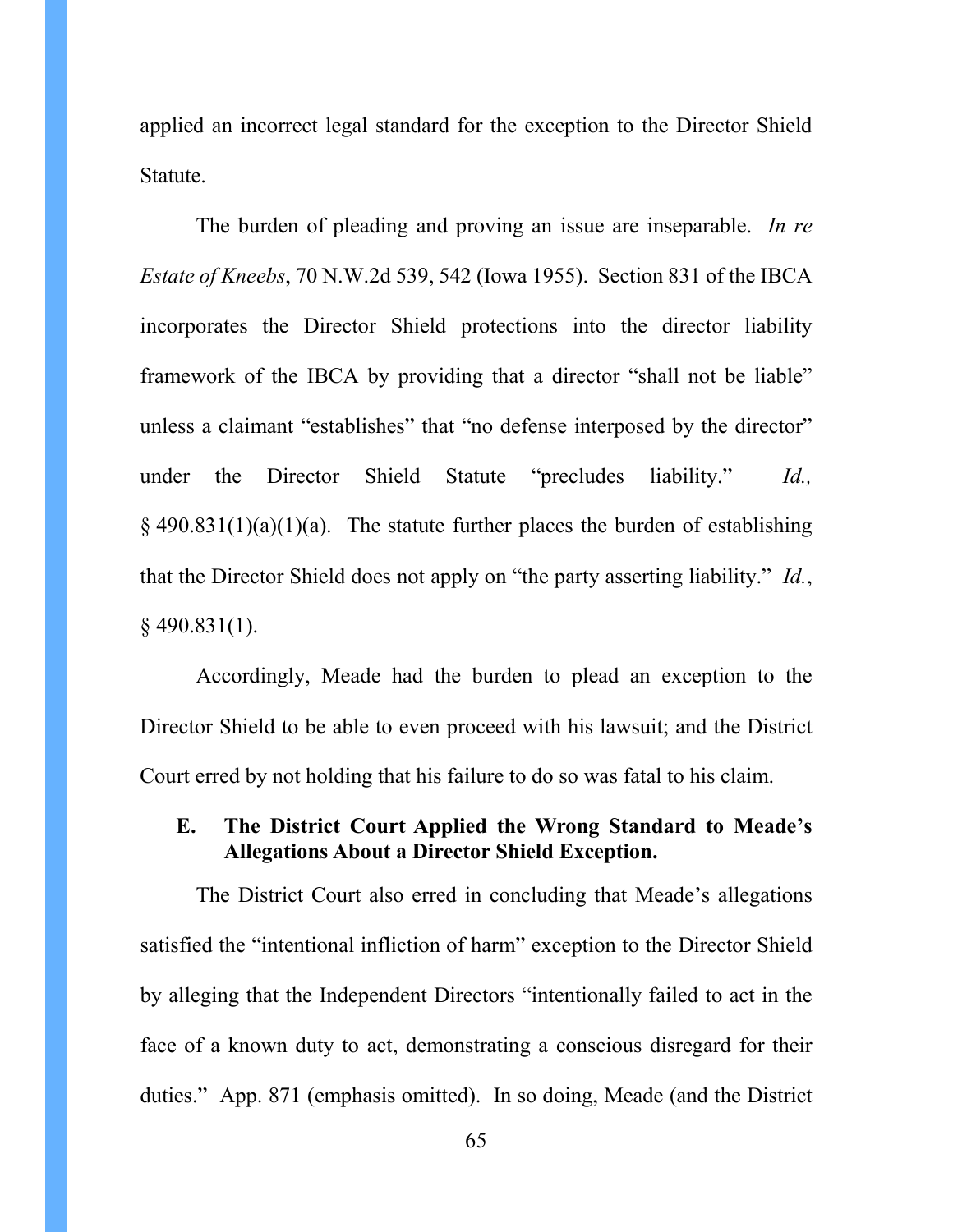applied an incorrect legal standard for the exception to the Director Shield Statute.

The burden of pleading and proving an issue are inseparable. *In re Estate of Kneebs*, 70 N.W.2d 539, 542 (Iowa 1955). Section 831 of the IBCA incorporates the Director Shield protections into the director liability framework of the IBCA by providing that a director "shall not be liable" unless a claimant "establishes" that "no defense interposed by the director" under the Director Shield Statute "precludes liability." *Id.,* § 490.831(1)(a)(1)(a). The statute further places the burden of establishing that the Director Shield does not apply on "the party asserting liability." *Id.*, § 490.831(1).

Accordingly, Meade had the burden to plead an exception to the Director Shield to be able to even proceed with his lawsuit; and the District Court erred by not holding that his failure to do so was fatal to his claim.

### E. The District Court Applied the Wrong Standard to Meade's Allegations About a Director Shield Exception.

The District Court also erred in concluding that Meade's allegations satisfied the "intentional infliction of harm" exception to the Director Shield by alleging that the Independent Directors "intentionally failed to act in the face of a known duty to act, demonstrating a conscious disregard for their duties." App. 871 (emphasis omitted). In so doing, Meade (and the District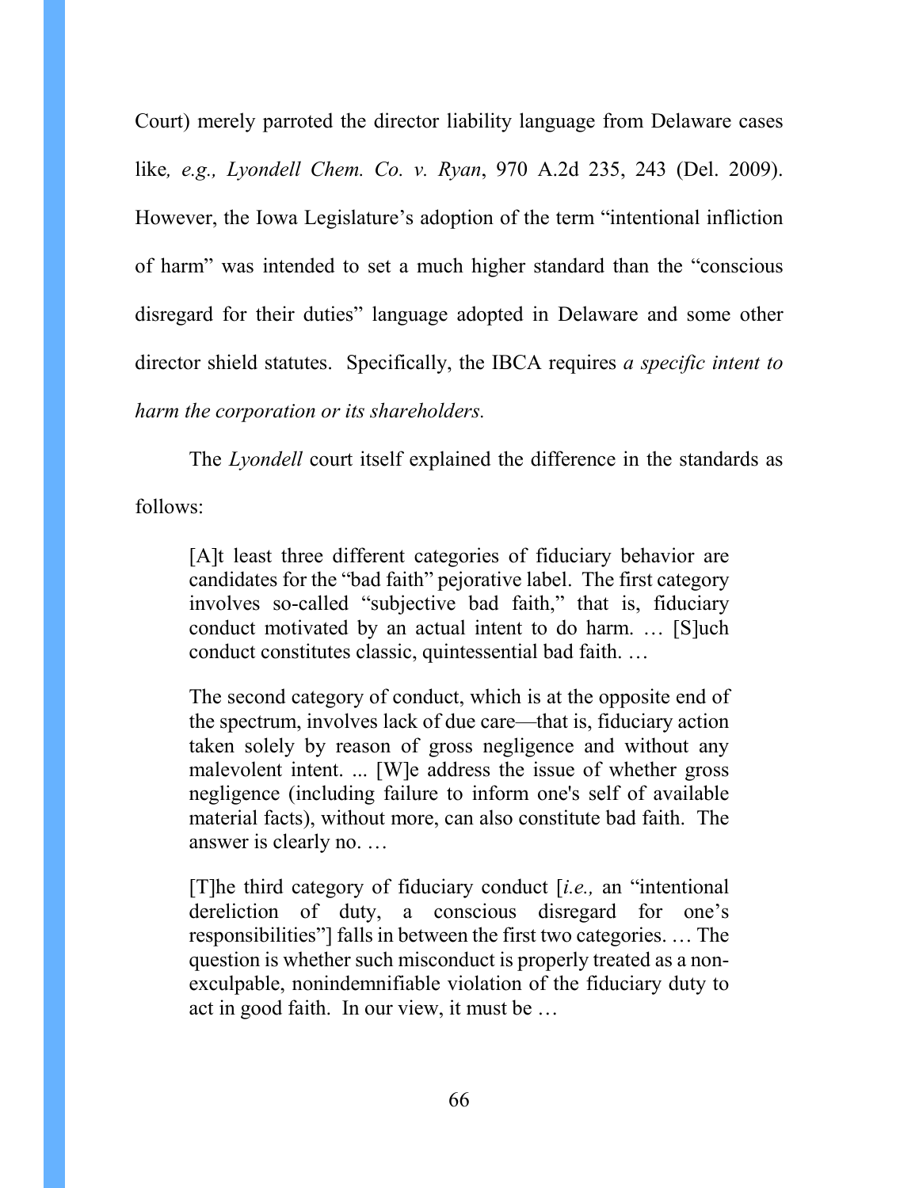Court) merely parroted the director liability language from Delaware cases like*, e.g., Lyondell Chem. Co. v. Ryan*, 970 A.2d 235, 243 (Del. 2009). However, the Iowa Legislature's adoption of the term "intentional infliction of harm" was intended to set a much higher standard than the "conscious disregard for their duties" language adopted in Delaware and some other director shield statutes. Specifically, the IBCA requires *a specific intent to harm the corporation or its shareholders.*

The *Lyondell* court itself explained the difference in the standards as follows:

> [A]t least three different categories of fiduciary behavior are candidates for the "bad faith" pejorative label. The first category involves so-called "subjective bad faith," that is, fiduciary conduct motivated by an actual intent to do harm. … [S]uch conduct constitutes classic, quintessential bad faith. …
>
> The second category of conduct, which is at the opposite end of the spectrum, involves lack of due care—that is, fiduciary action taken solely by reason of gross negligence and without any malevolent intent. ... [W]e address the issue of whether gross negligence (including failure to inform one's self of available material facts), without more, can also constitute bad faith. The answer is clearly no. …
>
> [T]he third category of fiduciary conduct [*i.e.,* an "intentional dereliction of duty, a conscious disregard for one's responsibilities"] falls in between the first two categories. … The question is whether such misconduct is properly treated as a non-exculpable, nonindemnifiable violation of the fiduciary duty to act in good faith. In our view, it must be …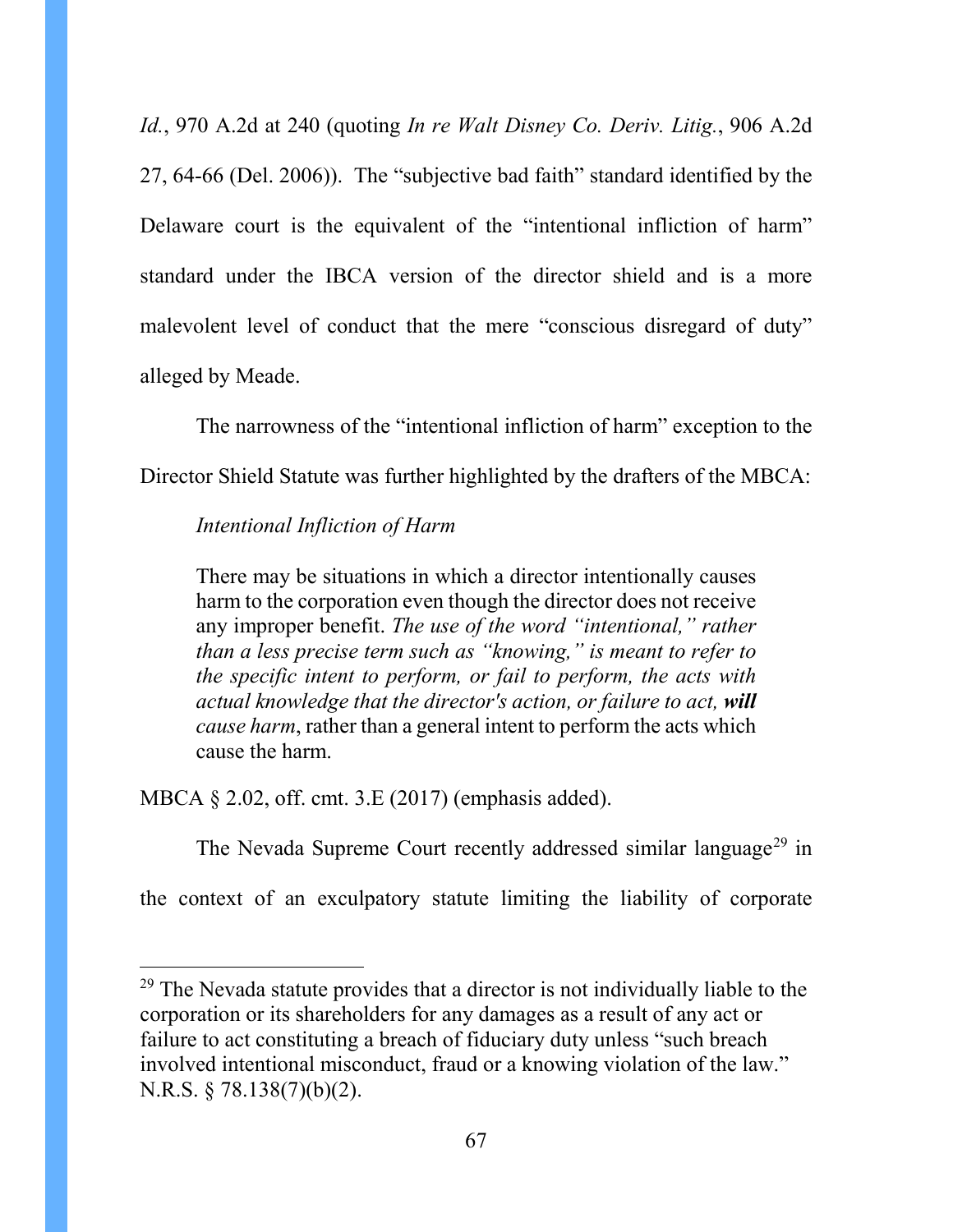*Id.*, 970 A.2d at 240 (quoting *In re Walt Disney Co. Deriv. Litig.*, 906 A.2d 27, 64-66 (Del. 2006)). The "subjective bad faith" standard identified by the Delaware court is the equivalent of the "intentional infliction of harm" standard under the IBCA version of the director shield and is a more malevolent level of conduct that the mere "conscious disregard of duty" alleged by Meade.

The narrowness of the "intentional infliction of harm" exception to the Director Shield Statute was further highlighted by the drafters of the MBCA:

> *Intentional Infliction of Harm*
>
> There may be situations in which a director intentionally causes harm to the corporation even though the director does not receive any improper benefit. *The use of the word "intentional," rather than a less precise term such as "knowing," is meant to refer to the specific intent to perform, or fail to perform, the acts with actual knowledge that the director's action, or failure to act,* ***will*** *cause harm*, rather than a general intent to perform the acts which cause the harm.

MBCA § 2.02, off. cmt. 3.E (2017) (emphasis added).

The Nevada Supreme Court recently addressed similar language[29] in the context of an exculpatory statute limiting the liability of corporate

---

[29] The Nevada statute provides that a director is not individually liable to the corporation or its shareholders for any damages as a result of any act or failure to act constituting a breach of fiduciary duty unless "such breach involved intentional misconduct, fraud or a knowing violation of the law." N.R.S. § 78.138(7)(b)(2).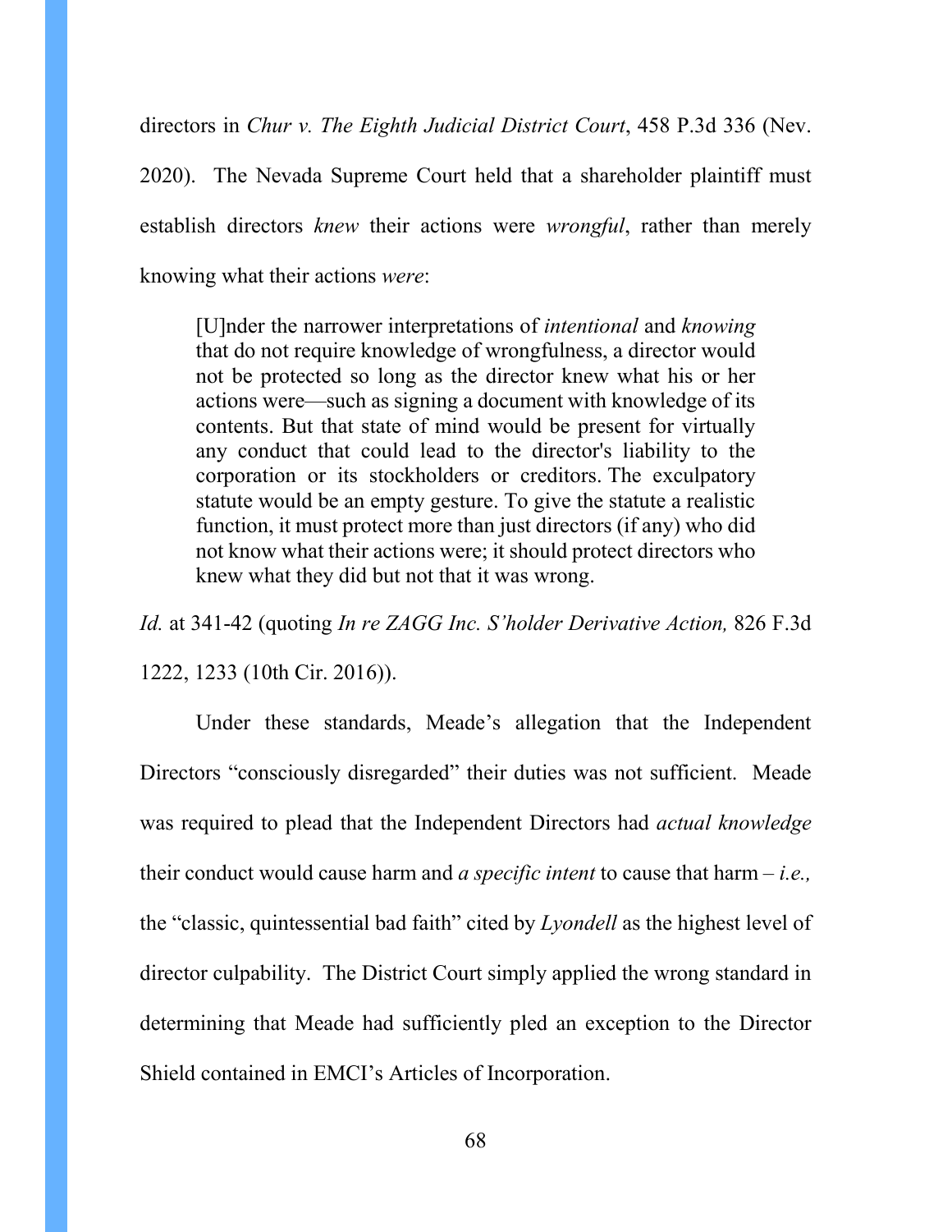directors in *Chur v. The Eighth Judicial District Court*, 458 P.3d 336 (Nev. 2020). The Nevada Supreme Court held that a shareholder plaintiff must establish directors *knew* their actions were *wrongful*, rather than merely knowing what their actions *were*:

> [U]nder the narrower interpretations of *intentional* and *knowing* that do not require knowledge of wrongfulness, a director would not be protected so long as the director knew what his or her actions were—such as signing a document with knowledge of its contents. But that state of mind would be present for virtually any conduct that could lead to the director's liability to the corporation or its stockholders or creditors. The exculpatory statute would be an empty gesture. To give the statute a realistic function, it must protect more than just directors (if any) who did not know what their actions were; it should protect directors who knew what they did but not that it was wrong.

*Id.* at 341-42 (quoting *In re ZAGG Inc. S'holder Derivative Action,* 826 F.3d 1222, 1233 (10th Cir. 2016)).

Under these standards, Meade's allegation that the Independent Directors "consciously disregarded" their duties was not sufficient. Meade was required to plead that the Independent Directors had *actual knowledge* their conduct would cause harm and *a specific intent* to cause that harm – *i.e.,* the "classic, quintessential bad faith" cited by *Lyondell* as the highest level of director culpability. The District Court simply applied the wrong standard in determining that Meade had sufficiently pled an exception to the Director Shield contained in EMCI's Articles of Incorporation.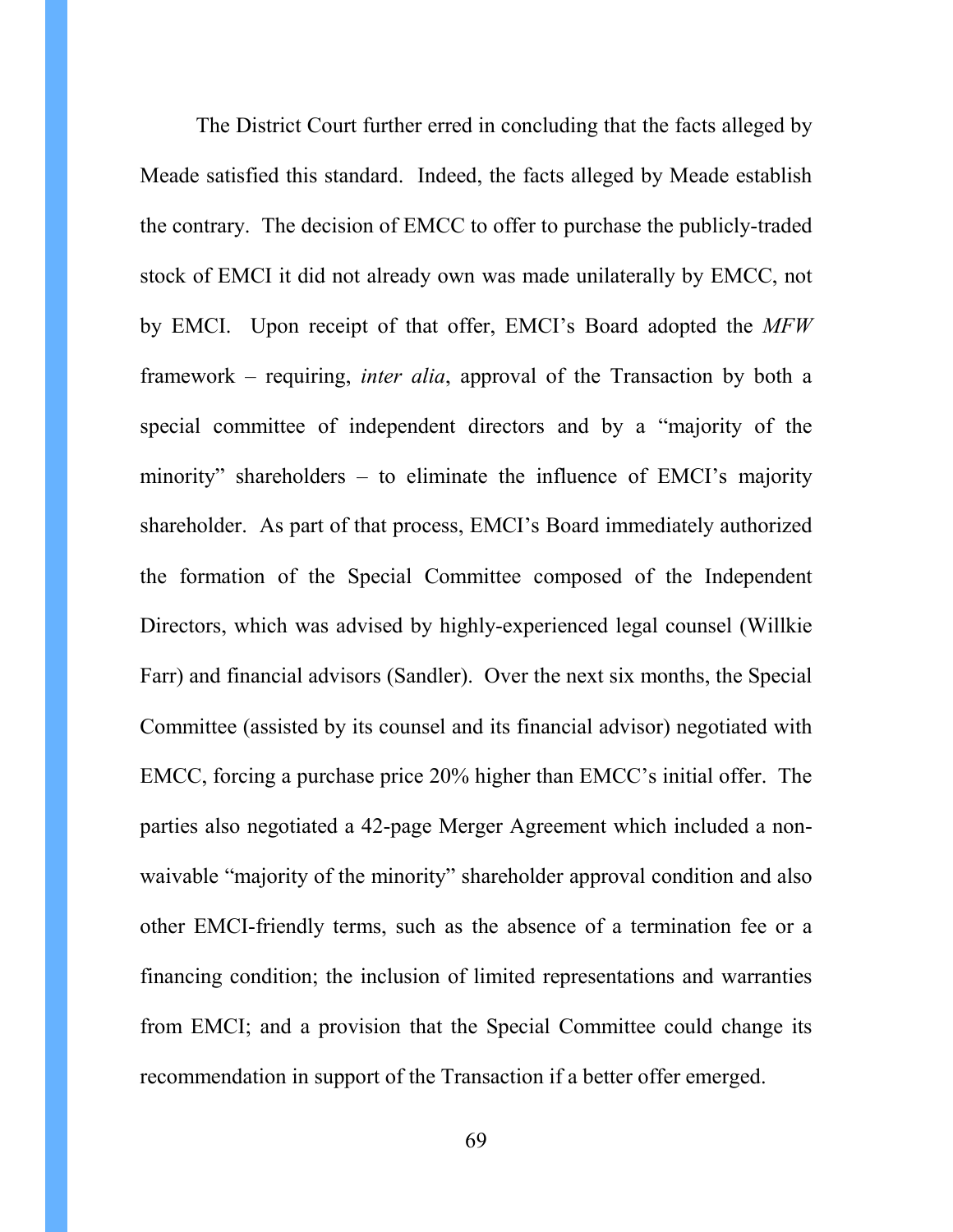The District Court further erred in concluding that the facts alleged by Meade satisfied this standard. Indeed, the facts alleged by Meade establish the contrary. The decision of EMCC to offer to purchase the publicly-traded stock of EMCI it did not already own was made unilaterally by EMCC, not by EMCI. Upon receipt of that offer, EMCI's Board adopted the *MFW* framework – requiring, *inter alia*, approval of the Transaction by both a special committee of independent directors and by a "majority of the minority" shareholders – to eliminate the influence of EMCI's majority shareholder. As part of that process, EMCI's Board immediately authorized the formation of the Special Committee composed of the Independent Directors, which was advised by highly-experienced legal counsel (Willkie Farr) and financial advisors (Sandler). Over the next six months, the Special Committee (assisted by its counsel and its financial advisor) negotiated with EMCC, forcing a purchase price 20% higher than EMCC's initial offer. The parties also negotiated a 42-page Merger Agreement which included a non-waivable "majority of the minority" shareholder approval condition and also other EMCI-friendly terms, such as the absence of a termination fee or a financing condition; the inclusion of limited representations and warranties from EMCI; and a provision that the Special Committee could change its recommendation in support of the Transaction if a better offer emerged.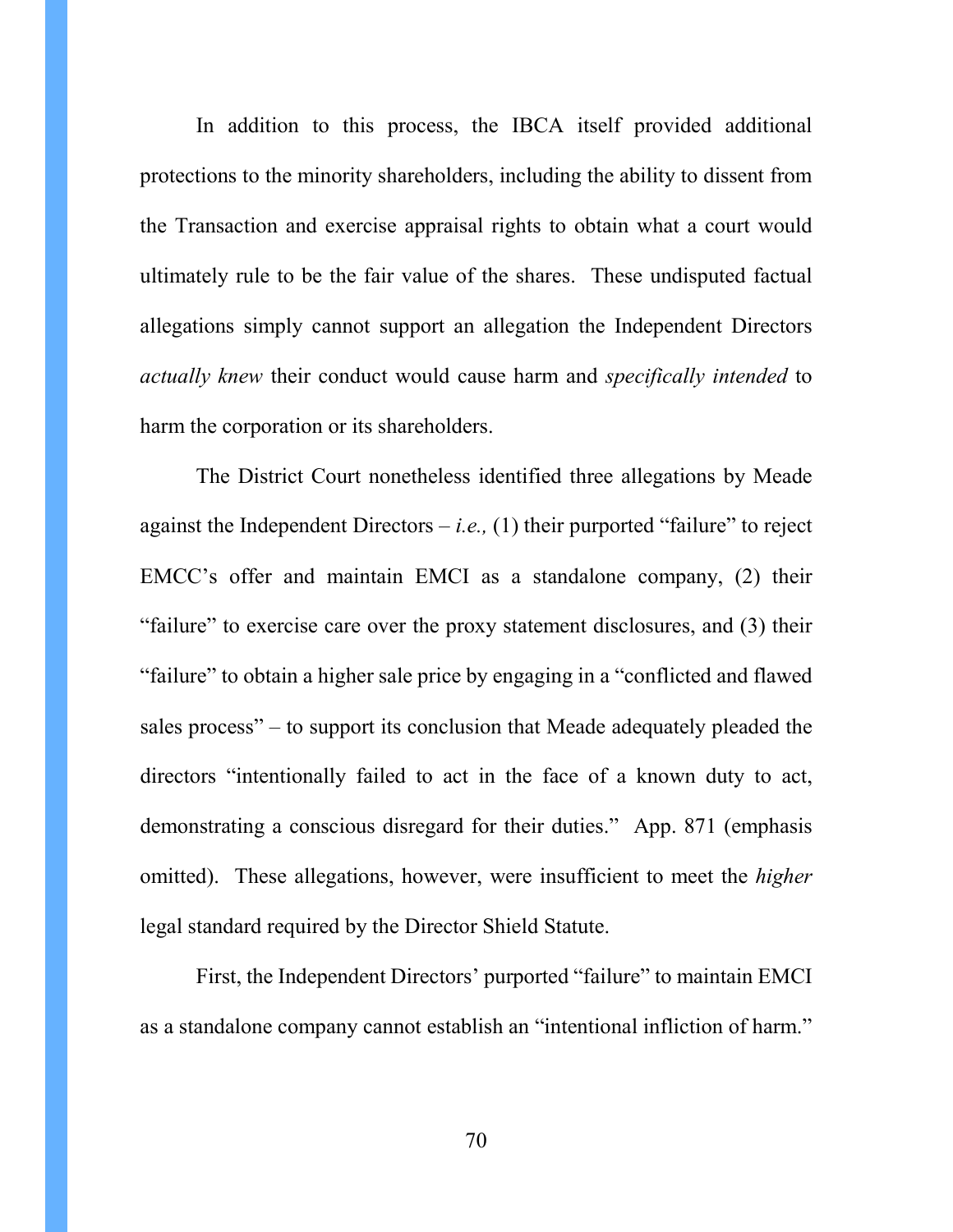In addition to this process, the IBCA itself provided additional protections to the minority shareholders, including the ability to dissent from the Transaction and exercise appraisal rights to obtain what a court would ultimately rule to be the fair value of the shares. These undisputed factual allegations simply cannot support an allegation the Independent Directors *actually knew* their conduct would cause harm and *specifically intended* to harm the corporation or its shareholders.

The District Court nonetheless identified three allegations by Meade against the Independent Directors – *i.e.,* (1) their purported "failure" to reject EMCC's offer and maintain EMCI as a standalone company, (2) their "failure" to exercise care over the proxy statement disclosures, and (3) their "failure" to obtain a higher sale price by engaging in a "conflicted and flawed sales process" – to support its conclusion that Meade adequately pleaded the directors "intentionally failed to act in the face of a known duty to act, demonstrating a conscious disregard for their duties." App. 871 (emphasis omitted). These allegations, however, were insufficient to meet the *higher* legal standard required by the Director Shield Statute.

First, the Independent Directors' purported "failure" to maintain EMCI as a standalone company cannot establish an "intentional infliction of harm."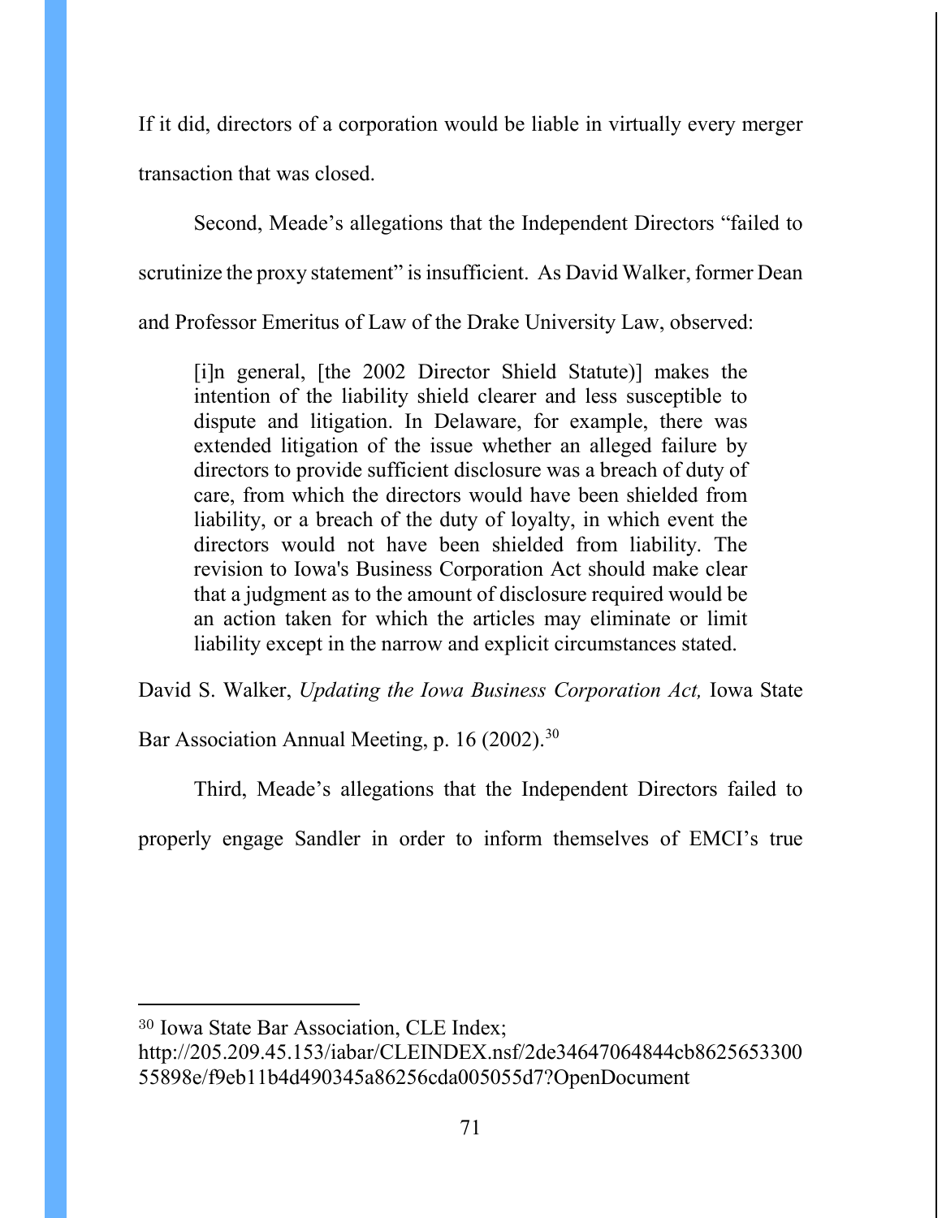If it did, directors of a corporation would be liable in virtually every merger transaction that was closed.

Second, Meade's allegations that the Independent Directors "failed to scrutinize the proxy statement" is insufficient. As David Walker, former Dean and Professor Emeritus of Law of the Drake University Law, observed:

> [i]n general, [the 2002 Director Shield Statute)] makes the intention of the liability shield clearer and less susceptible to dispute and litigation. In Delaware, for example, there was extended litigation of the issue whether an alleged failure by directors to provide sufficient disclosure was a breach of duty of care, from which the directors would have been shielded from liability, or a breach of the duty of loyalty, in which event the directors would not have been shielded from liability. The revision to Iowa's Business Corporation Act should make clear that a judgment as to the amount of disclosure required would be an action taken for which the articles may eliminate or limit liability except in the narrow and explicit circumstances stated.

David S. Walker, *Updating the Iowa Business Corporation Act,* Iowa State Bar Association Annual Meeting, p. 16 (2002).[30]

Third, Meade's allegations that the Independent Directors failed to properly engage Sandler in order to inform themselves of EMCI's true

---

[30] Iowa State Bar Association, CLE Index; http://205.209.45.153/iabar/CLEINDEX.nsf/2de34647064844cb862565330055898e/f9eb11b4d490345a86256cda005055d7?OpenDocument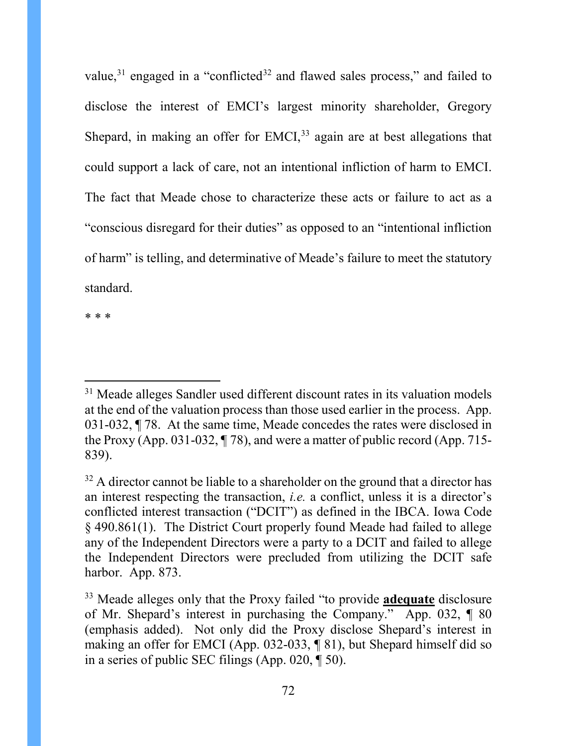value,[31] engaged in a "conflicted[32] and flawed sales process," and failed to disclose the interest of EMCI's largest minority shareholder, Gregory Shepard, in making an offer for EMCI,[33] again are at best allegations that could support a lack of care, not an intentional infliction of harm to EMCI. The fact that Meade chose to characterize these acts or failure to act as a "conscious disregard for their duties" as opposed to an "intentional infliction of harm" is telling, and determinative of Meade's failure to meet the statutory standard.

* * *

---

[31] Meade alleges Sandler used different discount rates in its valuation models at the end of the valuation process than those used earlier in the process. App. 031-032, ¶ 78. At the same time, Meade concedes the rates were disclosed in the Proxy (App. 031-032, ¶ 78), and were a matter of public record (App. 715-839).

[32] A director cannot be liable to a shareholder on the ground that a director has an interest respecting the transaction, *i.e.* a conflict, unless it is a director's conflicted interest transaction ("DCIT") as defined in the IBCA. Iowa Code § 490.861(1). The District Court properly found Meade had failed to allege any of the Independent Directors were a party to a DCIT and failed to allege the Independent Directors were precluded from utilizing the DCIT safe harbor. App. 873.

[33] Meade alleges only that the Proxy failed "to provide **adequate** disclosure of Mr. Shepard's interest in purchasing the Company." App. 032, ¶ 80 (emphasis added). Not only did the Proxy disclose Shepard's interest in making an offer for EMCI (App. 032-033, ¶ 81), but Shepard himself did so in a series of public SEC filings (App. 020, ¶ 50).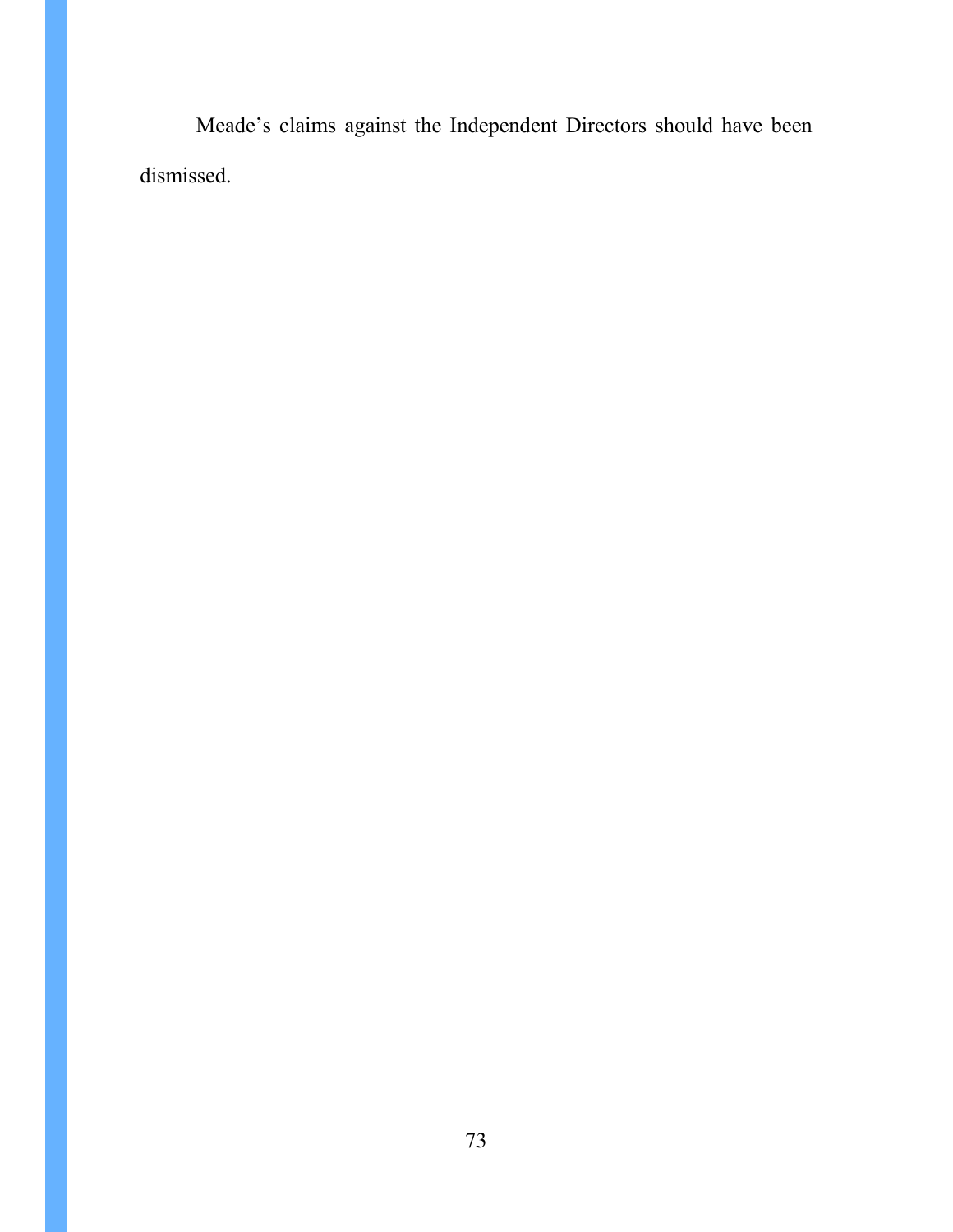Meade's claims against the Independent Directors should have been dismissed.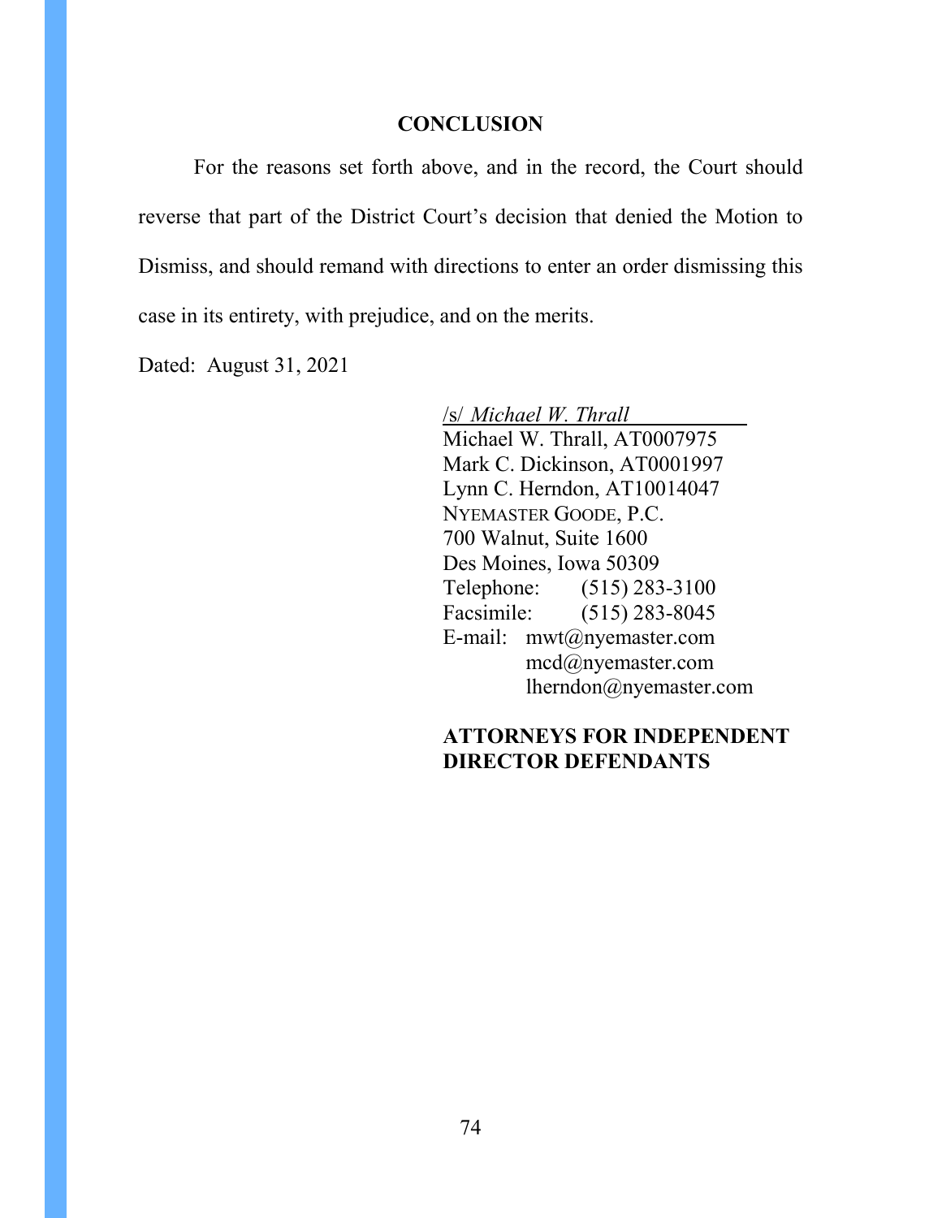## CONCLUSION

For the reasons set forth above, and in the record, the Court should reverse that part of the District Court's decision that denied the Motion to Dismiss, and should remand with directions to enter an order dismissing this case in its entirety, with prejudice, and on the merits.

Dated: August 31, 2021

/s/ *Michael W. Thrall*
Michael W. Thrall, AT0007975
Mark C. Dickinson, AT0001997
Lynn C. Herndon, AT10014047
NYEMASTER GOODE, P.C.
700 Walnut, Suite 1600
Des Moines, Iowa 50309
Telephone: (515) 283-3100
Facsimile: (515) 283-8045
E-mail: mwt@nyemaster.com
mcd@nyemaster.com
lherndon@nyemaster.com

**ATTORNEYS FOR INDEPENDENT DIRECTOR DEFENDANTS**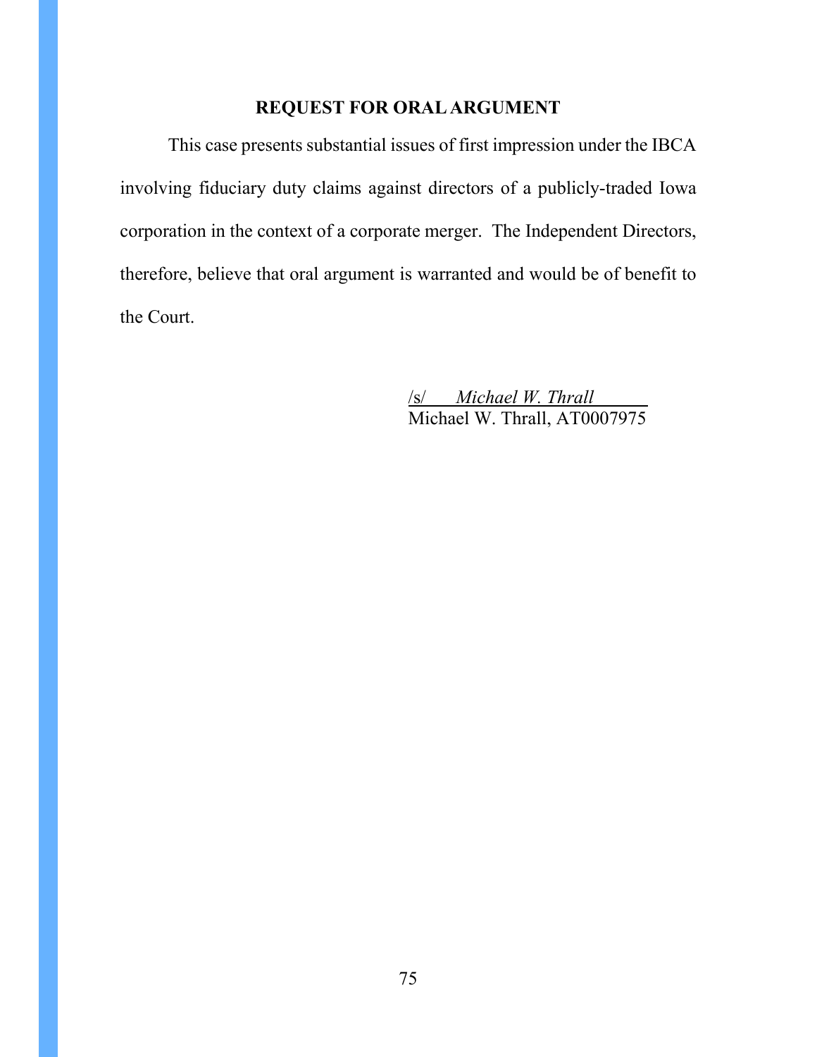## REQUEST FOR ORAL ARGUMENT

This case presents substantial issues of first impression under the IBCA involving fiduciary duty claims against directors of a publicly-traded Iowa corporation in the context of a corporate merger. The Independent Directors, therefore, believe that oral argument is warranted and would be of benefit to the Court.

/s/ *Michael W. Thrall*
Michael W. Thrall, AT0007975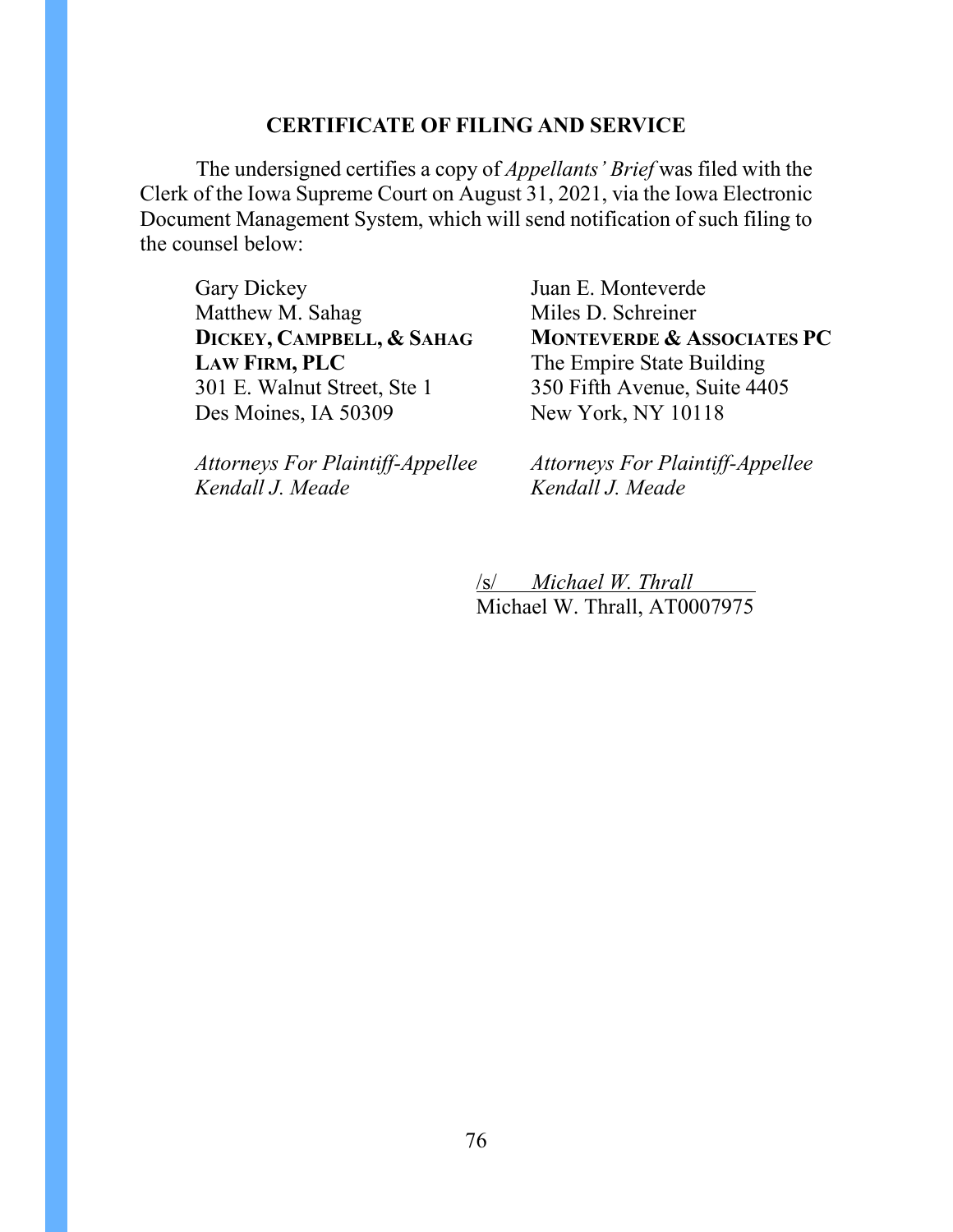## CERTIFICATE OF FILING AND SERVICE

The undersigned certifies a copy of *Appellants' Brief* was filed with the Clerk of the Iowa Supreme Court on August 31, 2021, via the Iowa Electronic Document Management System, which will send notification of such filing to the counsel below:

Gary Dickey
Matthew M. Sahag
**DICKEY, CAMPBELL, & SAHAG LAW FIRM, PLC**
301 E. Walnut Street, Ste 1
Des Moines, IA 50309

*Attorneys For Plaintiff-Appellee Kendall J. Meade*

Juan E. Monteverde
Miles D. Schreiner
**MONTEVERDE & ASSOCIATES PC**
The Empire State Building
350 Fifth Avenue, Suite 4405
New York, NY 10118

*Attorneys For Plaintiff-Appellee Kendall J. Meade*

/s/ *Michael W. Thrall*
Michael W. Thrall, AT0007975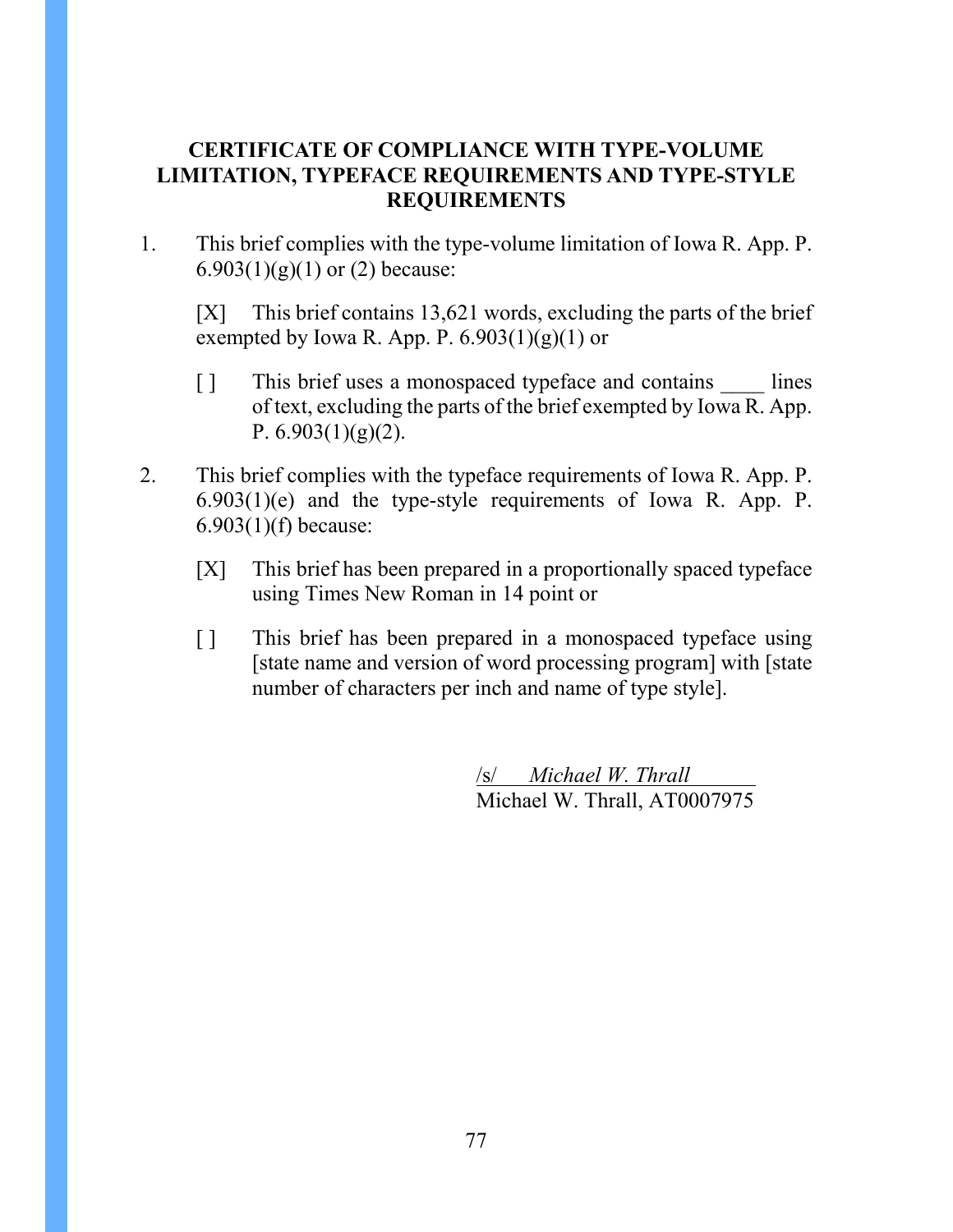**CERTIFICATE OF COMPLIANCE WITH TYPE-VOLUME LIMITATION, TYPEFACE REQUIREMENTS AND TYPE-STYLE REQUIREMENTS**

1. This brief complies with the type-volume limitation of Iowa R. App. P. 6.903(1)(g)(1) or (2) because:

   [X] This brief contains 13,621 words, excluding the parts of the brief exempted by Iowa R. App. P. 6.903(1)(g)(1) or

   [ ] This brief uses a monospaced typeface and contains ____ lines of text, excluding the parts of the brief exempted by Iowa R. App. P. 6.903(1)(g)(2).

2. This brief complies with the typeface requirements of Iowa R. App. P. 6.903(1)(e) and the type-style requirements of Iowa R. App. P. 6.903(1)(f) because:

   [X] This brief has been prepared in a proportionally spaced typeface using Times New Roman in 14 point or

   [ ] This brief has been prepared in a monospaced typeface using [state name and version of word processing program] with [state number of characters per inch and name of type style].

/s/ *Michael W. Thrall*
Michael W. Thrall, AT0007975